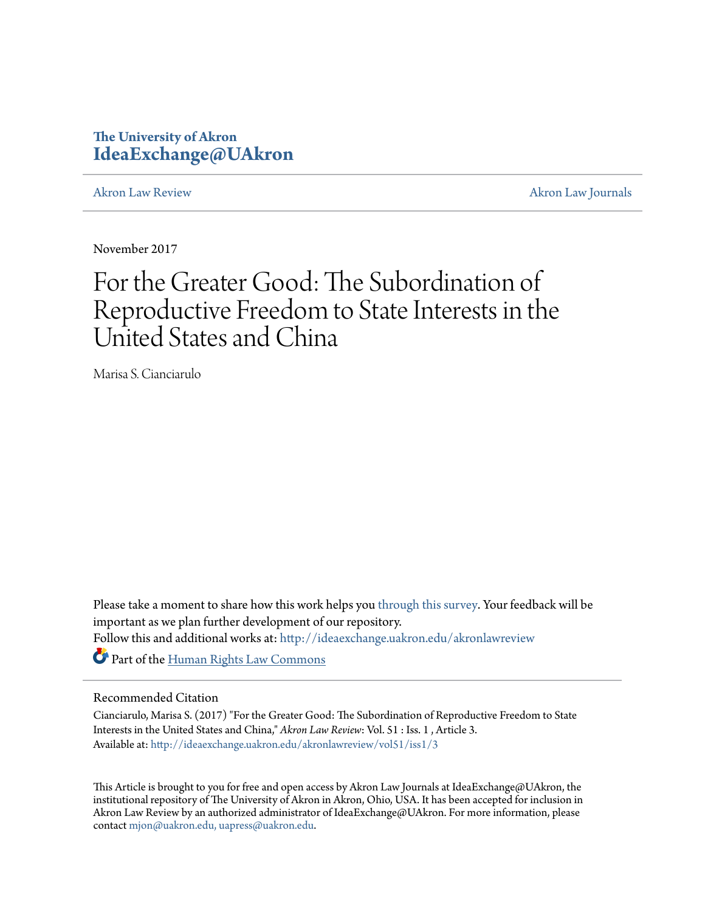The University of Akron
**IdeaExchange@UAkron**

Akron Law Review | Akron Law Journals

November 2017

# For the Greater Good: The Subordination of Reproductive Freedom to State Interests in the United States and China

Marisa S. Cianciarulo

Please take a moment to share how this work helps you through this survey. Your feedback will be important as we plan further development of our repository.

Follow this and additional works at: http://ideaexchange.uakron.edu/akronlawreview

Part of the Human Rights Law Commons

## Recommended Citation

Cianciarulo, Marisa S. (2017) "For the Greater Good: The Subordination of Reproductive Freedom to State Interests in the United States and China," *Akron Law Review*: Vol. 51 : Iss. 1 , Article 3.
Available at: http://ideaexchange.uakron.edu/akronlawreview/vol51/iss1/3

This Article is brought to you for free and open access by Akron Law Journals at IdeaExchange@UAkron, the institutional repository of The University of Akron in Akron, Ohio, USA. It has been accepted for inclusion in Akron Law Review by an authorized administrator of IdeaExchange@UAkron. For more information, please contact mjon@uakron.edu, uapress@uakron.edu.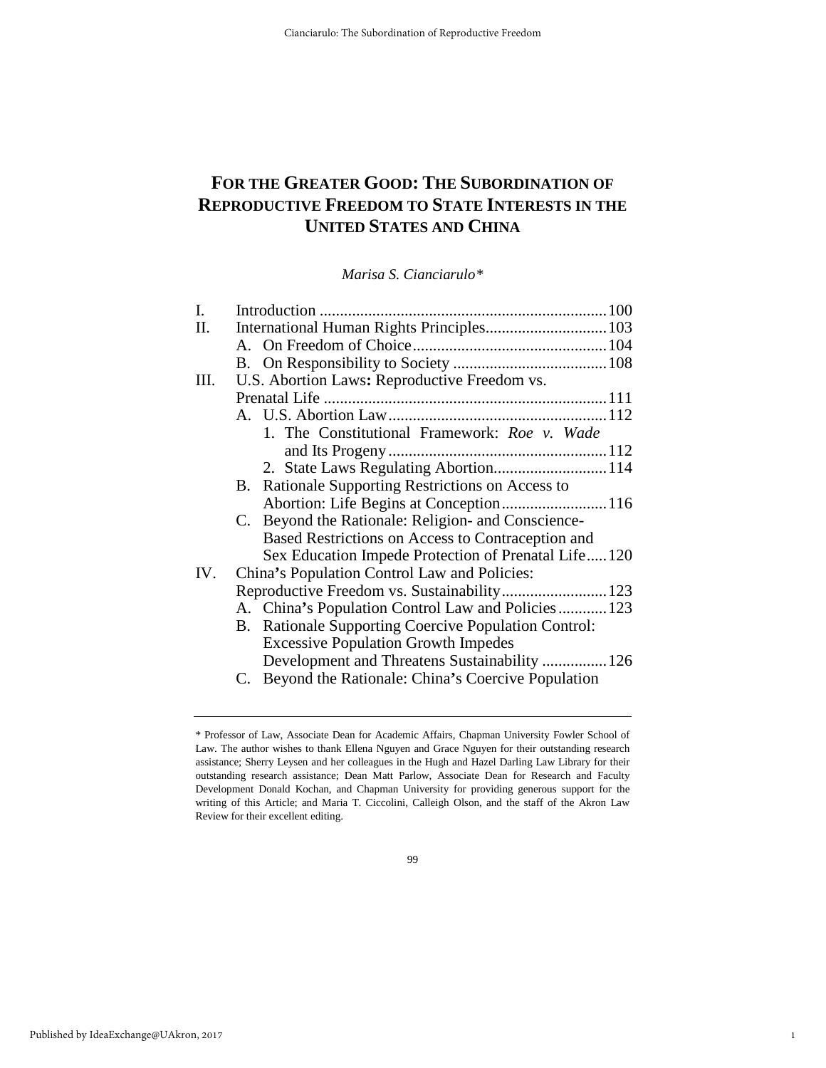# FOR THE GREATER GOOD: THE SUBORDINATION OF REPRODUCTIVE FREEDOM TO STATE INTERESTS IN THE UNITED STATES AND CHINA

*Marisa S. Cianciarulo\**

| | | |
|---|---|---|
| I. | Introduction | 100 |
| II. | International Human Rights Principles | 103 |
| | A. On Freedom of Choice | 104 |
| | B. On Responsibility to Society | 108 |
| III. | U.S. Abortion Laws**:** Reproductive Freedom vs. Prenatal Life | 111 |
| | A. U.S. Abortion Law | 112 |
| | 1. The Constitutional Framework: *Roe v. Wade* and Its Progeny | 112 |
| | 2. State Laws Regulating Abortion | 114 |
| | B. Rationale Supporting Restrictions on Access to Abortion: Life Begins at Conception | 116 |
| | C. Beyond the Rationale: Religion- and Conscience-Based Restrictions on Access to Contraception and Sex Education Impede Protection of Prenatal Life | 120 |
| IV. | China**'**s Population Control Law and Policies: Reproductive Freedom vs. Sustainability | 123 |
| | A. China**'**s Population Control Law and Policies | 123 |
| | B. Rationale Supporting Coercive Population Control: Excessive Population Growth Impedes Development and Threatens Sustainability | 126 |
| | C. Beyond the Rationale: China**'**s Coercive Population | |

\* Professor of Law, Associate Dean for Academic Affairs, Chapman University Fowler School of Law. The author wishes to thank Ellena Nguyen and Grace Nguyen for their outstanding research assistance; Sherry Leysen and her colleagues in the Hugh and Hazel Darling Law Library for their outstanding research assistance; Dean Matt Parlow, Associate Dean for Research and Faculty Development Donald Kochan, and Chapman University for providing generous support for the writing of this Article; and Maria T. Ciccolini, Calleigh Olson, and the staff of the Akron Law Review for their excellent editing.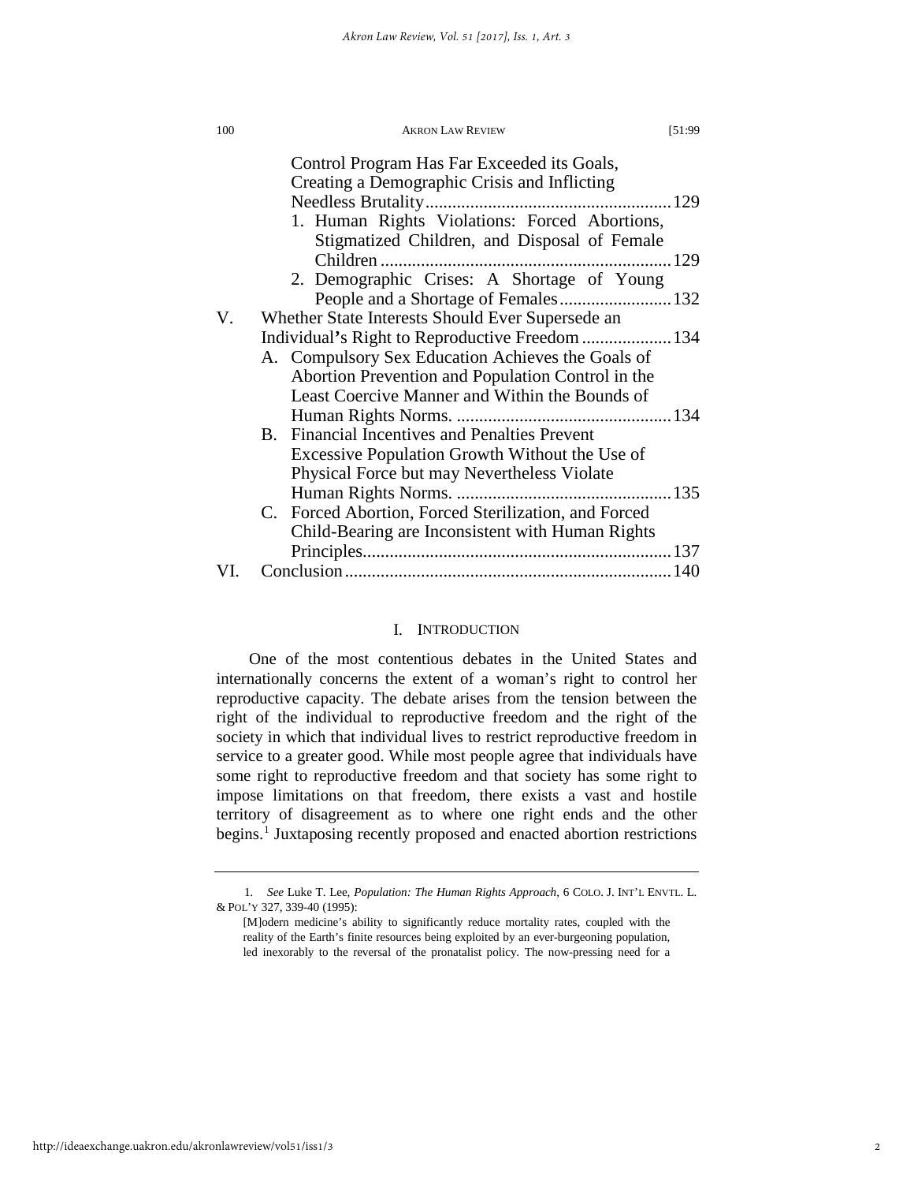Control Program Has Far Exceeded its Goals, Creating a Demographic Crisis and Inflicting Needless Brutality .......................................................129

1. Human Rights Violations: Forced Abortions, Stigmatized Children, and Disposal of Female Children .................................................................129
2. Demographic Crises: A Shortage of Young People and a Shortage of Females.........................132

V. Whether State Interests Should Ever Supersede an Individual's Right to Reproductive Freedom ....................134

A. Compulsory Sex Education Achieves the Goals of Abortion Prevention and Population Control in the Least Coercive Manner and Within the Bounds of Human Rights Norms. ................................................134
B. Financial Incentives and Penalties Prevent Excessive Population Growth Without the Use of Physical Force but may Nevertheless Violate Human Rights Norms. ................................................135
C. Forced Abortion, Forced Sterilization, and Forced Child-Bearing are Inconsistent with Human Rights Principles....................................................................137

VI. Conclusion........................................................................140

## I. INTRODUCTION

One of the most contentious debates in the United States and internationally concerns the extent of a woman's right to control her reproductive capacity. The debate arises from the tension between the right of the individual to reproductive freedom and the right of the society in which that individual lives to restrict reproductive freedom in service to a greater good. While most people agree that individuals have some right to reproductive freedom and that society has some right to impose limitations on that freedom, there exists a vast and hostile territory of disagreement as to where one right ends and the other begins.[1] Juxtaposing recently proposed and enacted abortion restrictions

---

1. *See* Luke T. Lee, *Population: The Human Rights Approach*, 6 COLO. J. INT'L ENVTL. L. & POL'Y 327, 339-40 (1995):

> [M]odern medicine's ability to significantly reduce mortality rates, coupled with the reality of the Earth's finite resources being exploited by an ever-burgeoning population, led inexorably to the reversal of the pronatalist policy. The now-pressing need for a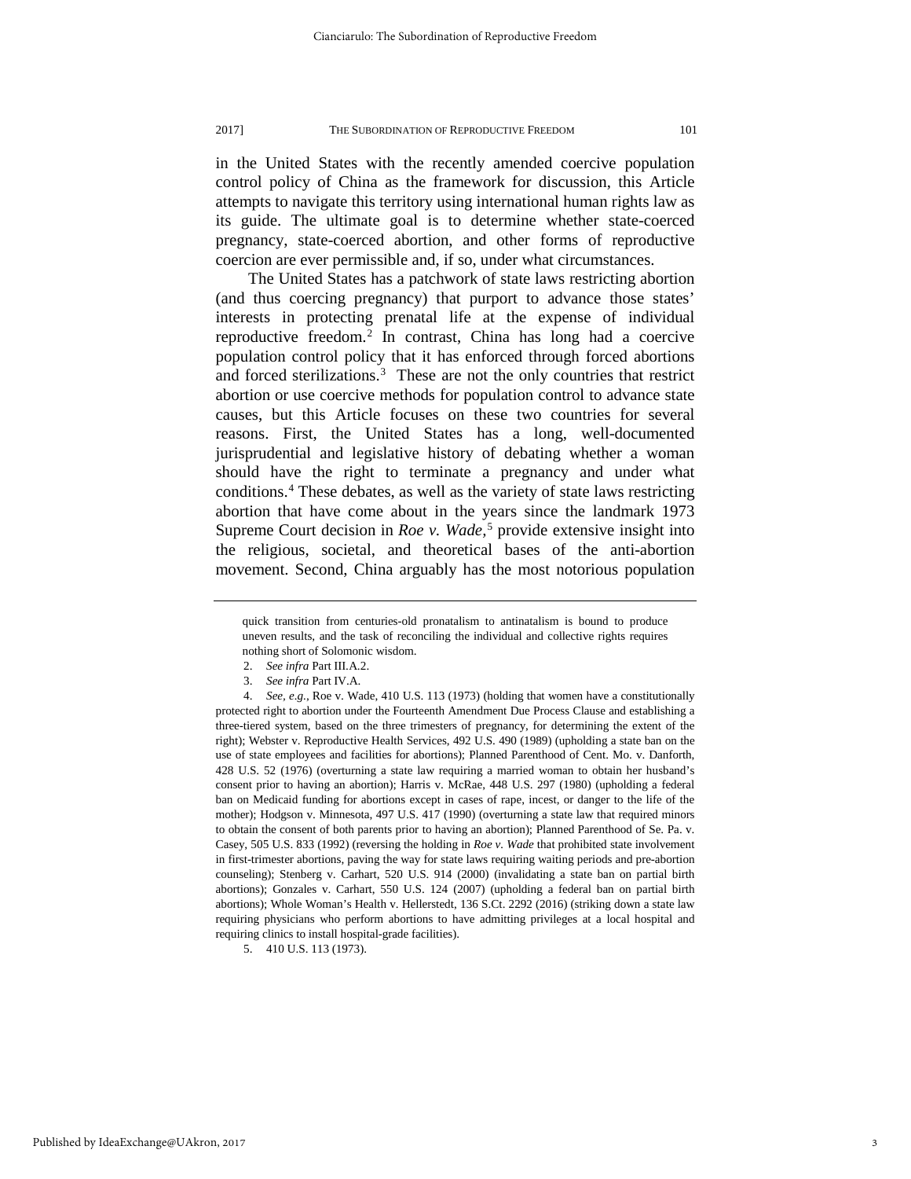in the United States with the recently amended coercive population control policy of China as the framework for discussion, this Article attempts to navigate this territory using international human rights law as its guide. The ultimate goal is to determine whether state-coerced pregnancy, state-coerced abortion, and other forms of reproductive coercion are ever permissible and, if so, under what circumstances.

The United States has a patchwork of state laws restricting abortion (and thus coercing pregnancy) that purport to advance those states' interests in protecting prenatal life at the expense of individual reproductive freedom.[2] In contrast, China has long had a coercive population control policy that it has enforced through forced abortions and forced sterilizations.[3] These are not the only countries that restrict abortion or use coercive methods for population control to advance state causes, but this Article focuses on these two countries for several reasons. First, the United States has a long, well-documented jurisprudential and legislative history of debating whether a woman should have the right to terminate a pregnancy and under what conditions.[4] These debates, as well as the variety of state laws restricting abortion that have come about in the years since the landmark 1973 Supreme Court decision in *Roe v. Wade*,[5] provide extensive insight into the religious, societal, and theoretical bases of the anti-abortion movement. Second, China arguably has the most notorious population

---

quick transition from centuries-old pronatalism to antinatalism is bound to produce uneven results, and the task of reconciling the individual and collective rights requires nothing short of Solomonic wisdom.

2. *See infra* Part III.A.2.

3. *See infra* Part IV.A.

4. *See, e.g.*, Roe v. Wade, 410 U.S. 113 (1973) (holding that women have a constitutionally protected right to abortion under the Fourteenth Amendment Due Process Clause and establishing a three-tiered system, based on the three trimesters of pregnancy, for determining the extent of the right); Webster v. Reproductive Health Services, 492 U.S. 490 (1989) (upholding a state ban on the use of state employees and facilities for abortions); Planned Parenthood of Cent. Mo. v. Danforth, 428 U.S. 52 (1976) (overturning a state law requiring a married woman to obtain her husband's consent prior to having an abortion); Harris v. McRae, 448 U.S. 297 (1980) (upholding a federal ban on Medicaid funding for abortions except in cases of rape, incest, or danger to the life of the mother); Hodgson v. Minnesota, 497 U.S. 417 (1990) (overturning a state law that required minors to obtain the consent of both parents prior to having an abortion); Planned Parenthood of Se. Pa. v. Casey, 505 U.S. 833 (1992) (reversing the holding in *Roe v. Wade* that prohibited state involvement in first-trimester abortions, paving the way for state laws requiring waiting periods and pre-abortion counseling); Stenberg v. Carhart, 520 U.S. 914 (2000) (invalidating a state ban on partial birth abortions); Gonzales v. Carhart, 550 U.S. 124 (2007) (upholding a federal ban on partial birth abortions); Whole Woman's Health v. Hellerstedt, 136 S.Ct. 2292 (2016) (striking down a state law requiring physicians who perform abortions to have admitting privileges at a local hospital and requiring clinics to install hospital-grade facilities).

5. 410 U.S. 113 (1973).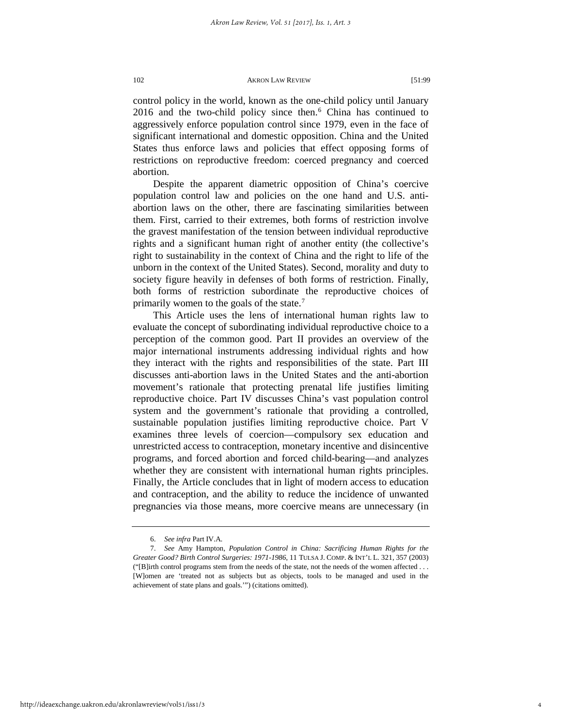control policy in the world, known as the one-child policy until January 2016 and the two-child policy since then.[6] China has continued to aggressively enforce population control since 1979, even in the face of significant international and domestic opposition. China and the United States thus enforce laws and policies that effect opposing forms of restrictions on reproductive freedom: coerced pregnancy and coerced abortion.

Despite the apparent diametric opposition of China's coercive population control law and policies on the one hand and U.S. anti-abortion laws on the other, there are fascinating similarities between them. First, carried to their extremes, both forms of restriction involve the gravest manifestation of the tension between individual reproductive rights and a significant human right of another entity (the collective's right to sustainability in the context of China and the right to life of the unborn in the context of the United States). Second, morality and duty to society figure heavily in defenses of both forms of restriction. Finally, both forms of restriction subordinate the reproductive choices of primarily women to the goals of the state.[7]

This Article uses the lens of international human rights law to evaluate the concept of subordinating individual reproductive choice to a perception of the common good. Part II provides an overview of the major international instruments addressing individual rights and how they interact with the rights and responsibilities of the state. Part III discusses anti-abortion laws in the United States and the anti-abortion movement's rationale that protecting prenatal life justifies limiting reproductive choice. Part IV discusses China's vast population control system and the government's rationale that providing a controlled, sustainable population justifies limiting reproductive choice. Part V examines three levels of coercion—compulsory sex education and unrestricted access to contraception, monetary incentive and disincentive programs, and forced abortion and forced child-bearing—and analyzes whether they are consistent with international human rights principles. Finally, the Article concludes that in light of modern access to education and contraception, and the ability to reduce the incidence of unwanted pregnancies via those means, more coercive means are unnecessary (in

---

6. *See infra* Part IV.A.

7. *See* Amy Hampton, *Population Control in China: Sacrificing Human Rights for the Greater Good? Birth Control Surgeries: 1971-1986*, 11 TULSA J. COMP. & INT'L L. 321, 357 (2003) ("[B]irth control programs stem from the needs of the state, not the needs of the women affected . . . [W]omen are 'treated not as subjects but as objects, tools to be managed and used in the achievement of state plans and goals.'") (citations omitted).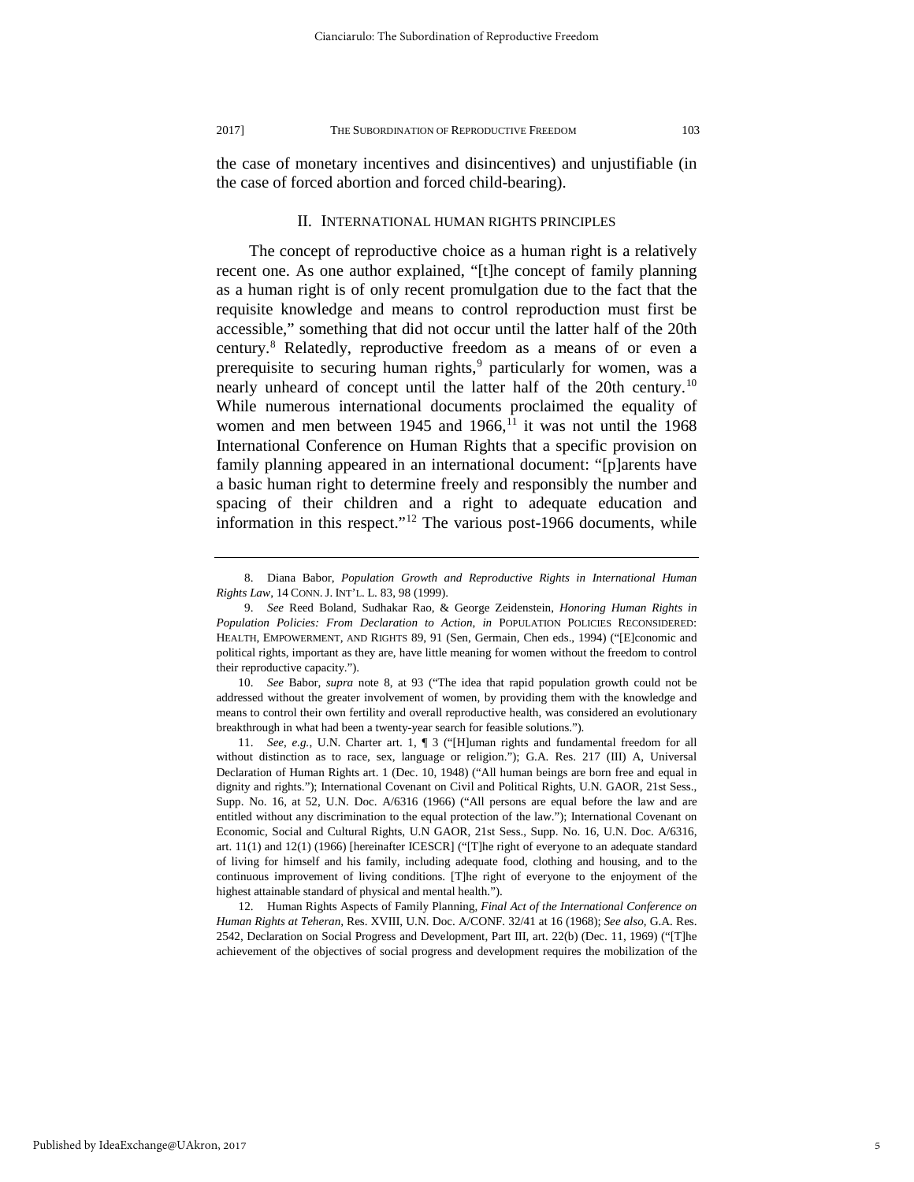the case of monetary incentives and disincentives) and unjustifiable (in the case of forced abortion and forced child-bearing).

## II. International human rights principles

The concept of reproductive choice as a human right is a relatively recent one. As one author explained, "[t]he concept of family planning as a human right is of only recent promulgation due to the fact that the requisite knowledge and means to control reproduction must first be accessible," something that did not occur until the latter half of the 20th century.[8] Relatedly, reproductive freedom as a means of or even a prerequisite to securing human rights,[9] particularly for women, was a nearly unheard of concept until the latter half of the 20th century.[10] While numerous international documents proclaimed the equality of women and men between 1945 and 1966,[11] it was not until the 1968 International Conference on Human Rights that a specific provision on family planning appeared in an international document: "[p]arents have a basic human right to determine freely and responsibly the number and spacing of their children and a right to adequate education and information in this respect."[12] The various post-1966 documents, while

---

8. Diana Babor, *Population Growth and Reproductive Rights in International Human Rights Law*, 14 CONN. J. INT'L. L. 83, 98 (1999).

9. *See* Reed Boland, Sudhakar Rao, & George Zeidenstein, *Honoring Human Rights in Population Policies: From Declaration to Action*, *in* POPULATION POLICIES RECONSIDERED: HEALTH, EMPOWERMENT, AND RIGHTS 89, 91 (Sen, Germain, Chen eds., 1994) ("[E]conomic and political rights, important as they are, have little meaning for women without the freedom to control their reproductive capacity.").

10. *See* Babor, *supra* note 8, at 93 ("The idea that rapid population growth could not be addressed without the greater involvement of women, by providing them with the knowledge and means to control their own fertility and overall reproductive health, was considered an evolutionary breakthrough in what had been a twenty-year search for feasible solutions.").

11. *See, e.g.*, U.N. Charter art. 1, ¶ 3 ("[H]uman rights and fundamental freedom for all without distinction as to race, sex, language or religion."); G.A. Res. 217 (III) A, Universal Declaration of Human Rights art. 1 (Dec. 10, 1948) ("All human beings are born free and equal in dignity and rights."); International Covenant on Civil and Political Rights, U.N. GAOR, 21st Sess., Supp. No. 16, at 52, U.N. Doc. A/6316 (1966) ("All persons are equal before the law and are entitled without any discrimination to the equal protection of the law."); International Covenant on Economic, Social and Cultural Rights, U.N GAOR, 21st Sess., Supp. No. 16, U.N. Doc. A/6316, art. 11(1) and 12(1) (1966) [hereinafter ICESCR] ("[T]he right of everyone to an adequate standard of living for himself and his family, including adequate food, clothing and housing, and to the continuous improvement of living conditions. [T]he right of everyone to the enjoyment of the highest attainable standard of physical and mental health.").

12. Human Rights Aspects of Family Planning, *Final Act of the International Conference on Human Rights at Teheran*, Res. XVIII, U.N. Doc. A/CONF. 32/41 at 16 (1968); *See also*, G.A. Res. 2542, Declaration on Social Progress and Development, Part III, art. 22(b) (Dec. 11, 1969) ("[T]he achievement of the objectives of social progress and development requires the mobilization of the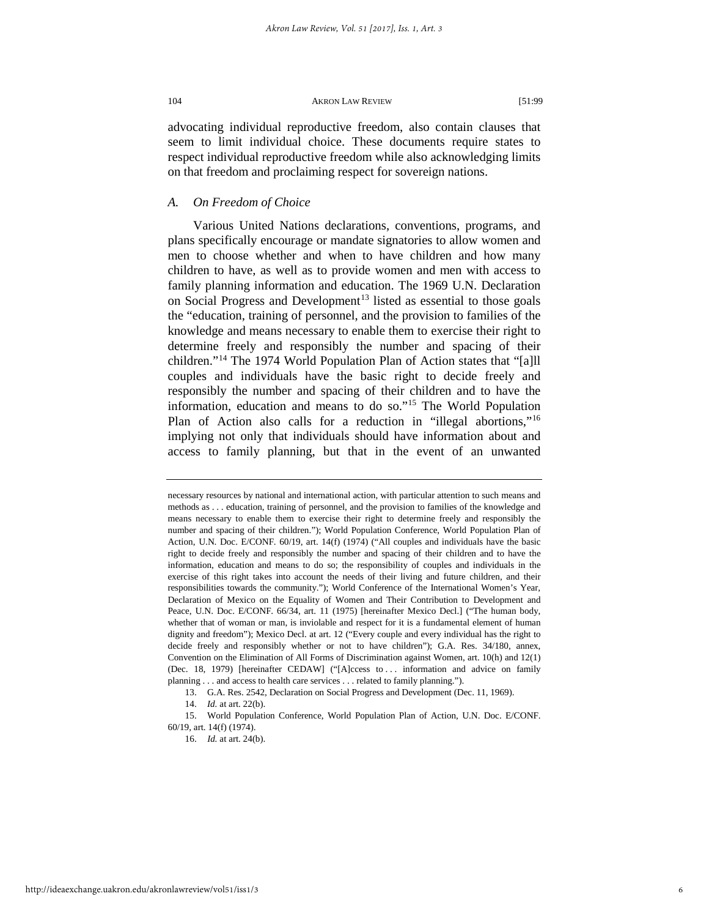advocating individual reproductive freedom, also contain clauses that seem to limit individual choice. These documents require states to respect individual reproductive freedom while also acknowledging limits on that freedom and proclaiming respect for sovereign nations.

### *A. On Freedom of Choice*

Various United Nations declarations, conventions, programs, and plans specifically encourage or mandate signatories to allow women and men to choose whether and when to have children and how many children to have, as well as to provide women and men with access to family planning information and education. The 1969 U.N. Declaration on Social Progress and Development[13] listed as essential to those goals the "education, training of personnel, and the provision to families of the knowledge and means necessary to enable them to exercise their right to determine freely and responsibly the number and spacing of their children."[14] The 1974 World Population Plan of Action states that "[a]ll couples and individuals have the basic right to decide freely and responsibly the number and spacing of their children and to have the information, education and means to do so."[15] The World Population Plan of Action also calls for a reduction in "illegal abortions,"[16] implying not only that individuals should have information about and access to family planning, but that in the event of an unwanted

---

necessary resources by national and international action, with particular attention to such means and methods as . . . education, training of personnel, and the provision to families of the knowledge and means necessary to enable them to exercise their right to determine freely and responsibly the number and spacing of their children."); World Population Conference, World Population Plan of Action, U.N. Doc. E/CONF. 60/19, art. 14(f) (1974) ("All couples and individuals have the basic right to decide freely and responsibly the number and spacing of their children and to have the information, education and means to do so; the responsibility of couples and individuals in the exercise of this right takes into account the needs of their living and future children, and their responsibilities towards the community."); World Conference of the International Women's Year, Declaration of Mexico on the Equality of Women and Their Contribution to Development and Peace, U.N. Doc. E/CONF. 66/34, art. 11 (1975) [hereinafter Mexico Decl.] ("The human body, whether that of woman or man, is inviolable and respect for it is a fundamental element of human dignity and freedom"); Mexico Decl. at art. 12 ("Every couple and every individual has the right to decide freely and responsibly whether or not to have children"); G.A. Res. 34/180, annex, Convention on the Elimination of All Forms of Discrimination against Women, art. 10(h) and 12(1) (Dec. 18, 1979) [hereinafter CEDAW] ("[A]ccess to . . . information and advice on family planning . . . and access to health care services . . . related to family planning.").

13. G.A. Res. 2542, Declaration on Social Progress and Development (Dec. 11, 1969).

14. *Id.* at art. 22(b).

15. World Population Conference, World Population Plan of Action, U.N. Doc. E/CONF. 60/19, art. 14(f) (1974).

16. *Id.* at art. 24(b).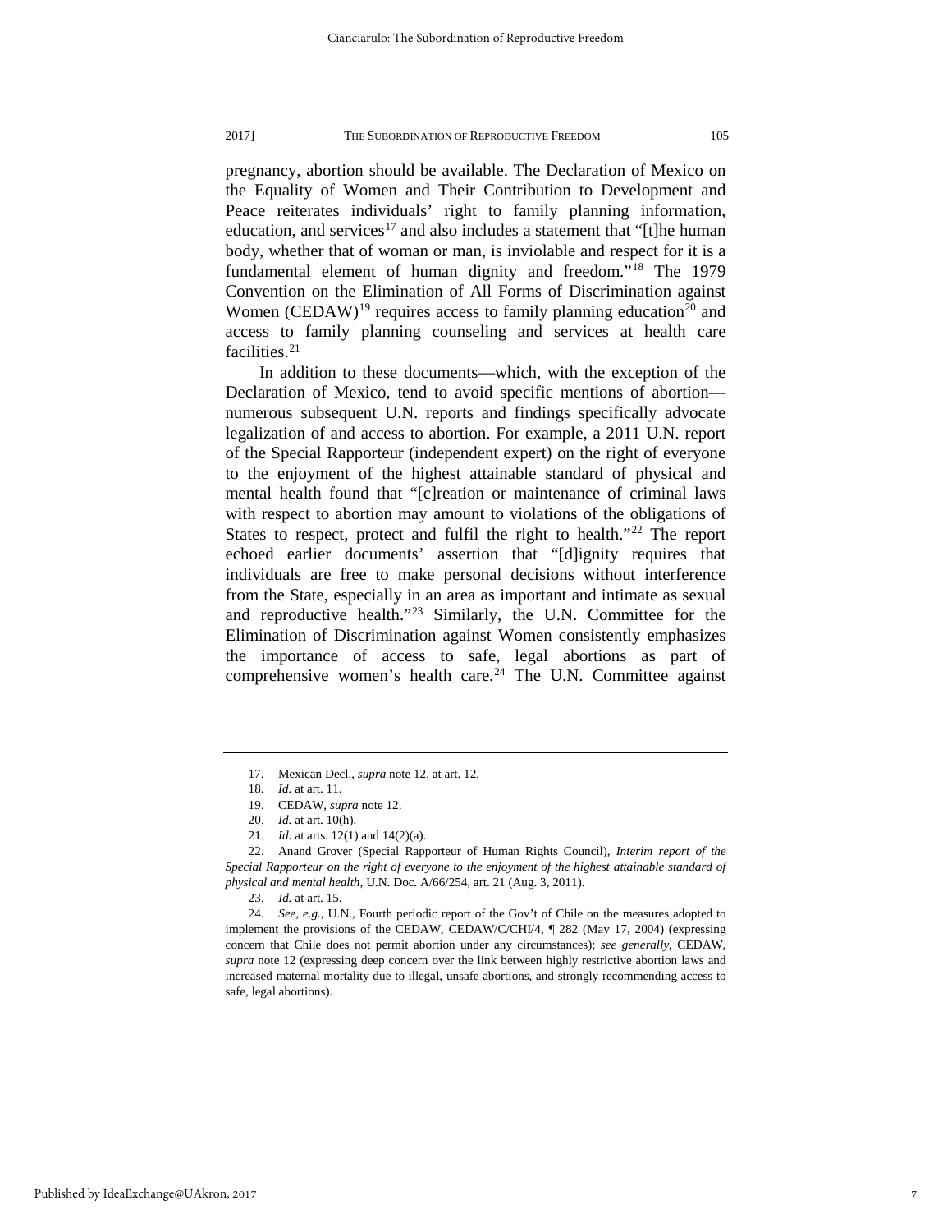pregnancy, abortion should be available. The Declaration of Mexico on the Equality of Women and Their Contribution to Development and Peace reiterates individuals' right to family planning information, education, and services[17] and also includes a statement that "[t]he human body, whether that of woman or man, is inviolable and respect for it is a fundamental element of human dignity and freedom."[18] The 1979 Convention on the Elimination of All Forms of Discrimination against Women (CEDAW)[19] requires access to family planning education[20] and access to family planning counseling and services at health care facilities.[21]

In addition to these documents—which, with the exception of the Declaration of Mexico, tend to avoid specific mentions of abortion—numerous subsequent U.N. reports and findings specifically advocate legalization of and access to abortion. For example, a 2011 U.N. report of the Special Rapporteur (independent expert) on the right of everyone to the enjoyment of the highest attainable standard of physical and mental health found that "[c]reation or maintenance of criminal laws with respect to abortion may amount to violations of the obligations of States to respect, protect and fulfil the right to health."[22] The report echoed earlier documents' assertion that "[d]ignity requires that individuals are free to make personal decisions without interference from the State, especially in an area as important and intimate as sexual and reproductive health."[23] Similarly, the U.N. Committee for the Elimination of Discrimination against Women consistently emphasizes the importance of access to safe, legal abortions as part of comprehensive women's health care.[24] The U.N. Committee against

---

17. Mexican Decl., *supra* note 12, at art. 12.

18. *Id.* at art. 11.

19. CEDAW, *supra* note 12.

20. *Id.* at art. 10(h).

21. *Id.* at arts. 12(1) and 14(2)(a).

22. Anand Grover (Special Rapporteur of Human Rights Council), *Interim report of the Special Rapporteur on the right of everyone to the enjoyment of the highest attainable standard of physical and mental health*, U.N. Doc. A/66/254, art. 21 (Aug. 3, 2011).

23. *Id.* at art. 15.

24. *See, e.g.*, U.N., Fourth periodic report of the Gov't of Chile on the measures adopted to implement the provisions of the CEDAW, CEDAW/C/CHI/4, ¶ 282 (May 17, 2004) (expressing concern that Chile does not permit abortion under any circumstances); *see generally*, CEDAW, *supra* note 12 (expressing deep concern over the link between highly restrictive abortion laws and increased maternal mortality due to illegal, unsafe abortions, and strongly recommending access to safe, legal abortions).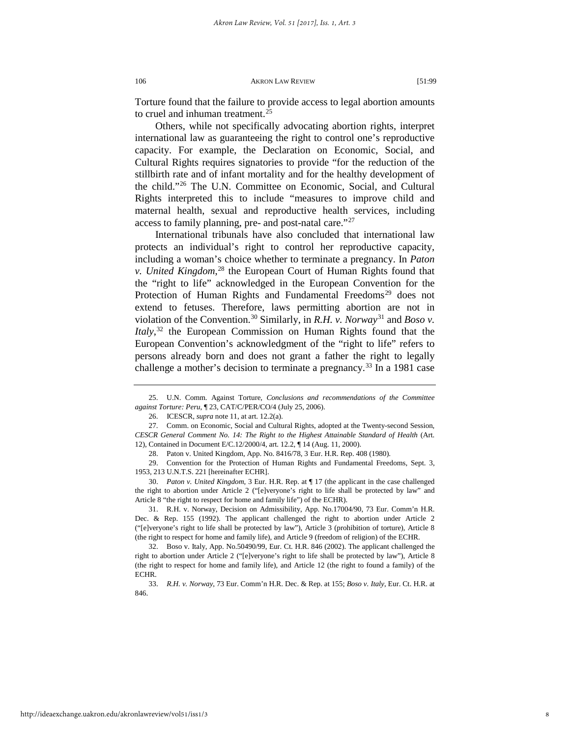Torture found that the failure to provide access to legal abortion amounts to cruel and inhuman treatment.[25]

Others, while not specifically advocating abortion rights, interpret international law as guaranteeing the right to control one's reproductive capacity. For example, the Declaration on Economic, Social, and Cultural Rights requires signatories to provide "for the reduction of the stillbirth rate and of infant mortality and for the healthy development of the child."[26] The U.N. Committee on Economic, Social, and Cultural Rights interpreted this to include "measures to improve child and maternal health, sexual and reproductive health services, including access to family planning, pre- and post-natal care."[27]

International tribunals have also concluded that international law protects an individual's right to control her reproductive capacity, including a woman's choice whether to terminate a pregnancy. In *Paton v. United Kingdom*,[28] the European Court of Human Rights found that the "right to life" acknowledged in the European Convention for the Protection of Human Rights and Fundamental Freedoms[29] does not extend to fetuses. Therefore, laws permitting abortion are not in violation of the Convention.[30] Similarly, in *R.H. v. Norway*[31] and *Boso v. Italy*,[32] the European Commission on Human Rights found that the European Convention's acknowledgment of the "right to life" refers to persons already born and does not grant a father the right to legally challenge a mother's decision to terminate a pregnancy.[33] In a 1981 case

---

25. U.N. Comm. Against Torture, *Conclusions and recommendations of the Committee against Torture: Peru*, ¶ 23, CAT/C/PER/CO/4 (July 25, 2006).

26. ICESCR, *supra* note 11, at art. 12.2(a).

27. Comm. on Economic, Social and Cultural Rights, adopted at the Twenty-second Session, *CESCR General Comment No. 14: The Right to the Highest Attainable Standard of Health* (Art. 12), Contained in Document E/C.12/2000/4, art. 12.2, ¶ 14 (Aug. 11, 2000).

28. Paton v. United Kingdom, App. No. 8416/78, 3 Eur. H.R. Rep. 408 (1980).

29. Convention for the Protection of Human Rights and Fundamental Freedoms, Sept. 3, 1953, 213 U.N.T.S. 221 [hereinafter ECHR].

30. *Paton v. United Kingdom*, 3 Eur. H.R. Rep. at ¶ 17 (the applicant in the case challenged the right to abortion under Article 2 ("[e]veryone's right to life shall be protected by law" and Article 8 "the right to respect for home and family life") of the ECHR).

31. R.H. v. Norway, Decision on Admissibility, App. No.17004/90, 73 Eur. Comm'n H.R. Dec. & Rep. 155 (1992). The applicant challenged the right to abortion under Article 2 ("[e]veryone's right to life shall be protected by law"), Article 3 (prohibition of torture), Article 8 (the right to respect for home and family life), and Article 9 (freedom of religion) of the ECHR.

32. Boso v. Italy, App. No.50490/99, Eur. Ct. H.R. 846 (2002). The applicant challenged the right to abortion under Article 2 ("[e]veryone's right to life shall be protected by law"), Article 8 (the right to respect for home and family life), and Article 12 (the right to found a family) of the ECHR.

33. *R.H. v. Norway*, 73 Eur. Comm'n H.R. Dec. & Rep. at 155; *Boso v. Italy*, Eur. Ct. H.R. at 846.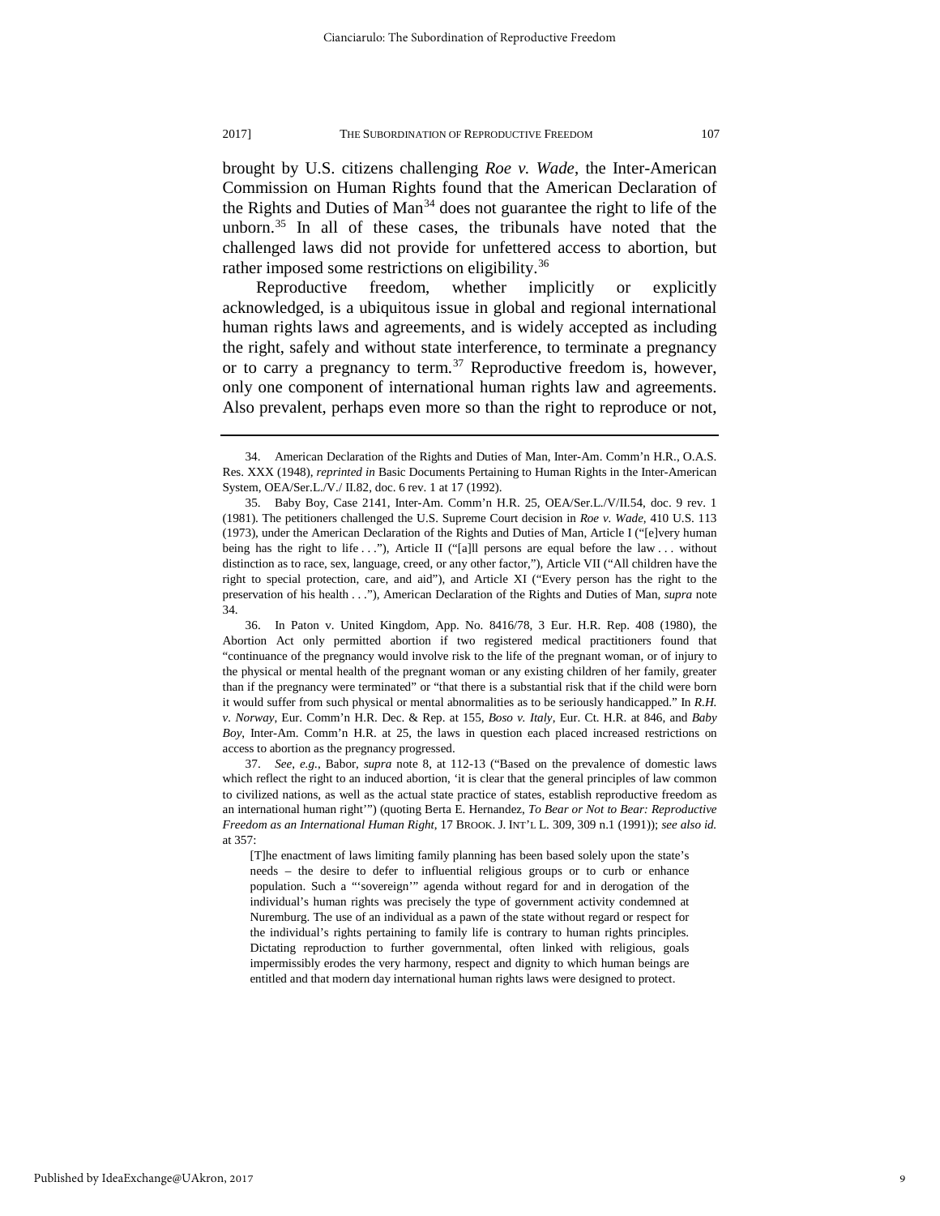brought by U.S. citizens challenging *Roe v. Wade*, the Inter-American Commission on Human Rights found that the American Declaration of the Rights and Duties of Man[34] does not guarantee the right to life of the unborn.[35] In all of these cases, the tribunals have noted that the challenged laws did not provide for unfettered access to abortion, but rather imposed some restrictions on eligibility.[36]

Reproductive freedom, whether implicitly or explicitly acknowledged, is a ubiquitous issue in global and regional international human rights laws and agreements, and is widely accepted as including the right, safely and without state interference, to terminate a pregnancy or to carry a pregnancy to term.[37] Reproductive freedom is, however, only one component of international human rights law and agreements. Also prevalent, perhaps even more so than the right to reproduce or not,

---

34. American Declaration of the Rights and Duties of Man, Inter-Am. Comm'n H.R., O.A.S. Res. XXX (1948), *reprinted in* Basic Documents Pertaining to Human Rights in the Inter-American System, OEA/Ser.L./V./ II.82, doc. 6 rev. 1 at 17 (1992).

35. Baby Boy, Case 2141, Inter-Am. Comm'n H.R. 25, OEA/Ser.L./V/II.54, doc. 9 rev. 1 (1981). The petitioners challenged the U.S. Supreme Court decision in *Roe v. Wade*, 410 U.S. 113 (1973), under the American Declaration of the Rights and Duties of Man, Article I ("[e]very human being has the right to life . . ."), Article II ("[a]ll persons are equal before the law . . . without distinction as to race, sex, language, creed, or any other factor,"), Article VII ("All children have the right to special protection, care, and aid"), and Article XI ("Every person has the right to the preservation of his health . . ."), American Declaration of the Rights and Duties of Man, *supra* note 34.

36. In Paton v. United Kingdom, App. No. 8416/78, 3 Eur. H.R. Rep. 408 (1980), the Abortion Act only permitted abortion if two registered medical practitioners found that "continuance of the pregnancy would involve risk to the life of the pregnant woman, or of injury to the physical or mental health of the pregnant woman or any existing children of her family, greater than if the pregnancy were terminated" or "that there is a substantial risk that if the child were born it would suffer from such physical or mental abnormalities as to be seriously handicapped." In *R.H. v. Norway*, Eur. Comm'n H.R. Dec. & Rep. at 155, *Boso v. Italy*, Eur. Ct. H.R. at 846, and *Baby Boy*, Inter-Am. Comm'n H.R. at 25, the laws in question each placed increased restrictions on access to abortion as the pregnancy progressed.

37. *See, e.g.*, Babor, *supra* note 8, at 112-13 ("Based on the prevalence of domestic laws which reflect the right to an induced abortion, 'it is clear that the general principles of law common to civilized nations, as well as the actual state practice of states, establish reproductive freedom as an international human right'") (quoting Berta E. Hernandez, *To Bear or Not to Bear: Reproductive Freedom as an International Human Right*, 17 BROOK. J. INT'L L. 309, 309 n.1 (1991)); *see also id.* at 357:

> [T]he enactment of laws limiting family planning has been based solely upon the state's needs – the desire to defer to influential religious groups or to curb or enhance population. Such a "'sovereign'" agenda without regard for and in derogation of the individual's human rights was precisely the type of government activity condemned at Nuremburg. The use of an individual as a pawn of the state without regard or respect for the individual's rights pertaining to family life is contrary to human rights principles. Dictating reproduction to further governmental, often linked with religious, goals impermissibly erodes the very harmony, respect and dignity to which human beings are entitled and that modern day international human rights laws were designed to protect.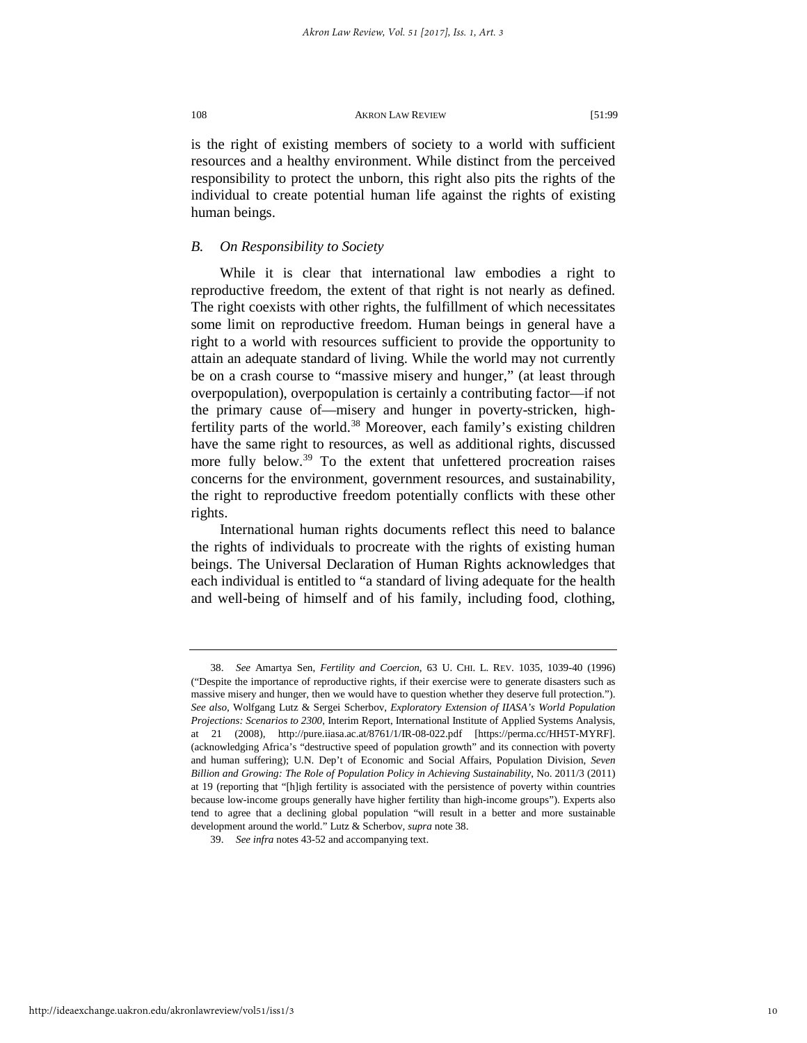is the right of existing members of society to a world with sufficient resources and a healthy environment. While distinct from the perceived responsibility to protect the unborn, this right also pits the rights of the individual to create potential human life against the rights of existing human beings.

### *B. On Responsibility to Society*

While it is clear that international law embodies a right to reproductive freedom, the extent of that right is not nearly as defined. The right coexists with other rights, the fulfillment of which necessitates some limit on reproductive freedom. Human beings in general have a right to a world with resources sufficient to provide the opportunity to attain an adequate standard of living. While the world may not currently be on a crash course to "massive misery and hunger," (at least through overpopulation), overpopulation is certainly a contributing factor—if not the primary cause of—misery and hunger in poverty-stricken, high-fertility parts of the world.[38] Moreover, each family's existing children have the same right to resources, as well as additional rights, discussed more fully below.[39] To the extent that unfettered procreation raises concerns for the environment, government resources, and sustainability, the right to reproductive freedom potentially conflicts with these other rights.

International human rights documents reflect this need to balance the rights of individuals to procreate with the rights of existing human beings. The Universal Declaration of Human Rights acknowledges that each individual is entitled to "a standard of living adequate for the health and well-being of himself and of his family, including food, clothing,

---

38. *See* Amartya Sen, *Fertility and Coercion*, 63 U. CHI. L. REV. 1035, 1039-40 (1996) ("Despite the importance of reproductive rights, if their exercise were to generate disasters such as massive misery and hunger, then we would have to question whether they deserve full protection."). *See also*, Wolfgang Lutz & Sergei Scherbov, *Exploratory Extension of IIASA's World Population Projections: Scenarios to 2300*, Interim Report, International Institute of Applied Systems Analysis, at 21 (2008), http://pure.iiasa.ac.at/8761/1/IR-08-022.pdf [https://perma.cc/HH5T-MYRF]. (acknowledging Africa's "destructive speed of population growth" and its connection with poverty and human suffering); U.N. Dep't of Economic and Social Affairs, Population Division, *Seven Billion and Growing: The Role of Population Policy in Achieving Sustainability*, No. 2011/3 (2011) at 19 (reporting that "[h]igh fertility is associated with the persistence of poverty within countries because low-income groups generally have higher fertility than high-income groups"). Experts also tend to agree that a declining global population "will result in a better and more sustainable development around the world." Lutz & Scherbov, *supra* note 38.

39. *See infra* notes 43-52 and accompanying text.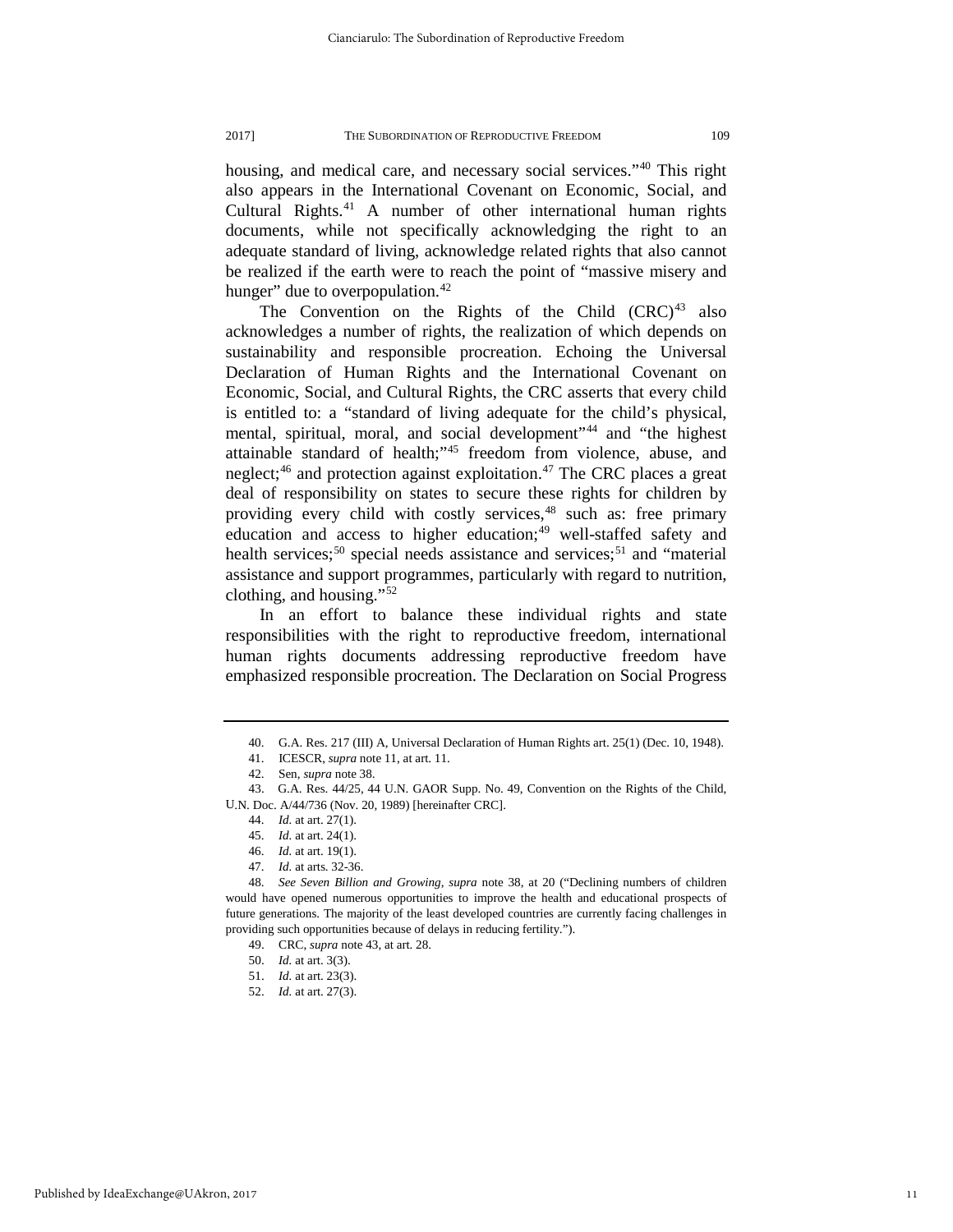housing, and medical care, and necessary social services."[40] This right also appears in the International Covenant on Economic, Social, and Cultural Rights.[41] A number of other international human rights documents, while not specifically acknowledging the right to an adequate standard of living, acknowledge related rights that also cannot be realized if the earth were to reach the point of "massive misery and hunger" due to overpopulation.[42]

The Convention on the Rights of the Child (CRC)[43] also acknowledges a number of rights, the realization of which depends on sustainability and responsible procreation. Echoing the Universal Declaration of Human Rights and the International Covenant on Economic, Social, and Cultural Rights, the CRC asserts that every child is entitled to: a "standard of living adequate for the child's physical, mental, spiritual, moral, and social development"[44] and "the highest attainable standard of health;"[45] freedom from violence, abuse, and neglect;[46] and protection against exploitation.[47] The CRC places a great deal of responsibility on states to secure these rights for children by providing every child with costly services,[48] such as: free primary education and access to higher education;[49] well-staffed safety and health services;[50] special needs assistance and services;[51] and "material assistance and support programmes, particularly with regard to nutrition, clothing, and housing."[52]

In an effort to balance these individual rights and state responsibilities with the right to reproductive freedom, international human rights documents addressing reproductive freedom have emphasized responsible procreation. The Declaration on Social Progress

---

40. G.A. Res. 217 (III) A, Universal Declaration of Human Rights art. 25(1) (Dec. 10, 1948).

41. ICESCR, *supra* note 11, at art. 11.

42. Sen, *supra* note 38.

43. G.A. Res. 44/25, 44 U.N. GAOR Supp. No. 49, Convention on the Rights of the Child, U.N. Doc. A/44/736 (Nov. 20, 1989) [hereinafter CRC].

44. *Id.* at art. 27(1).

45. *Id.* at art. 24(1).

46. *Id.* at art. 19(1).

47. *Id.* at arts. 32-36.

48. *See Seven Billion and Growing*, *supra* note 38, at 20 ("Declining numbers of children would have opened numerous opportunities to improve the health and educational prospects of future generations. The majority of the least developed countries are currently facing challenges in providing such opportunities because of delays in reducing fertility.").

49. CRC, *supra* note 43, at art. 28.

50. *Id.* at art. 3(3).

51. *Id.* at art. 23(3).

52. *Id.* at art. 27(3).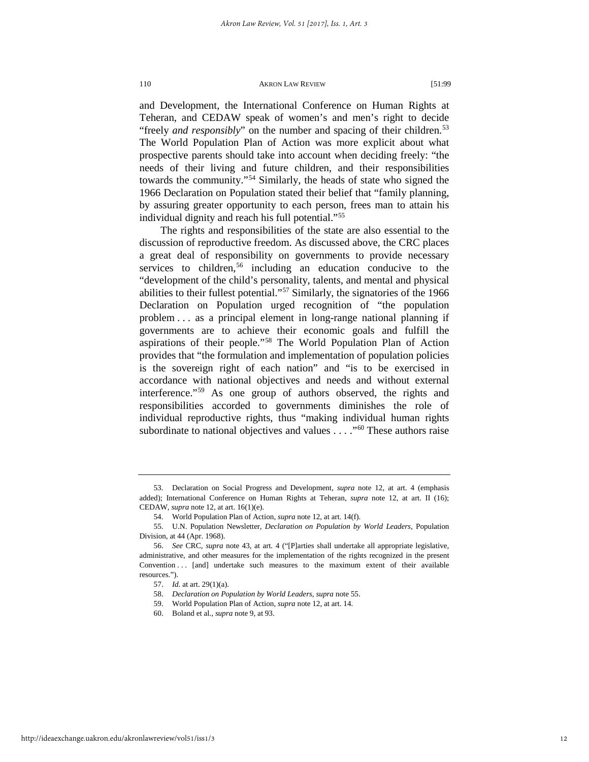and Development, the International Conference on Human Rights at Teheran, and CEDAW speak of women's and men's right to decide "freely *and responsibly*" on the number and spacing of their children.[53] The World Population Plan of Action was more explicit about what prospective parents should take into account when deciding freely: "the needs of their living and future children, and their responsibilities towards the community."[54] Similarly, the heads of state who signed the 1966 Declaration on Population stated their belief that "family planning, by assuring greater opportunity to each person, frees man to attain his individual dignity and reach his full potential."[55]

The rights and responsibilities of the state are also essential to the discussion of reproductive freedom. As discussed above, the CRC places a great deal of responsibility on governments to provide necessary services to children,[56] including an education conducive to the "development of the child's personality, talents, and mental and physical abilities to their fullest potential."[57] Similarly, the signatories of the 1966 Declaration on Population urged recognition of "the population problem . . . as a principal element in long-range national planning if governments are to achieve their economic goals and fulfill the aspirations of their people."[58] The World Population Plan of Action provides that "the formulation and implementation of population policies is the sovereign right of each nation" and "is to be exercised in accordance with national objectives and needs and without external interference."[59] As one group of authors observed, the rights and responsibilities accorded to governments diminishes the role of individual reproductive rights, thus "making individual human rights subordinate to national objectives and values . . . ."[60] These authors raise

---

53. Declaration on Social Progress and Development, *supra* note 12, at art. 4 (emphasis added); International Conference on Human Rights at Teheran, *supra* note 12, at art. II (16); CEDAW, *supra* note 12, at art. 16(1)(e).

54. World Population Plan of Action, *supra* note 12, at art. 14(f).

55. U.N. Population Newsletter, *Declaration on Population by World Leaders*, Population Division, at 44 (Apr. 1968).

56. *See* CRC, *supra* note 43, at art. 4 ("[P]arties shall undertake all appropriate legislative, administrative, and other measures for the implementation of the rights recognized in the present Convention . . . [and] undertake such measures to the maximum extent of their available resources.").

57. *Id.* at art. 29(1)(a).

58. *Declaration on Population by World Leaders*, *supra* note 55.

59. World Population Plan of Action, *supra* note 12, at art. 14.

60. Boland et al., *supra* note 9, at 93.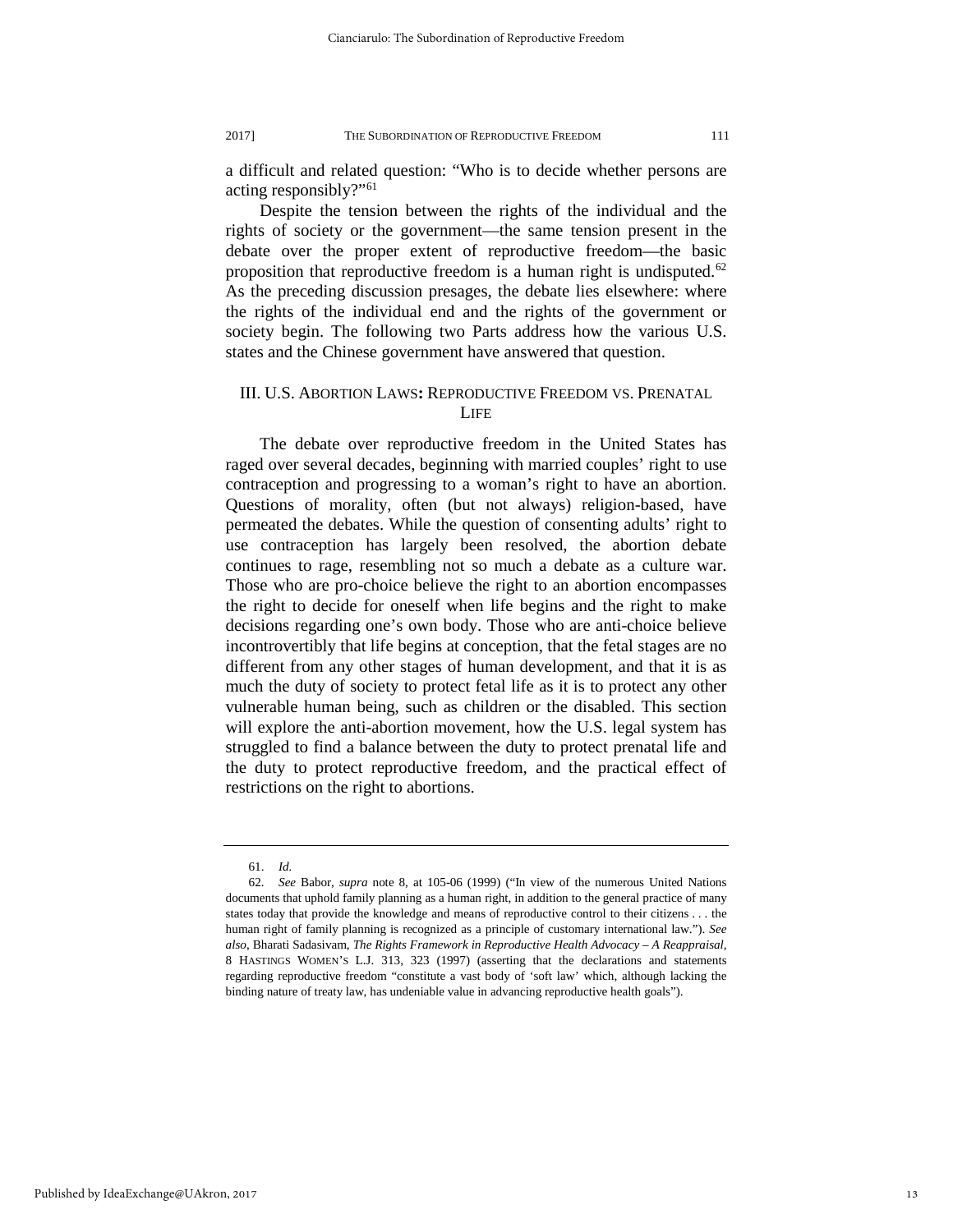a difficult and related question: "Who is to decide whether persons are acting responsibly?"[61]

Despite the tension between the rights of the individual and the rights of society or the government—the same tension present in the debate over the proper extent of reproductive freedom—the basic proposition that reproductive freedom is a human right is undisputed.[62] As the preceding discussion presages, the debate lies elsewhere: where the rights of the individual end and the rights of the government or society begin. The following two Parts address how the various U.S. states and the Chinese government have answered that question.

## III. U.S. ABORTION LAWS: REPRODUCTIVE FREEDOM VS. PRENATAL LIFE

The debate over reproductive freedom in the United States has raged over several decades, beginning with married couples' right to use contraception and progressing to a woman's right to have an abortion. Questions of morality, often (but not always) religion-based, have permeated the debates. While the question of consenting adults' right to use contraception has largely been resolved, the abortion debate continues to rage, resembling not so much a debate as a culture war. Those who are pro-choice believe the right to an abortion encompasses the right to decide for oneself when life begins and the right to make decisions regarding one's own body. Those who are anti-choice believe incontrovertibly that life begins at conception, that the fetal stages are no different from any other stages of human development, and that it is as much the duty of society to protect fetal life as it is to protect any other vulnerable human being, such as children or the disabled. This section will explore the anti-abortion movement, how the U.S. legal system has struggled to find a balance between the duty to protect prenatal life and the duty to protect reproductive freedom, and the practical effect of restrictions on the right to abortions.

---

61. *Id.*

62. *See* Babor, *supra* note 8, at 105-06 (1999) ("In view of the numerous United Nations documents that uphold family planning as a human right, in addition to the general practice of many states today that provide the knowledge and means of reproductive control to their citizens . . . the human right of family planning is recognized as a principle of customary international law."). *See also*, Bharati Sadasivam, *The Rights Framework in Reproductive Health Advocacy – A Reappraisal*, 8 HASTINGS WOMEN'S L.J. 313, 323 (1997) (asserting that the declarations and statements regarding reproductive freedom "constitute a vast body of 'soft law' which, although lacking the binding nature of treaty law, has undeniable value in advancing reproductive health goals").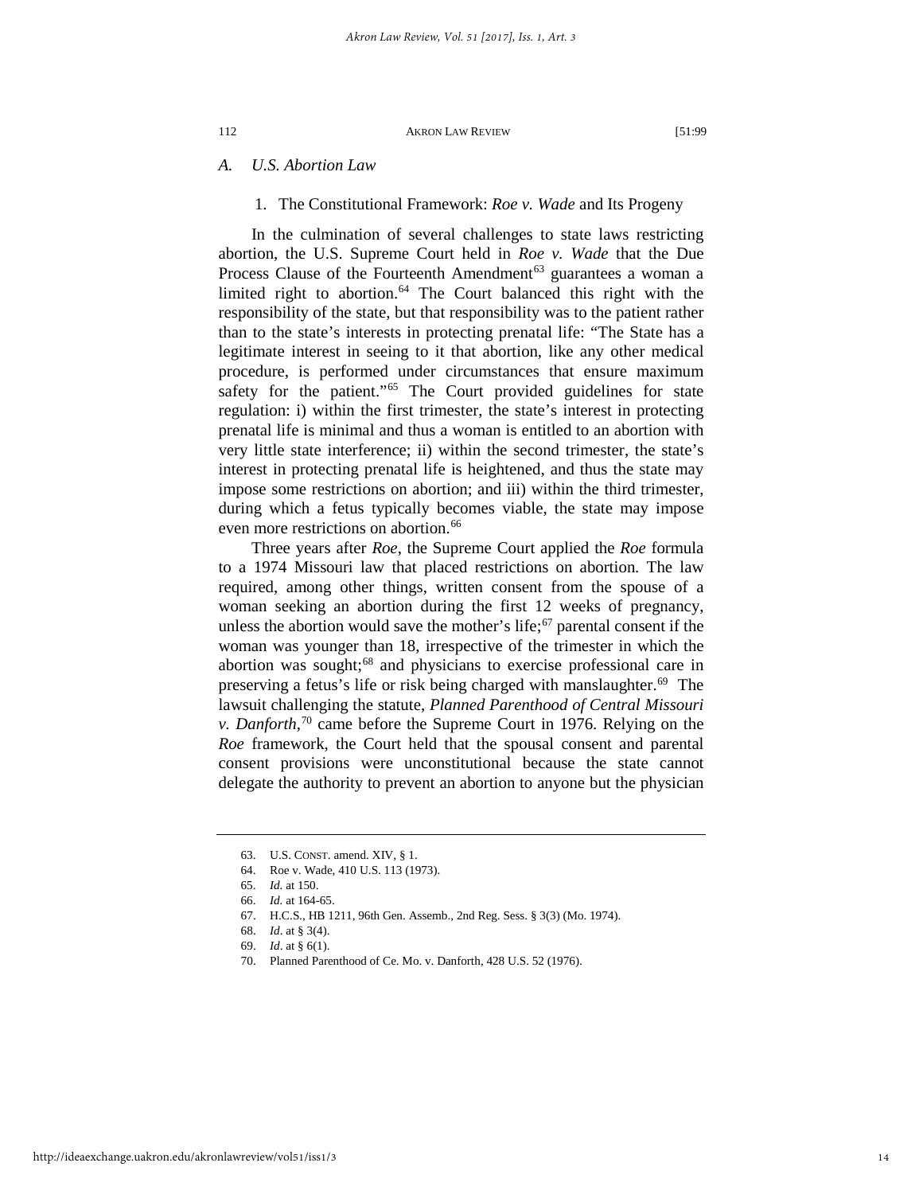### A. U.S. Abortion Law

#### 1. The Constitutional Framework: *Roe v. Wade* and Its Progeny

In the culmination of several challenges to state laws restricting abortion, the U.S. Supreme Court held in *Roe v. Wade* that the Due Process Clause of the Fourteenth Amendment[63] guarantees a woman a limited right to abortion.[64] The Court balanced this right with the responsibility of the state, but that responsibility was to the patient rather than to the state's interests in protecting prenatal life: "The State has a legitimate interest in seeing to it that abortion, like any other medical procedure, is performed under circumstances that ensure maximum safety for the patient."[65] The Court provided guidelines for state regulation: i) within the first trimester, the state's interest in protecting prenatal life is minimal and thus a woman is entitled to an abortion with very little state interference; ii) within the second trimester, the state's interest in protecting prenatal life is heightened, and thus the state may impose some restrictions on abortion; and iii) within the third trimester, during which a fetus typically becomes viable, the state may impose even more restrictions on abortion.[66]

Three years after *Roe*, the Supreme Court applied the *Roe* formula to a 1974 Missouri law that placed restrictions on abortion. The law required, among other things, written consent from the spouse of a woman seeking an abortion during the first 12 weeks of pregnancy, unless the abortion would save the mother's life;[67] parental consent if the woman was younger than 18, irrespective of the trimester in which the abortion was sought;[68] and physicians to exercise professional care in preserving a fetus's life or risk being charged with manslaughter.[69] The lawsuit challenging the statute, *Planned Parenthood of Central Missouri v. Danforth*,[70] came before the Supreme Court in 1976. Relying on the *Roe* framework, the Court held that the spousal consent and parental consent provisions were unconstitutional because the state cannot delegate the authority to prevent an abortion to anyone but the physician

---

63. U.S. CONST. amend. XIV, § 1.
64. Roe v. Wade, 410 U.S. 113 (1973).
65. *Id.* at 150.
66. *Id.* at 164-65.
67. H.C.S., HB 1211, 96th Gen. Assemb., 2nd Reg. Sess. § 3(3) (Mo. 1974).
68. *Id*. at § 3(4).
69. *Id*. at § 6(1).
70. Planned Parenthood of Ce. Mo. v. Danforth, 428 U.S. 52 (1976).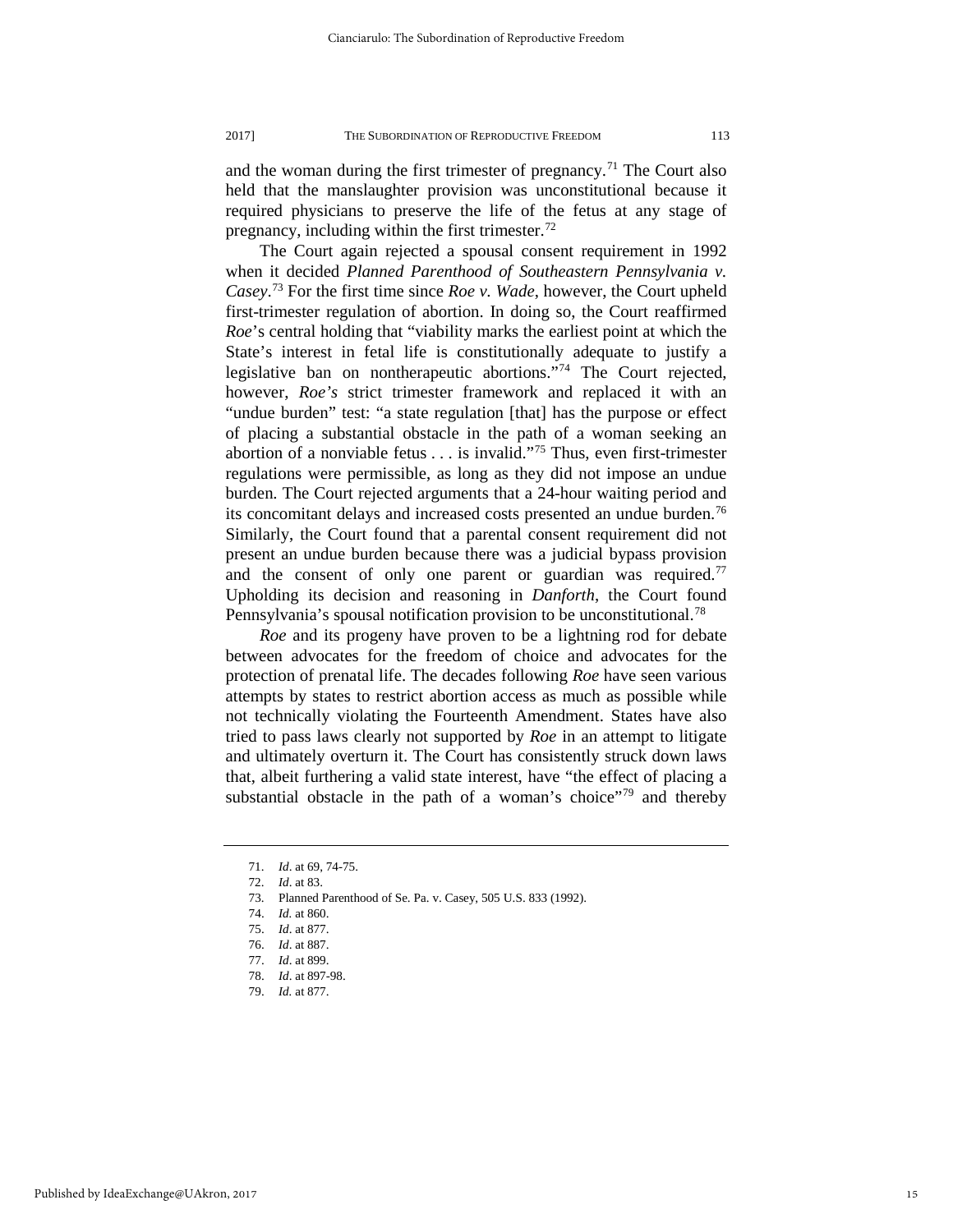and the woman during the first trimester of pregnancy.[71] The Court also held that the manslaughter provision was unconstitutional because it required physicians to preserve the life of the fetus at any stage of pregnancy, including within the first trimester.[72]

The Court again rejected a spousal consent requirement in 1992 when it decided *Planned Parenthood of Southeastern Pennsylvania v. Casey*.[73] For the first time since *Roe v. Wade*, however, the Court upheld first-trimester regulation of abortion. In doing so, the Court reaffirmed *Roe*'s central holding that "viability marks the earliest point at which the State's interest in fetal life is constitutionally adequate to justify a legislative ban on nontherapeutic abortions."[74] The Court rejected, however, *Roe's* strict trimester framework and replaced it with an "undue burden" test: "a state regulation [that] has the purpose or effect of placing a substantial obstacle in the path of a woman seeking an abortion of a nonviable fetus . . . is invalid."[75] Thus, even first-trimester regulations were permissible, as long as they did not impose an undue burden. The Court rejected arguments that a 24-hour waiting period and its concomitant delays and increased costs presented an undue burden.[76] Similarly, the Court found that a parental consent requirement did not present an undue burden because there was a judicial bypass provision and the consent of only one parent or guardian was required.[77] Upholding its decision and reasoning in *Danforth*, the Court found Pennsylvania's spousal notification provision to be unconstitutional.[78]

*Roe* and its progeny have proven to be a lightning rod for debate between advocates for the freedom of choice and advocates for the protection of prenatal life. The decades following *Roe* have seen various attempts by states to restrict abortion access as much as possible while not technically violating the Fourteenth Amendment. States have also tried to pass laws clearly not supported by *Roe* in an attempt to litigate and ultimately overturn it. The Court has consistently struck down laws that, albeit furthering a valid state interest, have "the effect of placing a substantial obstacle in the path of a woman's choice"[79] and thereby

---

71. *Id*. at 69, 74-75.
72. *Id*. at 83.
73. Planned Parenthood of Se. Pa. v. Casey, 505 U.S. 833 (1992).
74. *Id.* at 860.
75. *Id*. at 877.
76. *Id*. at 887.
77. *Id*. at 899.
78. *Id*. at 897-98.
79. *Id.* at 877.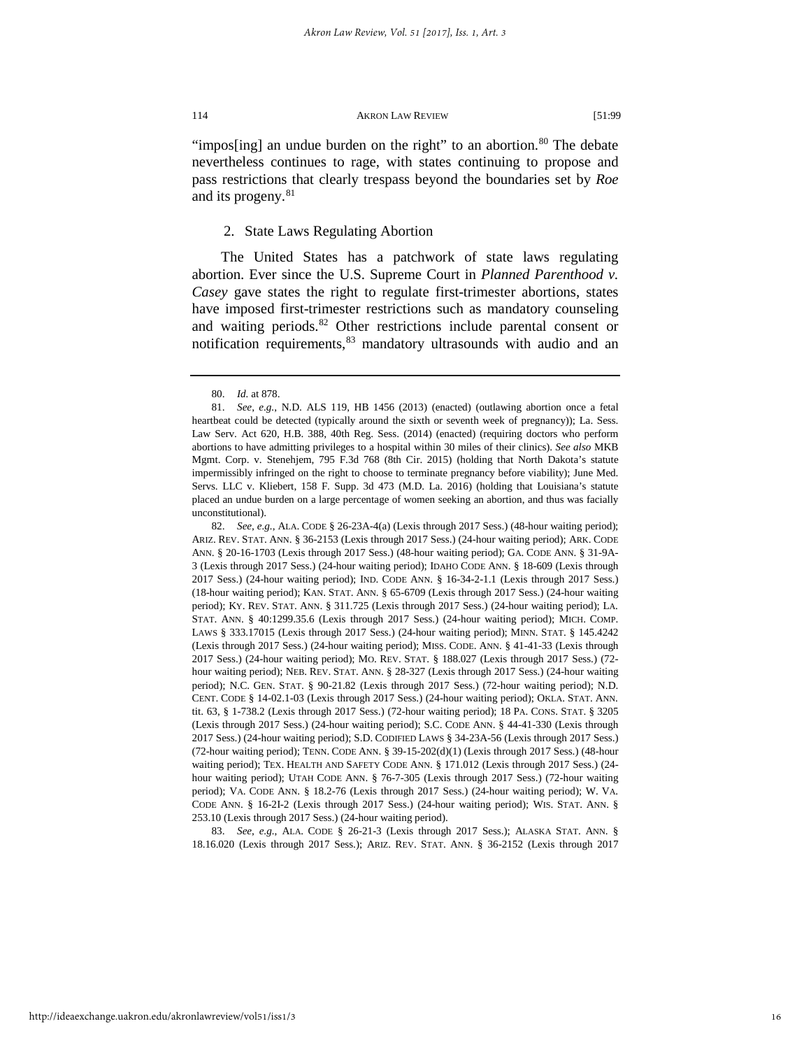"impos[ing] an undue burden on the right" to an abortion.[80] The debate nevertheless continues to rage, with states continuing to propose and pass restrictions that clearly trespass beyond the boundaries set by *Roe* and its progeny.[81]

### 2. State Laws Regulating Abortion

The United States has a patchwork of state laws regulating abortion. Ever since the U.S. Supreme Court in *Planned Parenthood v. Casey* gave states the right to regulate first-trimester abortions, states have imposed first-trimester restrictions such as mandatory counseling and waiting periods.[82] Other restrictions include parental consent or notification requirements,[83] mandatory ultrasounds with audio and an

---

80. *Id.* at 878.

81. *See, e.g.*, N.D. ALS 119, HB 1456 (2013) (enacted) (outlawing abortion once a fetal heartbeat could be detected (typically around the sixth or seventh week of pregnancy)); La. Sess. Law Serv. Act 620, H.B. 388, 40th Reg. Sess. (2014) (enacted) (requiring doctors who perform abortions to have admitting privileges to a hospital within 30 miles of their clinics). *See also* MKB Mgmt. Corp. v. Stenehjem, 795 F.3d 768 (8th Cir. 2015) (holding that North Dakota's statute impermissibly infringed on the right to choose to terminate pregnancy before viability); June Med. Servs. LLC v. Kliebert, 158 F. Supp. 3d 473 (M.D. La. 2016) (holding that Louisiana's statute placed an undue burden on a large percentage of women seeking an abortion, and thus was facially unconstitutional).

82. *See, e.g.*, ALA. CODE § 26-23A-4(a) (Lexis through 2017 Sess.) (48-hour waiting period); ARIZ. REV. STAT. ANN. § 36-2153 (Lexis through 2017 Sess.) (24-hour waiting period); ARK. CODE ANN. § 20-16-1703 (Lexis through 2017 Sess.) (48-hour waiting period); GA. CODE ANN. § 31-9A-3 (Lexis through 2017 Sess.) (24-hour waiting period); IDAHO CODE ANN. § 18-609 (Lexis through 2017 Sess.) (24-hour waiting period); IND. CODE ANN. § 16-34-2-1.1 (Lexis through 2017 Sess.) (18-hour waiting period); KAN. STAT. ANN. § 65-6709 (Lexis through 2017 Sess.) (24-hour waiting period); KY. REV. STAT. ANN. § 311.725 (Lexis through 2017 Sess.) (24-hour waiting period); LA. STAT. ANN. § 40:1299.35.6 (Lexis through 2017 Sess.) (24-hour waiting period); MICH. COMP. LAWS § 333.17015 (Lexis through 2017 Sess.) (24-hour waiting period); MINN. STAT. § 145.4242 (Lexis through 2017 Sess.) (24-hour waiting period); MISS. CODE. ANN. § 41-41-33 (Lexis through 2017 Sess.) (24-hour waiting period); MO. REV. STAT. § 188.027 (Lexis through 2017 Sess.) (72-hour waiting period); NEB. REV. STAT. ANN. § 28-327 (Lexis through 2017 Sess.) (24-hour waiting period); N.C. GEN. STAT. § 90-21.82 (Lexis through 2017 Sess.) (72-hour waiting period); N.D. CENT. CODE § 14-02.1-03 (Lexis through 2017 Sess.) (24-hour waiting period); OKLA. STAT. ANN. tit. 63, § 1-738.2 (Lexis through 2017 Sess.) (72-hour waiting period); 18 PA. CONS. STAT. § 3205 (Lexis through 2017 Sess.) (24-hour waiting period); S.C. CODE ANN. § 44-41-330 (Lexis through 2017 Sess.) (24-hour waiting period); S.D. CODIFIED LAWS § 34-23A-56 (Lexis through 2017 Sess.) (72-hour waiting period); TENN. CODE ANN. § 39-15-202(d)(1) (Lexis through 2017 Sess.) (48-hour waiting period); TEX. HEALTH AND SAFETY CODE ANN. § 171.012 (Lexis through 2017 Sess.) (24-hour waiting period); UTAH CODE ANN. § 76-7-305 (Lexis through 2017 Sess.) (72-hour waiting period); VA. CODE ANN. § 18.2-76 (Lexis through 2017 Sess.) (24-hour waiting period); W. VA. CODE ANN. § 16-2I-2 (Lexis through 2017 Sess.) (24-hour waiting period); WIS. STAT. ANN. § 253.10 (Lexis through 2017 Sess.) (24-hour waiting period).

83. *See, e.g.*, ALA. CODE § 26-21-3 (Lexis through 2017 Sess.); ALASKA STAT. ANN. § 18.16.020 (Lexis through 2017 Sess.); ARIZ. REV. STAT. ANN. § 36-2152 (Lexis through 2017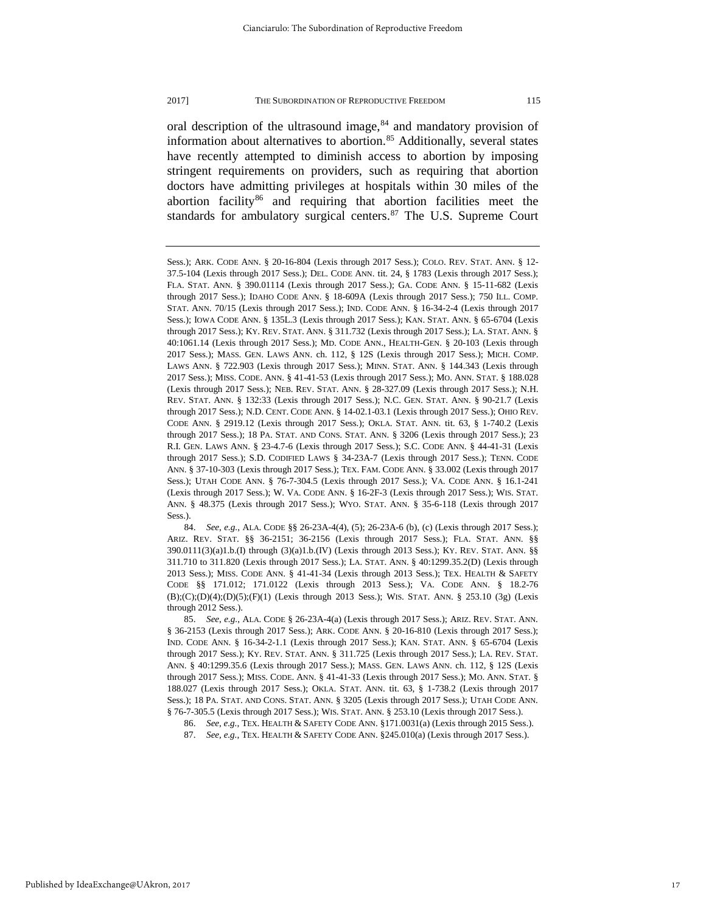oral description of the ultrasound image,[84] and mandatory provision of information about alternatives to abortion.[85] Additionally, several states have recently attempted to diminish access to abortion by imposing stringent requirements on providers, such as requiring that abortion doctors have admitting privileges at hospitals within 30 miles of the abortion facility[86] and requiring that abortion facilities meet the standards for ambulatory surgical centers.[87] The U.S. Supreme Court

---

Sess.); ARK. CODE ANN. § 20-16-804 (Lexis through 2017 Sess.); COLO. REV. STAT. ANN. § 12-37.5-104 (Lexis through 2017 Sess.); DEL. CODE ANN. tit. 24, § 1783 (Lexis through 2017 Sess.); FLA. STAT. ANN. § 390.01114 (Lexis through 2017 Sess.); GA. CODE ANN. § 15-11-682 (Lexis through 2017 Sess.); IDAHO CODE ANN. § 18-609A (Lexis through 2017 Sess.); 750 ILL. COMP. STAT. ANN. 70/15 (Lexis through 2017 Sess.); IND. CODE ANN. § 16-34-2-4 (Lexis through 2017 Sess.); IOWA CODE ANN. § 135L.3 (Lexis through 2017 Sess.); KAN. STAT. ANN. § 65-6704 (Lexis through 2017 Sess.); KY. REV. STAT. ANN. § 311.732 (Lexis through 2017 Sess.); LA. STAT. ANN. § 40:1061.14 (Lexis through 2017 Sess.); MD. CODE ANN., HEALTH-GEN. § 20-103 (Lexis through 2017 Sess.); MASS. GEN. LAWS ANN. ch. 112, § 12S (Lexis through 2017 Sess.); MICH. COMP. LAWS ANN. § 722.903 (Lexis through 2017 Sess.); MINN. STAT. ANN. § 144.343 (Lexis through 2017 Sess.); MISS. CODE. ANN. § 41-41-53 (Lexis through 2017 Sess.); MO. ANN. STAT. § 188.028 (Lexis through 2017 Sess.); NEB. REV. STAT. ANN. § 28-327.09 (Lexis through 2017 Sess.); N.H. REV. STAT. ANN. § 132:33 (Lexis through 2017 Sess.); N.C. GEN. STAT. ANN. § 90-21.7 (Lexis through 2017 Sess.); N.D. CENT. CODE ANN. § 14-02.1-03.1 (Lexis through 2017 Sess.); OHIO REV. CODE ANN. § 2919.12 (Lexis through 2017 Sess.); OKLA. STAT. ANN. tit. 63, § 1-740.2 (Lexis through 2017 Sess.); 18 PA. STAT. AND CONS. STAT. ANN. § 3206 (Lexis through 2017 Sess.); 23 R.I. GEN. LAWS ANN. § 23-4.7-6 (Lexis through 2017 Sess.); S.C. CODE ANN. § 44-41-31 (Lexis through 2017 Sess.); S.D. CODIFIED LAWS § 34-23A-7 (Lexis through 2017 Sess.); TENN. CODE ANN. § 37-10-303 (Lexis through 2017 Sess.); TEX. FAM. CODE ANN. § 33.002 (Lexis through 2017 Sess.); UTAH CODE ANN. § 76-7-304.5 (Lexis through 2017 Sess.); VA. CODE ANN. § 16.1-241 (Lexis through 2017 Sess.); W. VA. CODE ANN. § 16-2F-3 (Lexis through 2017 Sess.); WIS. STAT. ANN. § 48.375 (Lexis through 2017 Sess.); WYO. STAT. ANN. § 35-6-118 (Lexis through 2017 Sess.).

84. *See, e.g.*, ALA. CODE §§ 26-23A-4(4), (5); 26-23A-6 (b), (c) (Lexis through 2017 Sess.); ARIZ. REV. STAT. §§ 36-2151; 36-2156 (Lexis through 2017 Sess.); FLA. STAT. ANN. §§ 390.0111(3)(a)1.b.(I) through (3)(a)1.b.(IV) (Lexis through 2013 Sess.); KY. REV. STAT. ANN. §§ 311.710 to 311.820 (Lexis through 2017 Sess.); LA. STAT. ANN. § 40:1299.35.2(D) (Lexis through 2013 Sess.); MISS. CODE ANN. § 41-41-34 (Lexis through 2013 Sess.); TEX. HEALTH & SAFETY CODE §§ 171.012; 171.0122 (Lexis through 2013 Sess.); VA. CODE ANN. § 18.2-76 (B);(C);(D)(4);(D)(5);(F)(1) (Lexis through 2013 Sess.); WIS. STAT. ANN. § 253.10 (3g) (Lexis through 2012 Sess.).

85. *See, e.g.*, ALA. CODE § 26-23A-4(a) (Lexis through 2017 Sess.); ARIZ. REV. STAT. ANN. § 36-2153 (Lexis through 2017 Sess.); ARK. CODE ANN. § 20-16-810 (Lexis through 2017 Sess.); IND. CODE ANN. § 16-34-2-1.1 (Lexis through 2017 Sess.); KAN. STAT. ANN. § 65-6704 (Lexis through 2017 Sess.); KY. REV. STAT. ANN. § 311.725 (Lexis through 2017 Sess.); LA. REV. STAT. ANN. § 40:1299.35.6 (Lexis through 2017 Sess.); MASS. GEN. LAWS ANN. ch. 112, § 12S (Lexis through 2017 Sess.); MISS. CODE. ANN. § 41-41-33 (Lexis through 2017 Sess.); MO. ANN. STAT. § 188.027 (Lexis through 2017 Sess.); OKLA. STAT. ANN. tit. 63, § 1-738.2 (Lexis through 2017 Sess.); 18 PA. STAT. AND CONS. STAT. ANN. § 3205 (Lexis through 2017 Sess.); UTAH CODE ANN. § 76-7-305.5 (Lexis through 2017 Sess.); WIS. STAT. ANN. § 253.10 (Lexis through 2017 Sess.).

86. *See, e.g.*, TEX. HEALTH & SAFETY CODE ANN. §171.0031(a) (Lexis through 2015 Sess.).

87. *See, e.g.*, TEX. HEALTH & SAFETY CODE ANN. §245.010(a) (Lexis through 2017 Sess.).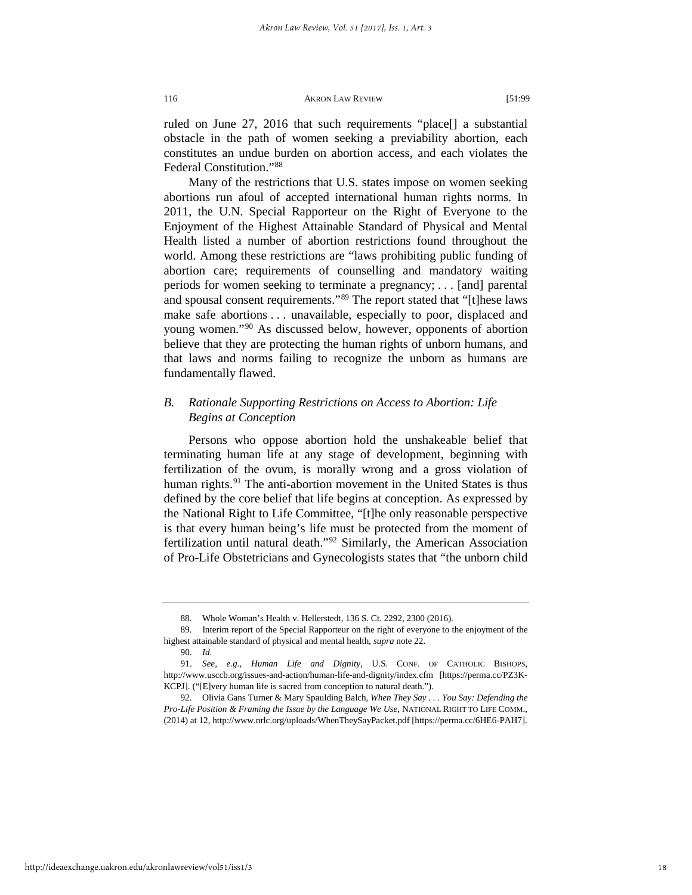ruled on June 27, 2016 that such requirements "place[] a substantial obstacle in the path of women seeking a previability abortion, each constitutes an undue burden on abortion access, and each violates the Federal Constitution."[88]

Many of the restrictions that U.S. states impose on women seeking abortions run afoul of accepted international human rights norms. In 2011, the U.N. Special Rapporteur on the Right of Everyone to the Enjoyment of the Highest Attainable Standard of Physical and Mental Health listed a number of abortion restrictions found throughout the world. Among these restrictions are "laws prohibiting public funding of abortion care; requirements of counselling and mandatory waiting periods for women seeking to terminate a pregnancy; . . . [and] parental and spousal consent requirements."[89] The report stated that "[t]hese laws make safe abortions . . . unavailable, especially to poor, displaced and young women."[90] As discussed below, however, opponents of abortion believe that they are protecting the human rights of unborn humans, and that laws and norms failing to recognize the unborn as humans are fundamentally flawed.

### *B. Rationale Supporting Restrictions on Access to Abortion: Life Begins at Conception*

Persons who oppose abortion hold the unshakeable belief that terminating human life at any stage of development, beginning with fertilization of the ovum, is morally wrong and a gross violation of human rights.[91] The anti-abortion movement in the United States is thus defined by the core belief that life begins at conception. As expressed by the National Right to Life Committee, "[t]he only reasonable perspective is that every human being's life must be protected from the moment of fertilization until natural death."[92] Similarly, the American Association of Pro-Life Obstetricians and Gynecologists states that "the unborn child

---

88. Whole Woman's Health v. Hellerstedt, 136 S. Ct. 2292, 2300 (2016).

89. Interim report of the Special Rapporteur on the right of everyone to the enjoyment of the highest attainable standard of physical and mental health, *supra* note 22.

90. *Id.*

91. *See, e.g.*, *Human Life and Dignity*, U.S. CONF. OF CATHOLIC BISHOPS, http://www.usccb.org/issues-and-action/human-life-and-dignity/index.cfm [https://perma.cc/PZ3K-KCPJ]. ("[E]very human life is sacred from conception to natural death.").

92. Olivia Gans Turner & Mary Spaulding Balch, *When They Say . . . You Say: Defending the Pro-Life Position & Framing the Issue by the Language We Use*, NATIONAL RIGHT TO LIFE COMM., (2014) at 12, http://www.nrlc.org/uploads/WhenTheySayPacket.pdf [https://perma.cc/6HE6-PAH7].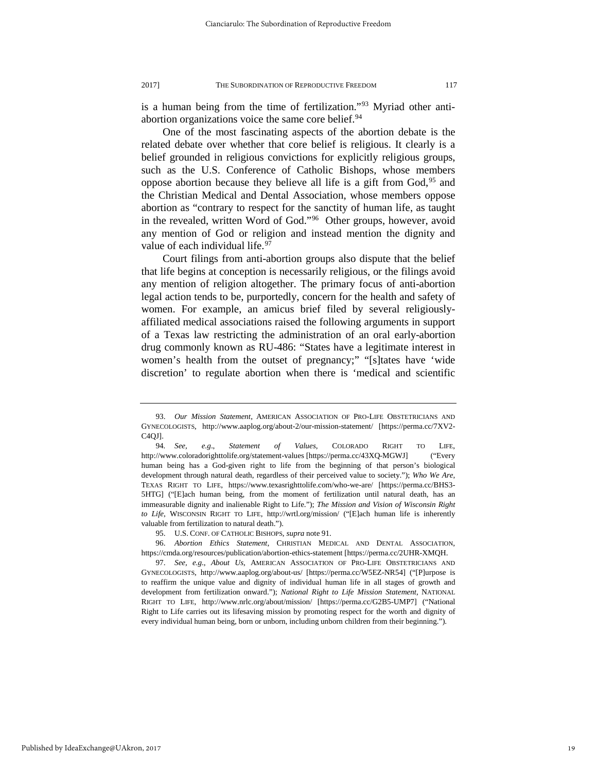is a human being from the time of fertilization."[93] Myriad other anti-abortion organizations voice the same core belief.[94]

One of the most fascinating aspects of the abortion debate is the related debate over whether that core belief is religious. It clearly is a belief grounded in religious convictions for explicitly religious groups, such as the U.S. Conference of Catholic Bishops, whose members oppose abortion because they believe all life is a gift from God,[95] and the Christian Medical and Dental Association, whose members oppose abortion as "contrary to respect for the sanctity of human life, as taught in the revealed, written Word of God."[96] Other groups, however, avoid any mention of God or religion and instead mention the dignity and value of each individual life.[97]

Court filings from anti-abortion groups also dispute that the belief that life begins at conception is necessarily religious, or the filings avoid any mention of religion altogether. The primary focus of anti-abortion legal action tends to be, purportedly, concern for the health and safety of women. For example, an amicus brief filed by several religiously-affiliated medical associations raised the following arguments in support of a Texas law restricting the administration of an oral early-abortion drug commonly known as RU-486: "States have a legitimate interest in women's health from the outset of pregnancy;" "[s]tates have 'wide discretion' to regulate abortion when there is 'medical and scientific

---

93. *Our Mission Statement*, AMERICAN ASSOCIATION OF PRO-LIFE OBSTETRICIANS AND GYNECOLOGISTS, http://www.aaplog.org/about-2/our-mission-statement/ [https://perma.cc/7XV2-C4QJ].

94. *See, e.g.*, *Statement of Values*, COLORADO RIGHT TO LIFE, http://www.coloradorighttolife.org/statement-values [https://perma.cc/43XQ-MGWJ] ("Every human being has a God-given right to life from the beginning of that person's biological development through natural death, regardless of their perceived value to society."); *Who We Are*, TEXAS RIGHT TO LIFE, https://www.texasrighttolife.com/who-we-are/ [https://perma.cc/BHS3-5HTG] ("[E]ach human being, from the moment of fertilization until natural death, has an immeasurable dignity and inalienable Right to Life."); *The Mission and Vision of Wisconsin Right to Life*, WISCONSIN RIGHT TO LIFE, http://wrtl.org/mission/ ("[E]ach human life is inherently valuable from fertilization to natural death.").

95. U.S. CONF. OF CATHOLIC BISHOPS, *supra* note 91.

96. *Abortion Ethics Statement*, CHRISTIAN MEDICAL AND DENTAL ASSOCIATION, https://cmda.org/resources/publication/abortion-ethics-statement [https://perma.cc/2UHR-XMQH.

97. *See, e.g.*, *About Us*, AMERICAN ASSOCIATION OF PRO-LIFE OBSTETRICIANS AND GYNECOLOGISTS, http://www.aaplog.org/about-us/ [https://perma.cc/W5EZ-NR54] ("[P]urpose is to reaffirm the unique value and dignity of individual human life in all stages of growth and development from fertilization onward."); *National Right to Life Mission Statement*, NATIONAL RIGHT TO LIFE, http://www.nrlc.org/about/mission/ [https://perma.cc/G2B5-UMP7] ("National Right to Life carries out its lifesaving mission by promoting respect for the worth and dignity of every individual human being, born or unborn, including unborn children from their beginning.").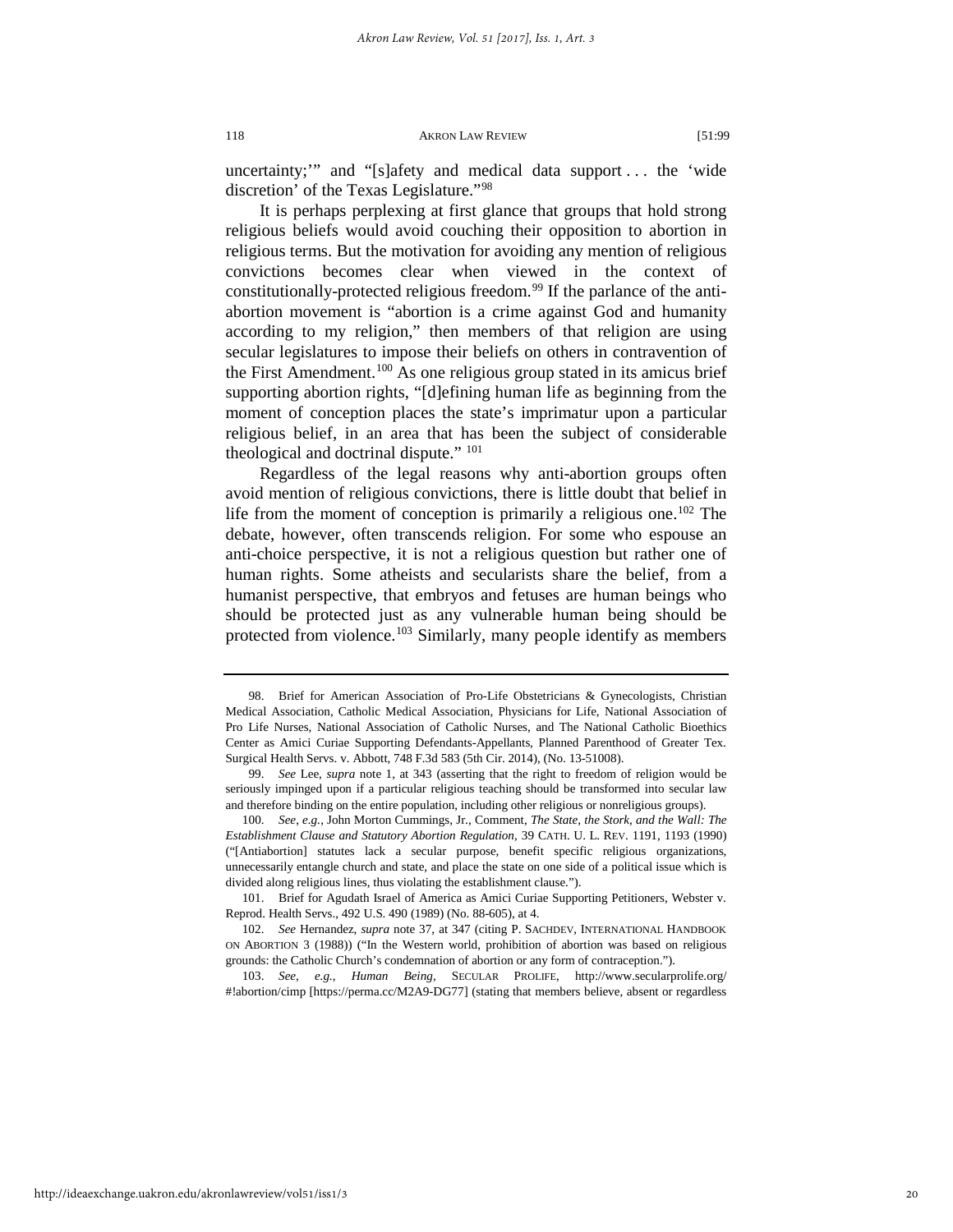uncertainty;'" and "[s]afety and medical data support . . . the 'wide discretion' of the Texas Legislature."[98]

It is perhaps perplexing at first glance that groups that hold strong religious beliefs would avoid couching their opposition to abortion in religious terms. But the motivation for avoiding any mention of religious convictions becomes clear when viewed in the context of constitutionally-protected religious freedom.[99] If the parlance of the anti-abortion movement is "abortion is a crime against God and humanity according to my religion," then members of that religion are using secular legislatures to impose their beliefs on others in contravention of the First Amendment.[100] As one religious group stated in its amicus brief supporting abortion rights, "[d]efining human life as beginning from the moment of conception places the state's imprimatur upon a particular religious belief, in an area that has been the subject of considerable theological and doctrinal dispute." [101]

Regardless of the legal reasons why anti-abortion groups often avoid mention of religious convictions, there is little doubt that belief in life from the moment of conception is primarily a religious one.[102] The debate, however, often transcends religion. For some who espouse an anti-choice perspective, it is not a religious question but rather one of human rights. Some atheists and secularists share the belief, from a humanist perspective, that embryos and fetuses are human beings who should be protected just as any vulnerable human being should be protected from violence.[103] Similarly, many people identify as members

---

98. Brief for American Association of Pro-Life Obstetricians & Gynecologists, Christian Medical Association, Catholic Medical Association, Physicians for Life, National Association of Pro Life Nurses, National Association of Catholic Nurses, and The National Catholic Bioethics Center as Amici Curiae Supporting Defendants-Appellants, Planned Parenthood of Greater Tex. Surgical Health Servs. v. Abbott, 748 F.3d 583 (5th Cir. 2014), (No. 13-51008).

99. *See* Lee, *supra* note 1, at 343 (asserting that the right to freedom of religion would be seriously impinged upon if a particular religious teaching should be transformed into secular law and therefore binding on the entire population, including other religious or nonreligious groups).

100. *See, e.g.*, John Morton Cummings, Jr., Comment, *The State, the Stork, and the Wall: The Establishment Clause and Statutory Abortion Regulation*, 39 CATH. U. L. REV. 1191, 1193 (1990) ("[Antiabortion] statutes lack a secular purpose, benefit specific religious organizations, unnecessarily entangle church and state, and place the state on one side of a political issue which is divided along religious lines, thus violating the establishment clause.").

101. Brief for Agudath Israel of America as Amici Curiae Supporting Petitioners, Webster v. Reprod. Health Servs., 492 U.S. 490 (1989) (No. 88-605), at 4.

102. *See* Hernandez, *supra* note 37, at 347 (citing P. SACHDEV, INTERNATIONAL HANDBOOK ON ABORTION 3 (1988)) ("In the Western world, prohibition of abortion was based on religious grounds: the Catholic Church's condemnation of abortion or any form of contraception.").

103. *See, e.g.*, *Human Being*, SECULAR PROLIFE, http://www.secularprolife.org/#!abortion/cimp [https://perma.cc/M2A9-DG77] (stating that members believe, absent or regardless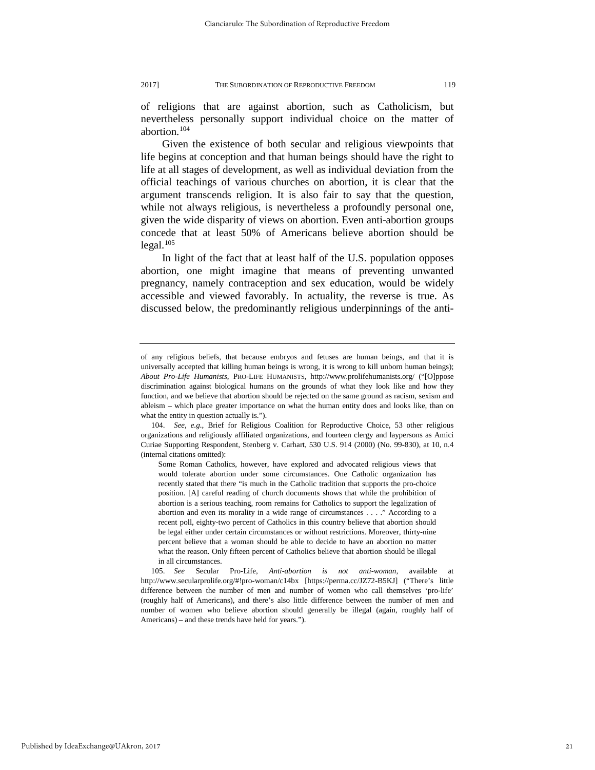of religions that are against abortion, such as Catholicism, but nevertheless personally support individual choice on the matter of abortion.[104]

Given the existence of both secular and religious viewpoints that life begins at conception and that human beings should have the right to life at all stages of development, as well as individual deviation from the official teachings of various churches on abortion, it is clear that the argument transcends religion. It is also fair to say that the question, while not always religious, is nevertheless a profoundly personal one, given the wide disparity of views on abortion. Even anti-abortion groups concede that at least 50% of Americans believe abortion should be legal.[105]

In light of the fact that at least half of the U.S. population opposes abortion, one might imagine that means of preventing unwanted pregnancy, namely contraception and sex education, would be widely accessible and viewed favorably. In actuality, the reverse is true. As discussed below, the predominantly religious underpinnings of the anti-

---

of any religious beliefs, that because embryos and fetuses are human beings, and that it is universally accepted that killing human beings is wrong, it is wrong to kill unborn human beings); *About Pro-Life Humanists*, PRO-LIFE HUMANISTS, http://www.prolifehumanists.org/ ("[O]ppose discrimination against biological humans on the grounds of what they look like and how they function, and we believe that abortion should be rejected on the same ground as racism, sexism and ableism – which place greater importance on what the human entity does and looks like, than on what the entity in question actually is.").

104. *See, e.g.*, Brief for Religious Coalition for Reproductive Choice, 53 other religious organizations and religiously affiliated organizations, and fourteen clergy and laypersons as Amici Curiae Supporting Respondent, Stenberg v. Carhart, 530 U.S. 914 (2000) (No. 99-830), at 10, n.4 (internal citations omitted):

> Some Roman Catholics, however, have explored and advocated religious views that would tolerate abortion under some circumstances. One Catholic organization has recently stated that there "is much in the Catholic tradition that supports the pro-choice position. [A] careful reading of church documents shows that while the prohibition of abortion is a serious teaching, room remains for Catholics to support the legalization of abortion and even its morality in a wide range of circumstances . . . ." According to a recent poll, eighty-two percent of Catholics in this country believe that abortion should be legal either under certain circumstances or without restrictions. Moreover, thirty-nine percent believe that a woman should be able to decide to have an abortion no matter what the reason. Only fifteen percent of Catholics believe that abortion should be illegal in all circumstances.

105. *See* Secular Pro-Life, *Anti-abortion is not anti-woman*, available at http://www.secularprolife.org/#!pro-woman/c14bx [https://perma.cc/JZ72-B5KJ] ("There's little difference between the number of men and number of women who call themselves 'pro-life' (roughly half of Americans), and there's also little difference between the number of men and number of women who believe abortion should generally be illegal (again, roughly half of Americans) – and these trends have held for years.").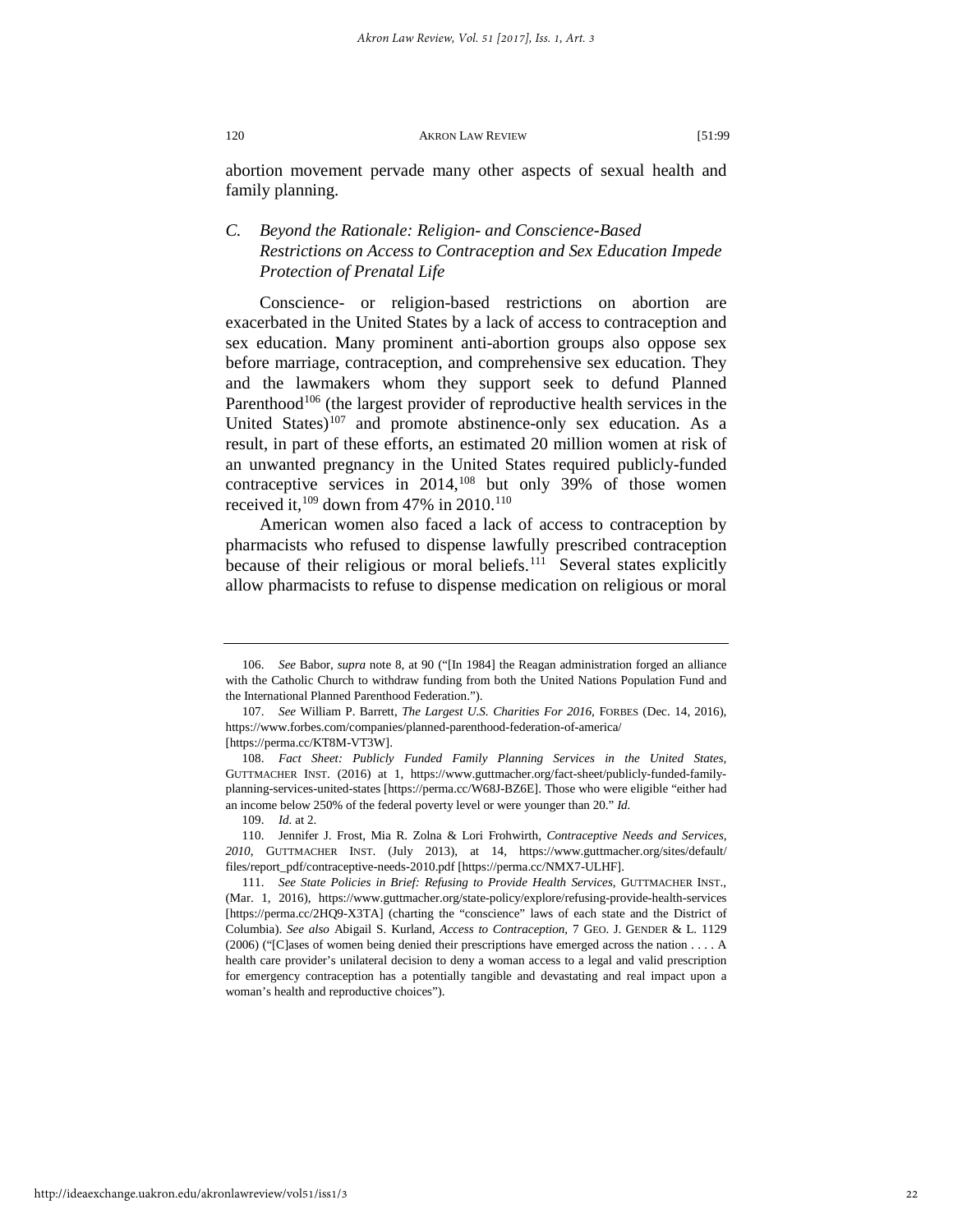abortion movement pervade many other aspects of sexual health and family planning.

### *C. Beyond the Rationale: Religion- and Conscience-Based Restrictions on Access to Contraception and Sex Education Impede Protection of Prenatal Life*

Conscience- or religion-based restrictions on abortion are exacerbated in the United States by a lack of access to contraception and sex education. Many prominent anti-abortion groups also oppose sex before marriage, contraception, and comprehensive sex education. They and the lawmakers whom they support seek to defund Planned Parenthood[106] (the largest provider of reproductive health services in the United States)[107] and promote abstinence-only sex education. As a result, in part of these efforts, an estimated 20 million women at risk of an unwanted pregnancy in the United States required publicly-funded contraceptive services in 2014,[108] but only 39% of those women received it,[109] down from 47% in 2010.[110]

American women also faced a lack of access to contraception by pharmacists who refused to dispense lawfully prescribed contraception because of their religious or moral beliefs.[111] Several states explicitly allow pharmacists to refuse to dispense medication on religious or moral

---

106. *See* Babor, *supra* note 8, at 90 ("[In 1984] the Reagan administration forged an alliance with the Catholic Church to withdraw funding from both the United Nations Population Fund and the International Planned Parenthood Federation.").

107. *See* William P. Barrett, *The Largest U.S. Charities For 2016*, FORBES (Dec. 14, 2016), https://www.forbes.com/companies/planned-parenthood-federation-of-america/ [https://perma.cc/KT8M-VT3W].

108. *Fact Sheet: Publicly Funded Family Planning Services in the United States*, GUTTMACHER INST. (2016) at 1, https://www.guttmacher.org/fact-sheet/publicly-funded-family-planning-services-united-states [https://perma.cc/W68J-BZ6E]. Those who were eligible "either had an income below 250% of the federal poverty level or were younger than 20." *Id.*

109. *Id.* at 2.

110. Jennifer J. Frost, Mia R. Zolna & Lori Frohwirth, *Contraceptive Needs and Services, 2010*, GUTTMACHER INST. (July 2013), at 14, https://www.guttmacher.org/sites/default/files/report_pdf/contraceptive-needs-2010.pdf [https://perma.cc/NMX7-ULHF].

111. *See State Policies in Brief: Refusing to Provide Health Services*, GUTTMACHER INST., (Mar. 1, 2016), https://www.guttmacher.org/state-policy/explore/refusing-provide-health-services [https://perma.cc/2HQ9-X3TA] (charting the "conscience" laws of each state and the District of Columbia). *See also* Abigail S. Kurland, *Access to Contraception*, 7 GEO. J. GENDER & L. 1129 (2006) ("[C]ases of women being denied their prescriptions have emerged across the nation . . . . A health care provider's unilateral decision to deny a woman access to a legal and valid prescription for emergency contraception has a potentially tangible and devastating and real impact upon a woman's health and reproductive choices").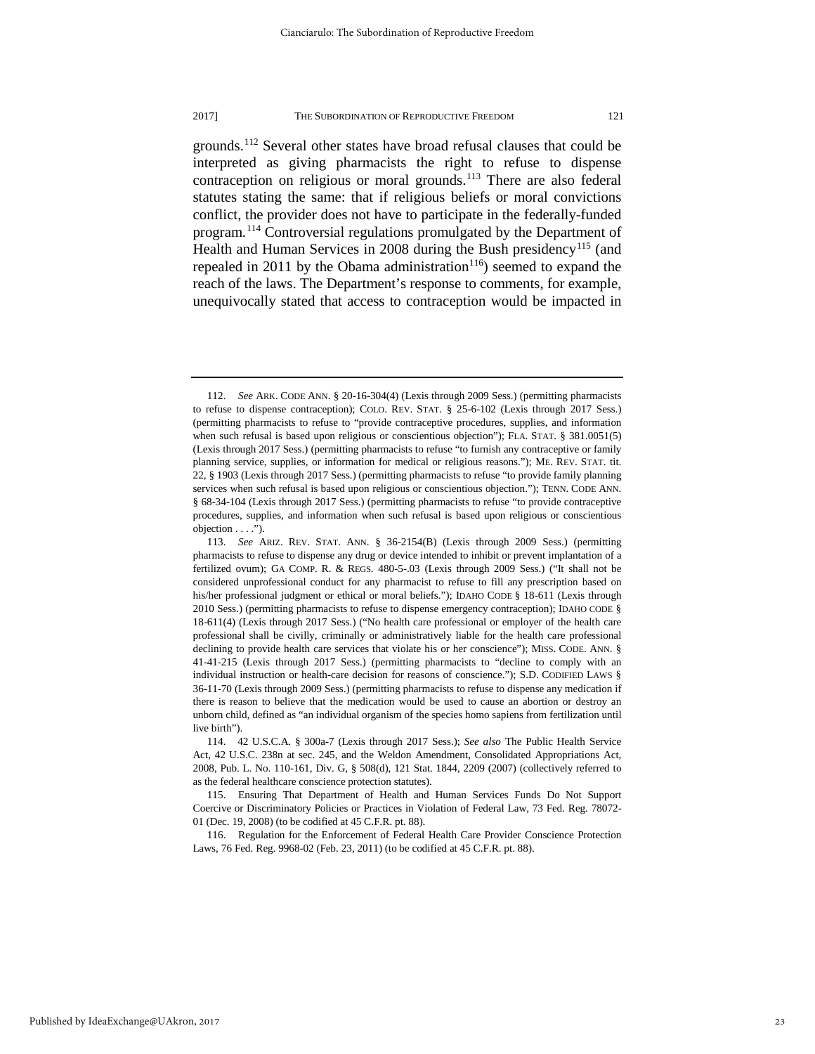grounds.[112] Several other states have broad refusal clauses that could be interpreted as giving pharmacists the right to refuse to dispense contraception on religious or moral grounds.[113] There are also federal statutes stating the same: that if religious beliefs or moral convictions conflict, the provider does not have to participate in the federally-funded program.[114] Controversial regulations promulgated by the Department of Health and Human Services in 2008 during the Bush presidency[115] (and repealed in 2011 by the Obama administration[116]) seemed to expand the reach of the laws. The Department's response to comments, for example, unequivocally stated that access to contraception would be impacted in

---

112. *See* ARK. CODE ANN. § 20-16-304(4) (Lexis through 2009 Sess.) (permitting pharmacists to refuse to dispense contraception); COLO. REV. STAT. § 25-6-102 (Lexis through 2017 Sess.) (permitting pharmacists to refuse to "provide contraceptive procedures, supplies, and information when such refusal is based upon religious or conscientious objection"); FLA. STAT. § 381.0051(5) (Lexis through 2017 Sess.) (permitting pharmacists to refuse "to furnish any contraceptive or family planning service, supplies, or information for medical or religious reasons."); ME. REV. STAT. tit. 22, § 1903 (Lexis through 2017 Sess.) (permitting pharmacists to refuse "to provide family planning services when such refusal is based upon religious or conscientious objection."); TENN. CODE ANN. § 68-34-104 (Lexis through 2017 Sess.) (permitting pharmacists to refuse "to provide contraceptive procedures, supplies, and information when such refusal is based upon religious or conscientious objection . . . .").

113. *See* ARIZ. REV. STAT. ANN. § 36-2154(B) (Lexis through 2009 Sess.) (permitting pharmacists to refuse to dispense any drug or device intended to inhibit or prevent implantation of a fertilized ovum); GA COMP. R. & REGS. 480-5-.03 (Lexis through 2009 Sess.) ("It shall not be considered unprofessional conduct for any pharmacist to refuse to fill any prescription based on his/her professional judgment or ethical or moral beliefs."); IDAHO CODE § 18-611 (Lexis through 2010 Sess.) (permitting pharmacists to refuse to dispense emergency contraception); IDAHO CODE § 18-611(4) (Lexis through 2017 Sess.) ("No health care professional or employer of the health care professional shall be civilly, criminally or administratively liable for the health care professional declining to provide health care services that violate his or her conscience"); MISS. CODE. ANN. § 41-41-215 (Lexis through 2017 Sess.) (permitting pharmacists to "decline to comply with an individual instruction or health-care decision for reasons of conscience."); S.D. CODIFIED LAWS § 36-11-70 (Lexis through 2009 Sess.) (permitting pharmacists to refuse to dispense any medication if there is reason to believe that the medication would be used to cause an abortion or destroy an unborn child, defined as "an individual organism of the species homo sapiens from fertilization until live birth").

114. 42 U.S.C.A. § 300a-7 (Lexis through 2017 Sess.); *See also* The Public Health Service Act, 42 U.S.C. 238n at sec. 245, and the Weldon Amendment, Consolidated Appropriations Act, 2008, Pub. L. No. 110-161, Div. G, § 508(d), 121 Stat. 1844, 2209 (2007) (collectively referred to as the federal healthcare conscience protection statutes).

115. Ensuring That Department of Health and Human Services Funds Do Not Support Coercive or Discriminatory Policies or Practices in Violation of Federal Law, 73 Fed. Reg. 78072-01 (Dec. 19, 2008) (to be codified at 45 C.F.R. pt. 88).

116. Regulation for the Enforcement of Federal Health Care Provider Conscience Protection Laws, 76 Fed. Reg. 9968-02 (Feb. 23, 2011) (to be codified at 45 C.F.R. pt. 88).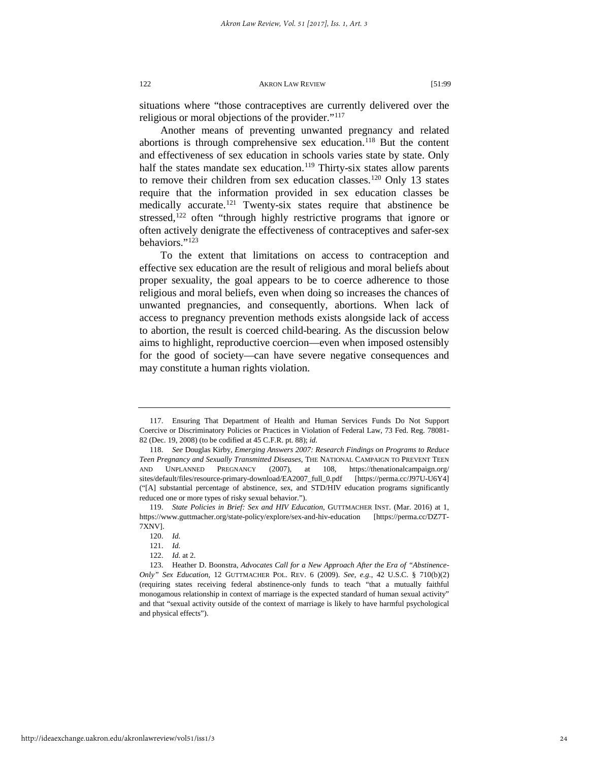situations where "those contraceptives are currently delivered over the religious or moral objections of the provider."[117]

Another means of preventing unwanted pregnancy and related abortions is through comprehensive sex education.[118] But the content and effectiveness of sex education in schools varies state by state. Only half the states mandate sex education.[119] Thirty-six states allow parents to remove their children from sex education classes.[120] Only 13 states require that the information provided in sex education classes be medically accurate.[121] Twenty-six states require that abstinence be stressed,[122] often "through highly restrictive programs that ignore or often actively denigrate the effectiveness of contraceptives and safer-sex behaviors."[123]

To the extent that limitations on access to contraception and effective sex education are the result of religious and moral beliefs about proper sexuality, the goal appears to be to coerce adherence to those religious and moral beliefs, even when doing so increases the chances of unwanted pregnancies, and consequently, abortions. When lack of access to pregnancy prevention methods exists alongside lack of access to abortion, the result is coerced child-bearing. As the discussion below aims to highlight, reproductive coercion—even when imposed ostensibly for the good of society—can have severe negative consequences and may constitute a human rights violation.

---

117. Ensuring That Department of Health and Human Services Funds Do Not Support Coercive or Discriminatory Policies or Practices in Violation of Federal Law, 73 Fed. Reg. 78081-82 (Dec. 19, 2008) (to be codified at 45 C.F.R. pt. 88); *id.*

118. *See* Douglas Kirby, *Emerging Answers 2007: Research Findings on Programs to Reduce Teen Pregnancy and Sexually Transmitted Diseases*, THE NATIONAL CAMPAIGN TO PREVENT TEEN AND UNPLANNED PREGNANCY (2007), at 108, https://thenationalcampaign.org/sites/default/files/resource-primary-download/EA2007_full_0.pdf [https://perma.cc/J97U-U6Y4] ("[A] substantial percentage of abstinence, sex, and STD/HIV education programs significantly reduced one or more types of risky sexual behavior.").

119. *State Policies in Brief: Sex and HIV Education*, GUTTMACHER INST. (Mar. 2016) at 1, https://www.guttmacher.org/state-policy/explore/sex-and-hiv-education [https://perma.cc/DZ7T-7XNV].

120. *Id.*

121. *Id.*

122. *Id.* at 2.

123. Heather D. Boonstra, *Advocates Call for a New Approach After the Era of "Abstinence-Only" Sex Education*, 12 GUTTMACHER POL. REV. 6 (2009). *See, e.g.*, 42 U.S.C. § 710(b)(2) (requiring states receiving federal abstinence-only funds to teach "that a mutually faithful monogamous relationship in context of marriage is the expected standard of human sexual activity" and that "sexual activity outside of the context of marriage is likely to have harmful psychological and physical effects").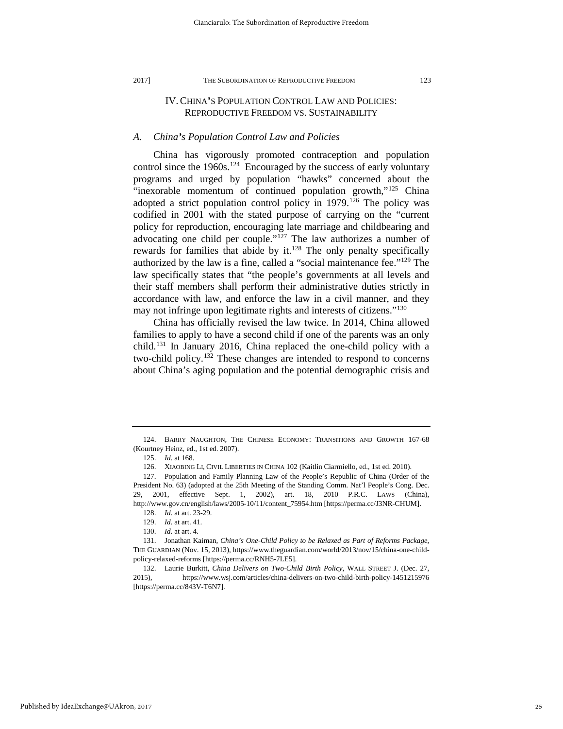## IV. China's Population Control Law and Policies: Reproductive Freedom vs. Sustainability

### A. *China's Population Control Law and Policies*

China has vigorously promoted contraception and population control since the 1960s.[124] Encouraged by the success of early voluntary programs and urged by population "hawks" concerned about the "inexorable momentum of continued population growth,"[125] China adopted a strict population control policy in 1979.[126] The policy was codified in 2001 with the stated purpose of carrying on the "current policy for reproduction, encouraging late marriage and childbearing and advocating one child per couple."[127] The law authorizes a number of rewards for families that abide by it.[128] The only penalty specifically authorized by the law is a fine, called a "social maintenance fee."[129] The law specifically states that "the people's governments at all levels and their staff members shall perform their administrative duties strictly in accordance with law, and enforce the law in a civil manner, and they may not infringe upon legitimate rights and interests of citizens."[130]

China has officially revised the law twice. In 2014, China allowed families to apply to have a second child if one of the parents was an only child.[131] In January 2016, China replaced the one-child policy with a two-child policy.[132] These changes are intended to respond to concerns about China's aging population and the potential demographic crisis and

---

124. Barry Naughton, The Chinese Economy: Transitions and Growth 167-68 (Kourtney Heinz, ed., 1st ed. 2007).

125. *Id.* at 168.

126. Xiaobing Li, Civil Liberties in China 102 (Kaitlin Ciarmiello, ed., 1st ed. 2010).

127. Population and Family Planning Law of the People's Republic of China (Order of the President No. 63) (adopted at the 25th Meeting of the Standing Comm. Nat'l People's Cong. Dec. 29, 2001, effective Sept. 1, 2002), art. 18, 2010 P.R.C. Laws (China), http://www.gov.cn/english/laws/2005-10/11/content_75954.htm [https://perma.cc/J3NR-CHUM].

128. *Id.* at art. 23-29.

129. *Id.* at art. 41.

130. *Id.* at art. 4.

131. Jonathan Kaiman, *China's One-Child Policy to be Relaxed as Part of Reforms Package*, The Guardian (Nov. 15, 2013), https://www.theguardian.com/world/2013/nov/15/china-one-child-policy-relaxed-reforms [https://perma.cc/RNH5-7LE5].

132. Laurie Burkitt, *China Delivers on Two-Child Birth Policy*, Wall Street J. (Dec. 27, 2015), https://www.wsj.com/articles/china-delivers-on-two-child-birth-policy-1451215976 [https://perma.cc/843V-T6N7].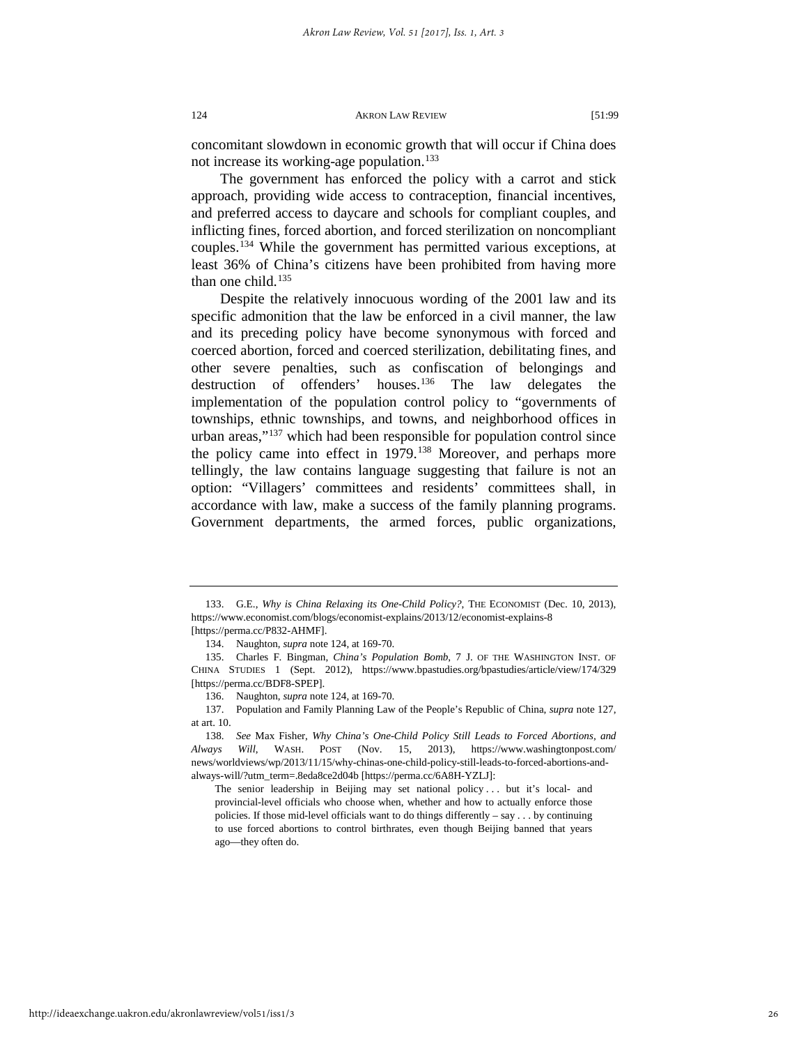concomitant slowdown in economic growth that will occur if China does not increase its working-age population.[133]

The government has enforced the policy with a carrot and stick approach, providing wide access to contraception, financial incentives, and preferred access to daycare and schools for compliant couples, and inflicting fines, forced abortion, and forced sterilization on noncompliant couples.[134] While the government has permitted various exceptions, at least 36% of China's citizens have been prohibited from having more than one child.[135]

Despite the relatively innocuous wording of the 2001 law and its specific admonition that the law be enforced in a civil manner, the law and its preceding policy have become synonymous with forced and coerced abortion, forced and coerced sterilization, debilitating fines, and other severe penalties, such as confiscation of belongings and destruction of offenders' houses.[136] The law delegates the implementation of the population control policy to "governments of townships, ethnic townships, and towns, and neighborhood offices in urban areas,"[137] which had been responsible for population control since the policy came into effect in 1979.[138] Moreover, and perhaps more tellingly, the law contains language suggesting that failure is not an option: "Villagers' committees and residents' committees shall, in accordance with law, make a success of the family planning programs. Government departments, the armed forces, public organizations,

---

133. G.E., *Why is China Relaxing its One-Child Policy?*, THE ECONOMIST (Dec. 10, 2013), https://www.economist.com/blogs/economist-explains/2013/12/economist-explains-8 [https://perma.cc/P832-AHMF].

134. Naughton, *supra* note 124, at 169-70.

135. Charles F. Bingman, *China's Population Bomb*, 7 J. OF THE WASHINGTON INST. OF CHINA STUDIES 1 (Sept. 2012), https://www.bpastudies.org/bpastudies/article/view/174/329 [https://perma.cc/BDF8-SPEP].

136. Naughton, *supra* note 124, at 169-70.

137. Population and Family Planning Law of the People's Republic of China, *supra* note 127, at art. 10.

138. *See* Max Fisher, *Why China's One-Child Policy Still Leads to Forced Abortions, and Always Will*, WASH. POST (Nov. 15, 2013), https://www.washingtonpost.com/news/worldviews/wp/2013/11/15/why-chinas-one-child-policy-still-leads-to-forced-abortions-and-always-will/?utm_term=.8eda8ce2d04b [https://perma.cc/6A8H-YZLJ]:

> The senior leadership in Beijing may set national policy . . . but it's local- and provincial-level officials who choose when, whether and how to actually enforce those policies. If those mid-level officials want to do things differently – say . . . by continuing to use forced abortions to control birthrates, even though Beijing banned that years ago—they often do.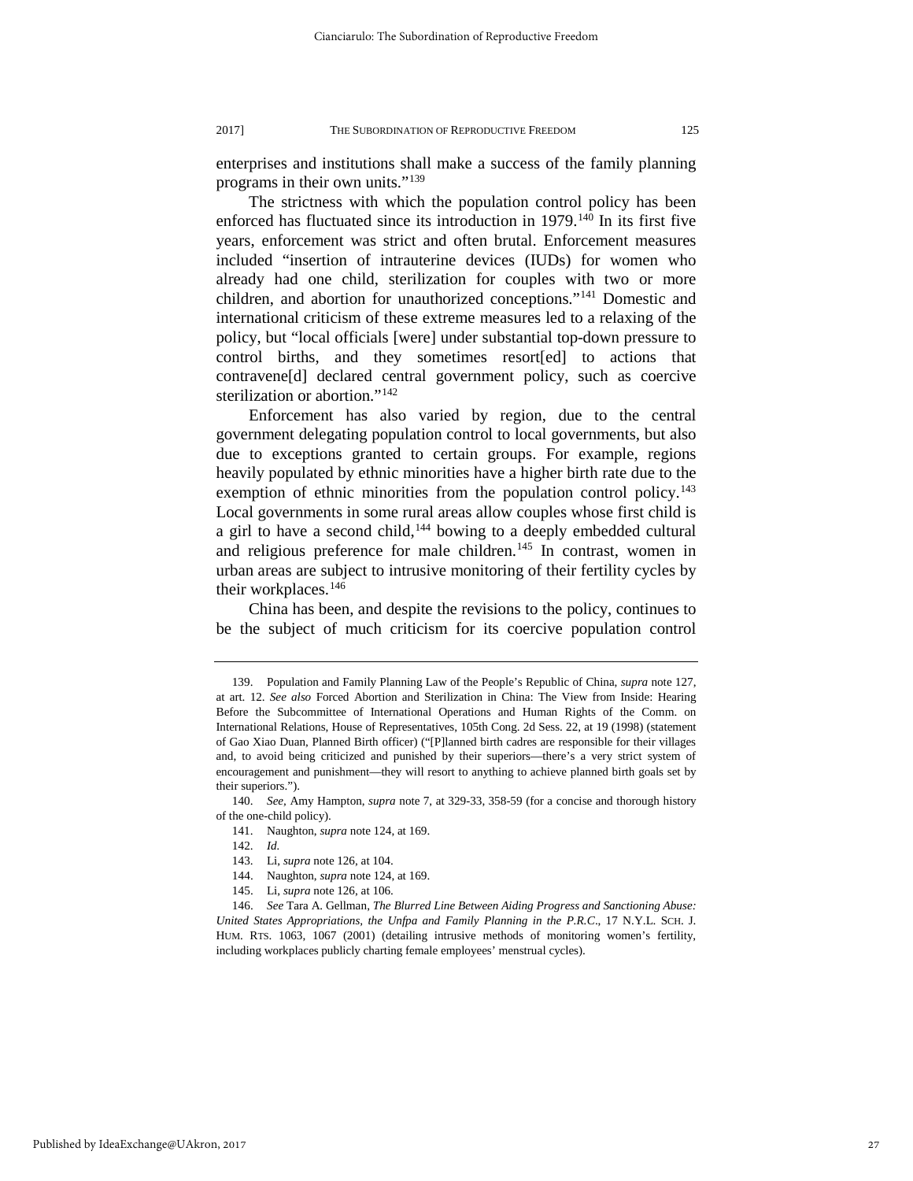enterprises and institutions shall make a success of the family planning programs in their own units."[139]

The strictness with which the population control policy has been enforced has fluctuated since its introduction in 1979.[140] In its first five years, enforcement was strict and often brutal. Enforcement measures included "insertion of intrauterine devices (IUDs) for women who already had one child, sterilization for couples with two or more children, and abortion for unauthorized conceptions."[141] Domestic and international criticism of these extreme measures led to a relaxing of the policy, but "local officials [were] under substantial top-down pressure to control births, and they sometimes resort[ed] to actions that contravene[d] declared central government policy, such as coercive sterilization or abortion."[142]

Enforcement has also varied by region, due to the central government delegating population control to local governments, but also due to exceptions granted to certain groups. For example, regions heavily populated by ethnic minorities have a higher birth rate due to the exemption of ethnic minorities from the population control policy.[143] Local governments in some rural areas allow couples whose first child is a girl to have a second child,[144] bowing to a deeply embedded cultural and religious preference for male children.[145] In contrast, women in urban areas are subject to intrusive monitoring of their fertility cycles by their workplaces.[146]

China has been, and despite the revisions to the policy, continues to be the subject of much criticism for its coercive population control

---

139. Population and Family Planning Law of the People's Republic of China, *supra* note 127, at art. 12. *See also* Forced Abortion and Sterilization in China: The View from Inside: Hearing Before the Subcommittee of International Operations and Human Rights of the Comm. on International Relations, House of Representatives, 105th Cong. 2d Sess. 22, at 19 (1998) (statement of Gao Xiao Duan, Planned Birth officer) ("[P]lanned birth cadres are responsible for their villages and, to avoid being criticized and punished by their superiors—there's a very strict system of encouragement and punishment—they will resort to anything to achieve planned birth goals set by their superiors.").

140. *See*, Amy Hampton, *supra* note 7, at 329-33, 358-59 (for a concise and thorough history of the one-child policy).

141. Naughton, *supra* note 124, at 169.

142. *Id.*

143. Li, *supra* note 126, at 104.

144. Naughton, *supra* note 124, at 169.

145. Li, *supra* note 126, at 106.

146. *See* Tara A. Gellman, *The Blurred Line Between Aiding Progress and Sanctioning Abuse: United States Appropriations, the Unfpa and Family Planning in the P.R.C.*, 17 N.Y.L. SCH. J. HUM. RTS. 1063, 1067 (2001) (detailing intrusive methods of monitoring women's fertility, including workplaces publicly charting female employees' menstrual cycles).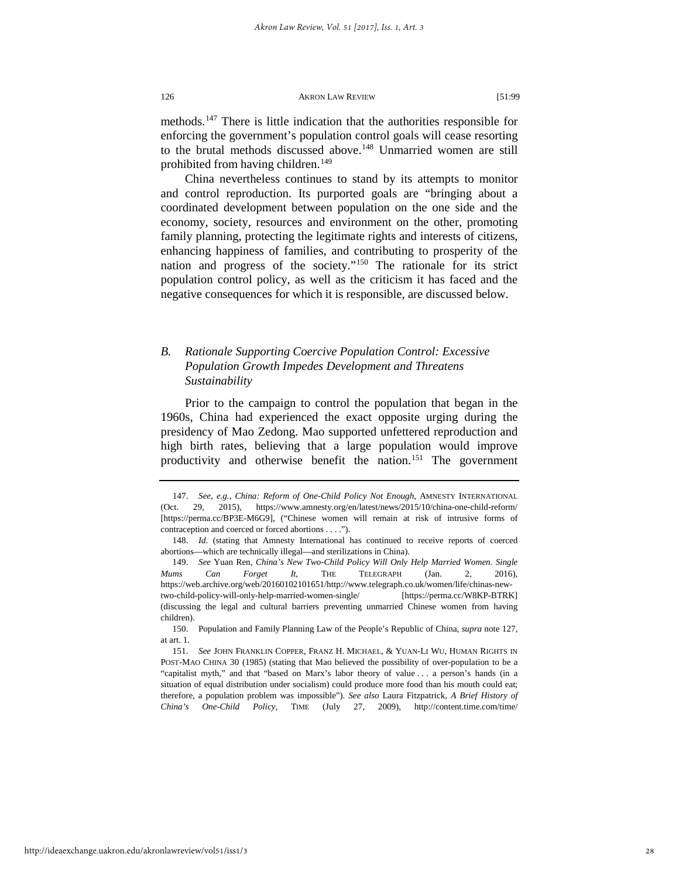methods.[147] There is little indication that the authorities responsible for enforcing the government's population control goals will cease resorting to the brutal methods discussed above.[148] Unmarried women are still prohibited from having children.[149]

China nevertheless continues to stand by its attempts to monitor and control reproduction. Its purported goals are "bringing about a coordinated development between population on the one side and the economy, society, resources and environment on the other, promoting family planning, protecting the legitimate rights and interests of citizens, enhancing happiness of families, and contributing to prosperity of the nation and progress of the society."[150] The rationale for its strict population control policy, as well as the criticism it has faced and the negative consequences for which it is responsible, are discussed below.

### *B. Rationale Supporting Coercive Population Control: Excessive Population Growth Impedes Development and Threatens Sustainability*

Prior to the campaign to control the population that began in the 1960s, China had experienced the exact opposite urging during the presidency of Mao Zedong. Mao supported unfettered reproduction and high birth rates, believing that a large population would improve productivity and otherwise benefit the nation.[151] The government

---

147. *See, e.g.*, *China: Reform of One-Child Policy Not Enough*, AMNESTY INTERNATIONAL (Oct. 29, 2015), https://www.amnesty.org/en/latest/news/2015/10/china-one-child-reform/ [https://perma.cc/BP3E-M6G9], ("Chinese women will remain at risk of intrusive forms of contraception and coerced or forced abortions . . . .").

148. *Id.* (stating that Amnesty International has continued to receive reports of coerced abortions—which are technically illegal—and sterilizations in China).

149. *See* Yuan Ren, *China's New Two-Child Policy Will Only Help Married Women. Single Mums Can Forget It*, THE TELEGRAPH (Jan. 2, 2016), https://web.archive.org/web/20160102101651/http://www.telegraph.co.uk/women/life/chinas-new-two-child-policy-will-only-help-married-women-single/ [https://perma.cc/W8KP-BTRK] (discussing the legal and cultural barriers preventing unmarried Chinese women from having children).

150. Population and Family Planning Law of the People's Republic of China, *supra* note 127, at art. 1.

151. *See* JOHN FRANKLIN COPPER, FRANZ H. MICHAEL, & YUAN-LI WU, HUMAN RIGHTS IN POST-MAO CHINA 30 (1985) (stating that Mao believed the possibility of over-population to be a "capitalist myth," and that "based on Marx's labor theory of value . . . a person's hands (in a situation of equal distribution under socialism) could produce more food than his mouth could eat; therefore, a population problem was impossible"). *See also* Laura Fitzpatrick, *A Brief History of China's One-Child Policy*, TIME (July 27, 2009), http://content.time.com/time/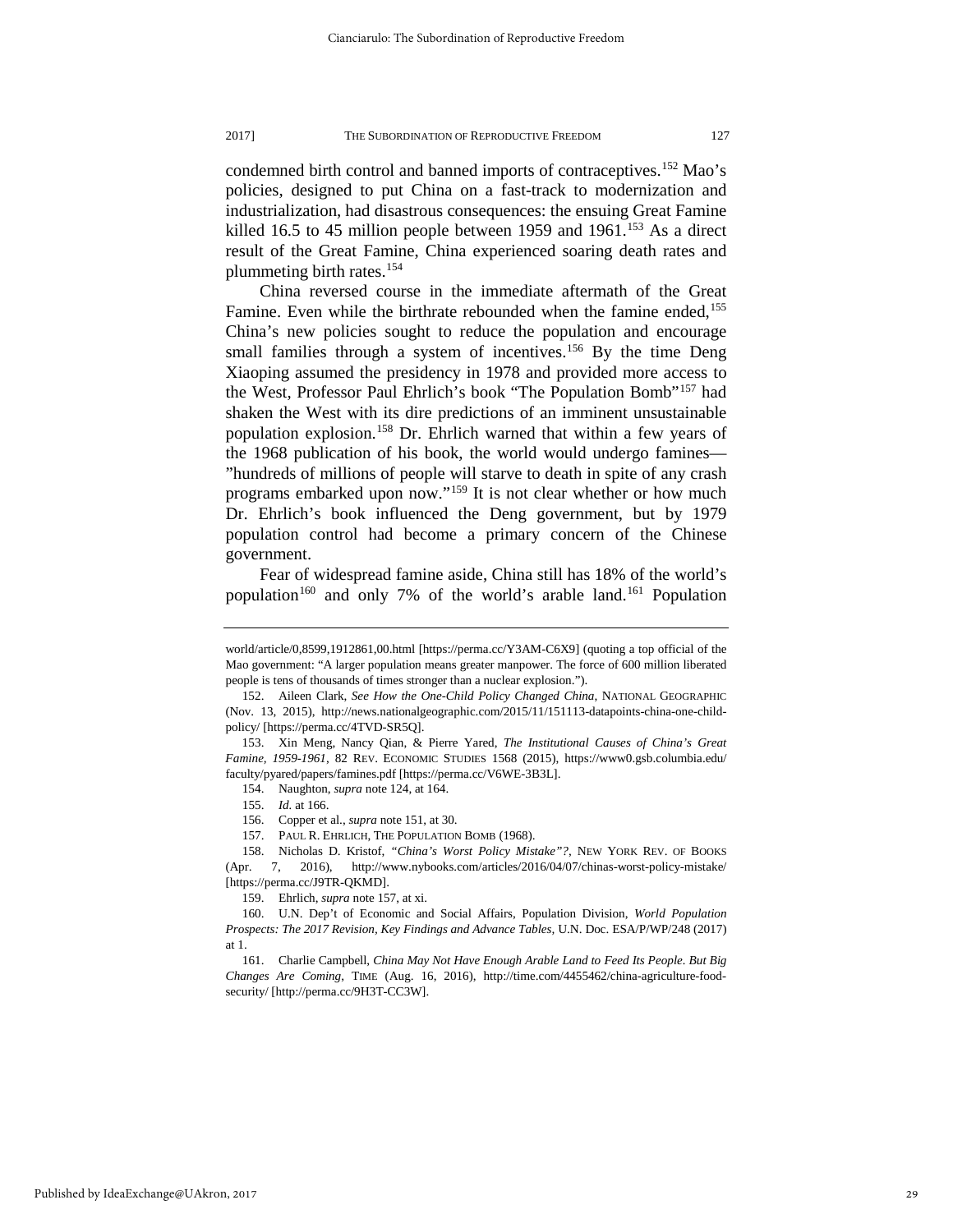condemned birth control and banned imports of contraceptives.[152] Mao's policies, designed to put China on a fast-track to modernization and industrialization, had disastrous consequences: the ensuing Great Famine killed 16.5 to 45 million people between 1959 and 1961.[153] As a direct result of the Great Famine, China experienced soaring death rates and plummeting birth rates.[154]

China reversed course in the immediate aftermath of the Great Famine. Even while the birthrate rebounded when the famine ended,[155] China's new policies sought to reduce the population and encourage small families through a system of incentives.[156] By the time Deng Xiaoping assumed the presidency in 1978 and provided more access to the West, Professor Paul Ehrlich's book "The Population Bomb"[157] had shaken the West with its dire predictions of an imminent unsustainable population explosion.[158] Dr. Ehrlich warned that within a few years of the 1968 publication of his book, the world would undergo famines—"hundreds of millions of people will starve to death in spite of any crash programs embarked upon now."[159] It is not clear whether or how much Dr. Ehrlich's book influenced the Deng government, but by 1979 population control had become a primary concern of the Chinese government.

Fear of widespread famine aside, China still has 18% of the world's population[160] and only 7% of the world's arable land.[161] Population

---

world/article/0,8599,1912861,00.html [https://perma.cc/Y3AM-C6X9] (quoting a top official of the Mao government: "A larger population means greater manpower. The force of 600 million liberated people is tens of thousands of times stronger than a nuclear explosion.").

152. Aileen Clark, *See How the One-Child Policy Changed China*, NATIONAL GEOGRAPHIC (Nov. 13, 2015), http://news.nationalgeographic.com/2015/11/151113-datapoints-china-one-child-policy/ [https://perma.cc/4TVD-SR5Q].

153. Xin Meng, Nancy Qian, & Pierre Yared, *The Institutional Causes of China's Great Famine, 1959-1961*, 82 REV. ECONOMIC STUDIES 1568 (2015), https://www0.gsb.columbia.edu/faculty/pyared/papers/famines.pdf [https://perma.cc/V6WE-3B3L].

154. Naughton, *supra* note 124, at 164.

155. *Id.* at 166.

156. Copper et al., *supra* note 151, at 30.

157. PAUL R. EHRLICH, THE POPULATION BOMB (1968).

158. Nicholas D. Kristof, *"China's Worst Policy Mistake"?*, NEW YORK REV. OF BOOKS (Apr. 7, 2016), http://www.nybooks.com/articles/2016/04/07/chinas-worst-policy-mistake/ [https://perma.cc/J9TR-QKMD].

159. Ehrlich, *supra* note 157, at xi.

160. U.N. Dep't of Economic and Social Affairs, Population Division, *World Population Prospects: The 2017 Revision, Key Findings and Advance Tables*, U.N. Doc. ESA/P/WP/248 (2017) at 1.

161. Charlie Campbell, *China May Not Have Enough Arable Land to Feed Its People. But Big Changes Are Coming*, TIME (Aug. 16, 2016), http://time.com/4455462/china-agriculture-food-security/ [http://perma.cc/9H3T-CC3W].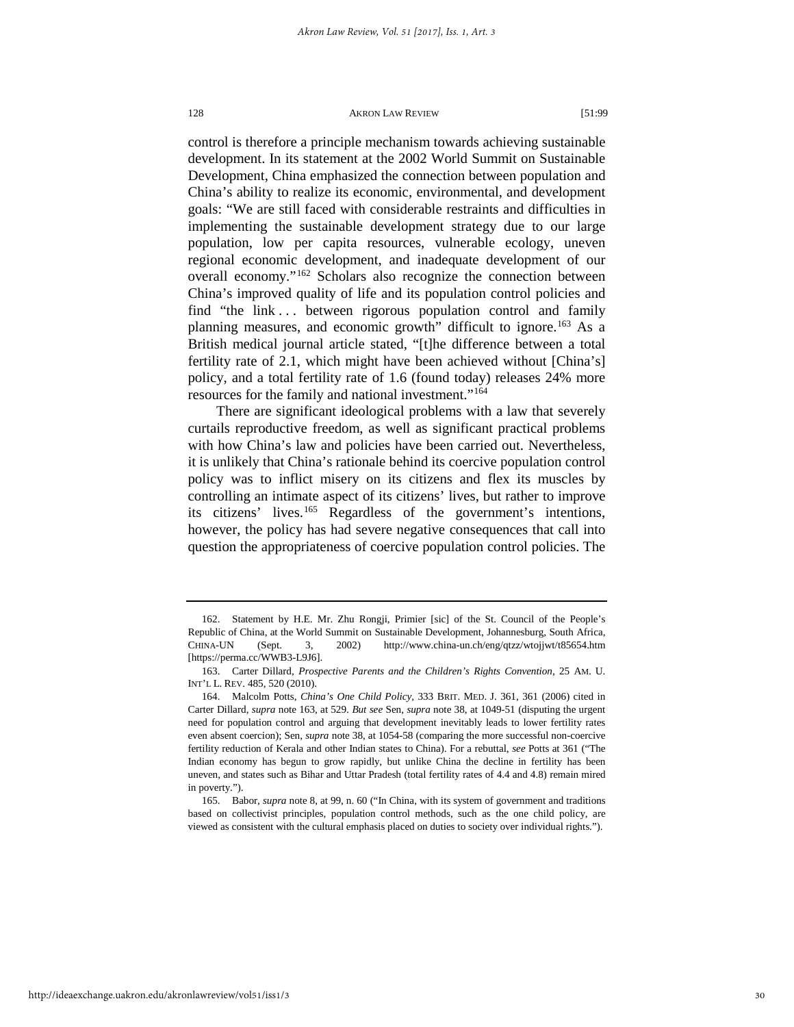control is therefore a principle mechanism towards achieving sustainable development. In its statement at the 2002 World Summit on Sustainable Development, China emphasized the connection between population and China's ability to realize its economic, environmental, and development goals: "We are still faced with considerable restraints and difficulties in implementing the sustainable development strategy due to our large population, low per capita resources, vulnerable ecology, uneven regional economic development, and inadequate development of our overall economy."[162] Scholars also recognize the connection between China's improved quality of life and its population control policies and find "the link . . . between rigorous population control and family planning measures, and economic growth" difficult to ignore.[163] As a British medical journal article stated, "[t]he difference between a total fertility rate of 2.1, which might have been achieved without [China's] policy, and a total fertility rate of 1.6 (found today) releases 24% more resources for the family and national investment."[164]

There are significant ideological problems with a law that severely curtails reproductive freedom, as well as significant practical problems with how China's law and policies have been carried out. Nevertheless, it is unlikely that China's rationale behind its coercive population control policy was to inflict misery on its citizens and flex its muscles by controlling an intimate aspect of its citizens' lives, but rather to improve its citizens' lives.[165] Regardless of the government's intentions, however, the policy has had severe negative consequences that call into question the appropriateness of coercive population control policies. The

---

162. Statement by H.E. Mr. Zhu Rongji, Primier [sic] of the St. Council of the People's Republic of China, at the World Summit on Sustainable Development, Johannesburg, South Africa, CHINA-UN (Sept. 3, 2002) http://www.china-un.ch/eng/qtzz/wtojjwt/t85654.htm [https://perma.cc/WWB3-L9J6].

163. Carter Dillard, *Prospective Parents and the Children's Rights Convention*, 25 AM. U. INT'L L. REV. 485, 520 (2010).

164. Malcolm Potts, *China's One Child Policy*, 333 BRIT. MED. J. 361, 361 (2006) cited in Carter Dillard, *supra* note 163, at 529. *But see* Sen, *supra* note 38, at 1049-51 (disputing the urgent need for population control and arguing that development inevitably leads to lower fertility rates even absent coercion); Sen, *supra* note 38, at 1054-58 (comparing the more successful non-coercive fertility reduction of Kerala and other Indian states to China). For a rebuttal, *see* Potts at 361 ("The Indian economy has begun to grow rapidly, but unlike China the decline in fertility has been uneven, and states such as Bihar and Uttar Pradesh (total fertility rates of 4.4 and 4.8) remain mired in poverty.").

165. Babor, *supra* note 8, at 99, n. 60 ("In China, with its system of government and traditions based on collectivist principles, population control methods, such as the one child policy, are viewed as consistent with the cultural emphasis placed on duties to society over individual rights.").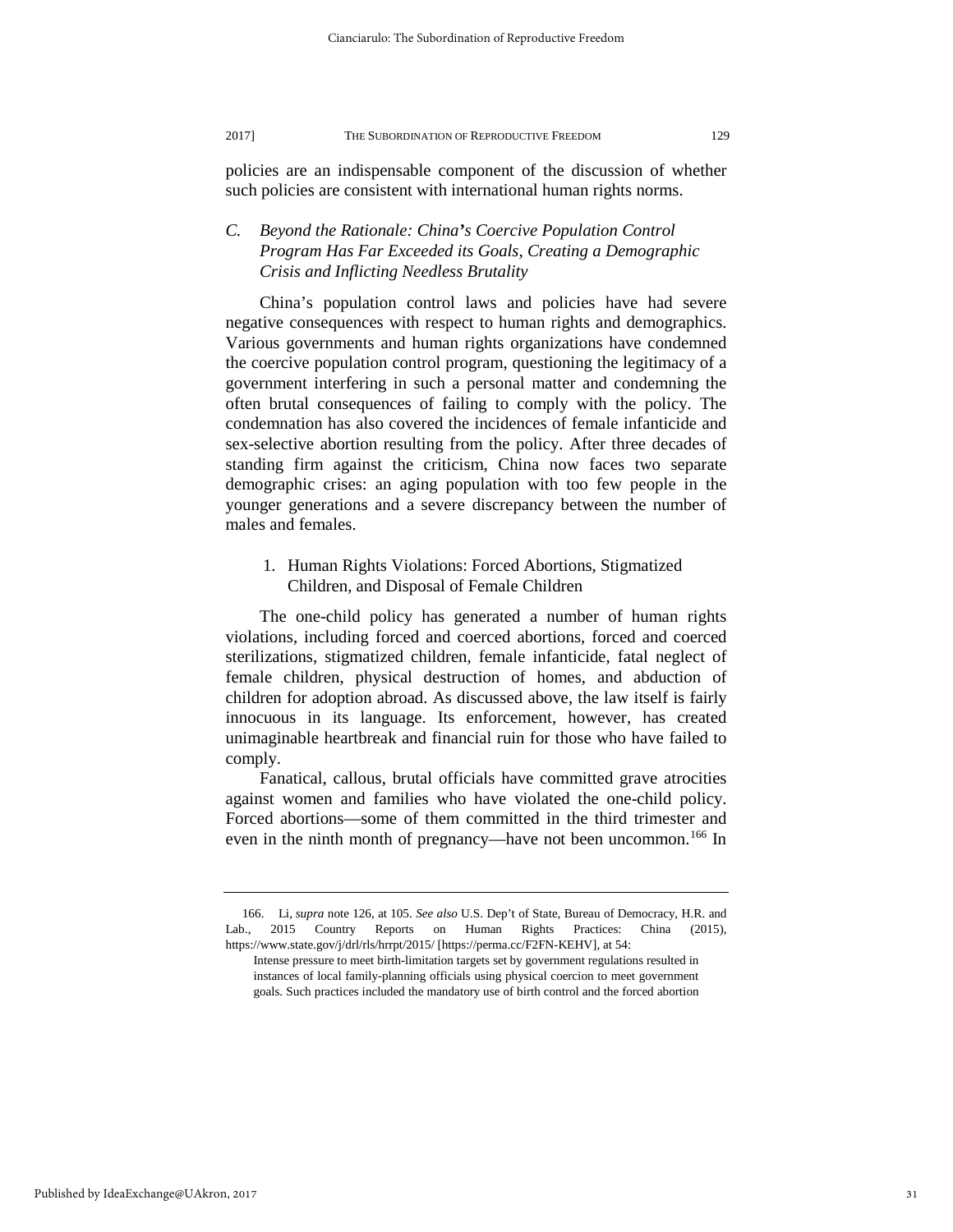policies are an indispensable component of the discussion of whether such policies are consistent with international human rights norms.

### *C. Beyond the Rationale: China's Coercive Population Control Program Has Far Exceeded its Goals, Creating a Demographic Crisis and Inflicting Needless Brutality*

China's population control laws and policies have had severe negative consequences with respect to human rights and demographics. Various governments and human rights organizations have condemned the coercive population control program, questioning the legitimacy of a government interfering in such a personal matter and condemning the often brutal consequences of failing to comply with the policy. The condemnation has also covered the incidences of female infanticide and sex-selective abortion resulting from the policy. After three decades of standing firm against the criticism, China now faces two separate demographic crises: an aging population with too few people in the younger generations and a severe discrepancy between the number of males and females.

#### 1. Human Rights Violations: Forced Abortions, Stigmatized Children, and Disposal of Female Children

The one-child policy has generated a number of human rights violations, including forced and coerced abortions, forced and coerced sterilizations, stigmatized children, female infanticide, fatal neglect of female children, physical destruction of homes, and abduction of children for adoption abroad. As discussed above, the law itself is fairly innocuous in its language. Its enforcement, however, has created unimaginable heartbreak and financial ruin for those who have failed to comply.

Fanatical, callous, brutal officials have committed grave atrocities against women and families who have violated the one-child policy. Forced abortions—some of them committed in the third trimester and even in the ninth month of pregnancy—have not been uncommon.[166] In

---

166. Li, *supra* note 126, at 105. *See also* U.S. Dep't of State, Bureau of Democracy, H.R. and Lab., 2015 Country Reports on Human Rights Practices: China (2015), https://www.state.gov/j/drl/rls/hrrpt/2015/ [https://perma.cc/F2FN-KEHV], at 54:

> Intense pressure to meet birth-limitation targets set by government regulations resulted in instances of local family-planning officials using physical coercion to meet government goals. Such practices included the mandatory use of birth control and the forced abortion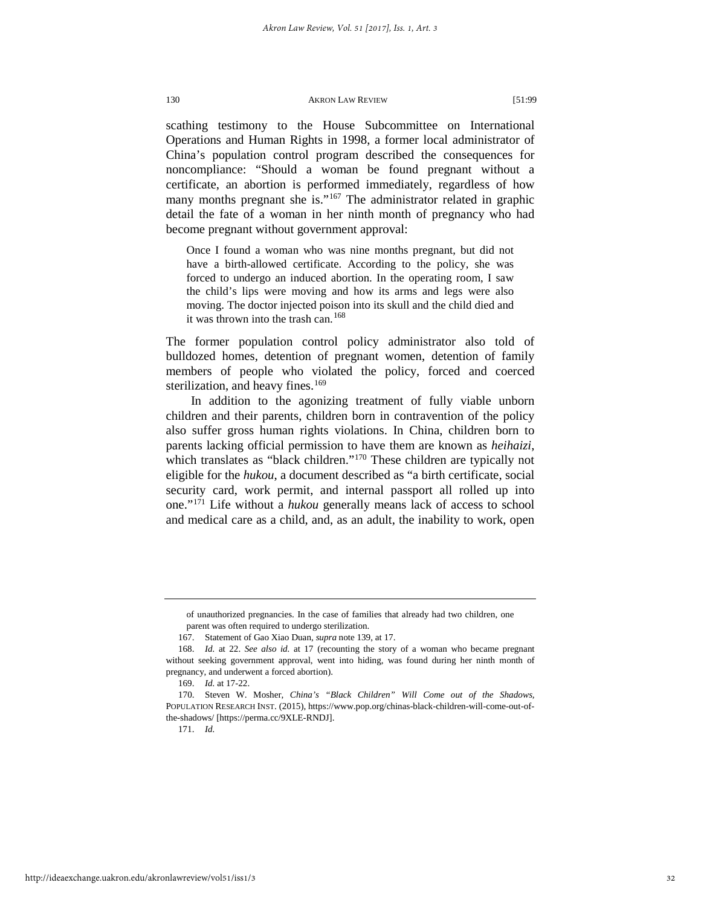scathing testimony to the House Subcommittee on International Operations and Human Rights in 1998, a former local administrator of China's population control program described the consequences for noncompliance: "Should a woman be found pregnant without a certificate, an abortion is performed immediately, regardless of how many months pregnant she is."[167] The administrator related in graphic detail the fate of a woman in her ninth month of pregnancy who had become pregnant without government approval:

> Once I found a woman who was nine months pregnant, but did not have a birth-allowed certificate. According to the policy, she was forced to undergo an induced abortion. In the operating room, I saw the child's lips were moving and how its arms and legs were also moving. The doctor injected poison into its skull and the child died and it was thrown into the trash can.[168]

The former population control policy administrator also told of bulldozed homes, detention of pregnant women, detention of family members of people who violated the policy, forced and coerced sterilization, and heavy fines.[169]

In addition to the agonizing treatment of fully viable unborn children and their parents, children born in contravention of the policy also suffer gross human rights violations. In China, children born to parents lacking official permission to have them are known as *heihaizi*, which translates as "black children."[170] These children are typically not eligible for the *hukou*, a document described as "a birth certificate, social security card, work permit, and internal passport all rolled up into one."[171] Life without a *hukou* generally means lack of access to school and medical care as a child, and, as an adult, the inability to work, open

---

of unauthorized pregnancies. In the case of families that already had two children, one parent was often required to undergo sterilization.

167. Statement of Gao Xiao Duan, *supra* note 139, at 17.

168. *Id.* at 22. *See also id.* at 17 (recounting the story of a woman who became pregnant without seeking government approval, went into hiding, was found during her ninth month of pregnancy, and underwent a forced abortion).

169. *Id.* at 17-22.

170. Steven W. Mosher, *China's "Black Children" Will Come out of the Shadows*, POPULATION RESEARCH INST. (2015), https://www.pop.org/chinas-black-children-will-come-out-of-the-shadows/ [https://perma.cc/9XLE-RNDJ].

171. *Id.*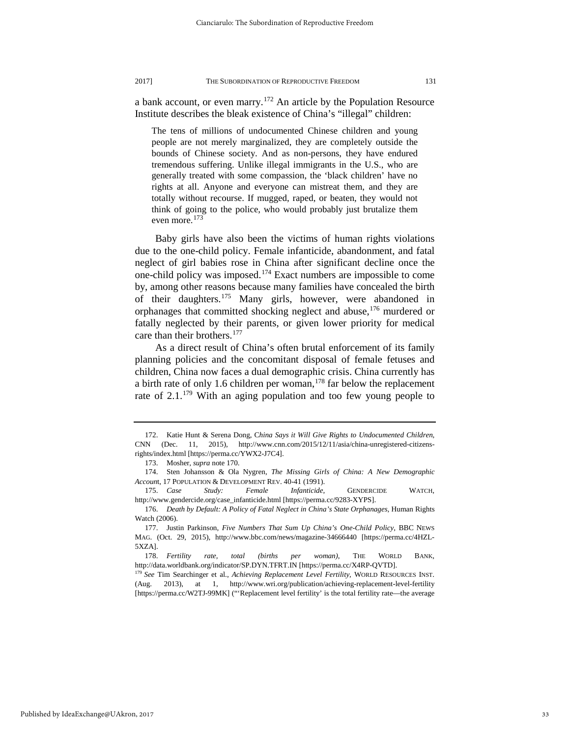a bank account, or even marry.[172] An article by the Population Resource Institute describes the bleak existence of China's "illegal" children:

> The tens of millions of undocumented Chinese children and young people are not merely marginalized, they are completely outside the bounds of Chinese society. And as non-persons, they have endured tremendous suffering. Unlike illegal immigrants in the U.S., who are generally treated with some compassion, the 'black children' have no rights at all. Anyone and everyone can mistreat them, and they are totally without recourse. If mugged, raped, or beaten, they would not think of going to the police, who would probably just brutalize them even more.[173]

Baby girls have also been the victims of human rights violations due to the one-child policy. Female infanticide, abandonment, and fatal neglect of girl babies rose in China after significant decline once the one-child policy was imposed.[174] Exact numbers are impossible to come by, among other reasons because many families have concealed the birth of their daughters.[175] Many girls, however, were abandoned in orphanages that committed shocking neglect and abuse,[176] murdered or fatally neglected by their parents, or given lower priority for medical care than their brothers.[177]

As a direct result of China's often brutal enforcement of its family planning policies and the concomitant disposal of female fetuses and children, China now faces a dual demographic crisis. China currently has a birth rate of only 1.6 children per woman,[178] far below the replacement rate of 2.1.[179] With an aging population and too few young people to

---

172. Katie Hunt & Serena Dong, *China Says it Will Give Rights to Undocumented Children*, CNN (Dec. 11, 2015), http://www.cnn.com/2015/12/11/asia/china-unregistered-citizens-rights/index.html [https://perma.cc/YWX2-J7C4].

173. Mosher, *supra* note 170.

174. Sten Johansson & Ola Nygren, *The Missing Girls of China: A New Demographic Account*, 17 POPULATION & DEVELOPMENT REV. 40-41 (1991).

175. *Case Study: Female Infanticide*, GENDERCIDE WATCH, http://www.gendercide.org/case_infanticide.html [https://perma.cc/9283-XYPS].

176. *Death by Default: A Policy of Fatal Neglect in China's State Orphanages*, Human Rights Watch (2006).

177. Justin Parkinson, *Five Numbers That Sum Up China's One-Child Policy*, BBC NEWS MAG. (Oct. 29, 2015), http://www.bbc.com/news/magazine-34666440 [https://perma.cc/4HZL-5XZA].

178. *Fertility rate, total (births per woman)*, THE WORLD BANK, http://data.worldbank.org/indicator/SP.DYN.TFRT.IN [https://perma.cc/X4RP-QVTD].

179. *See* Tim Searchinger et al., *Achieving Replacement Level Fertility*, WORLD RESOURCES INST. (Aug. 2013), at 1, http://www.wri.org/publication/achieving-replacement-level-fertility [https://perma.cc/W2TJ-99MK] ("'Replacement level fertility' is the total fertility rate—the average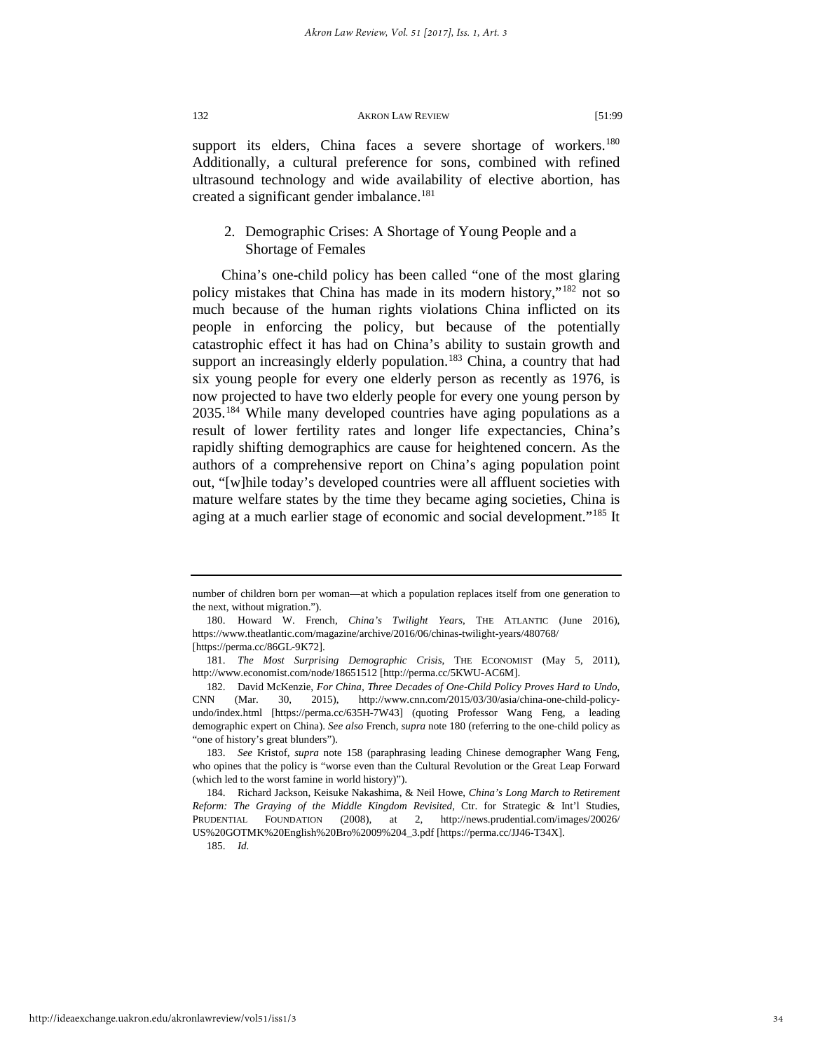support its elders, China faces a severe shortage of workers.[180] Additionally, a cultural preference for sons, combined with refined ultrasound technology and wide availability of elective abortion, has created a significant gender imbalance.[181]

### 2. Demographic Crises: A Shortage of Young People and a Shortage of Females

China's one-child policy has been called "one of the most glaring policy mistakes that China has made in its modern history,"[182] not so much because of the human rights violations China inflicted on its people in enforcing the policy, but because of the potentially catastrophic effect it has had on China's ability to sustain growth and support an increasingly elderly population.[183] China, a country that had six young people for every one elderly person as recently as 1976, is now projected to have two elderly people for every one young person by 2035.[184] While many developed countries have aging populations as a result of lower fertility rates and longer life expectancies, China's rapidly shifting demographics are cause for heightened concern. As the authors of a comprehensive report on China's aging population point out, "[w]hile today's developed countries were all affluent societies with mature welfare states by the time they became aging societies, China is aging at a much earlier stage of economic and social development."[185] It

---

number of children born per woman—at which a population replaces itself from one generation to the next, without migration.").

180. Howard W. French, *China's Twilight Years*, THE ATLANTIC (June 2016), https://www.theatlantic.com/magazine/archive/2016/06/chinas-twilight-years/480768/ [https://perma.cc/86GL-9K72].

181. *The Most Surprising Demographic Crisis*, THE ECONOMIST (May 5, 2011), http://www.economist.com/node/18651512 [http://perma.cc/5KWU-AC6M].

182. David McKenzie, *For China, Three Decades of One-Child Policy Proves Hard to Undo*, CNN (Mar. 30, 2015), http://www.cnn.com/2015/03/30/asia/china-one-child-policy-undo/index.html [https://perma.cc/635H-7W43] (quoting Professor Wang Feng, a leading demographic expert on China). *See also* French, *supra* note 180 (referring to the one-child policy as "one of history's great blunders").

183. *See* Kristof, *supra* note 158 (paraphrasing leading Chinese demographer Wang Feng, who opines that the policy is "worse even than the Cultural Revolution or the Great Leap Forward (which led to the worst famine in world history)").

184. Richard Jackson, Keisuke Nakashima, & Neil Howe, *China's Long March to Retirement Reform: The Graying of the Middle Kingdom Revisited*, Ctr. for Strategic & Int'l Studies, PRUDENTIAL FOUNDATION (2008), at 2, http://news.prudential.com/images/20026/US%20GOTMK%20English%20Bro%2009%204_3.pdf [https://perma.cc/JJ46-T34X].

185. *Id.*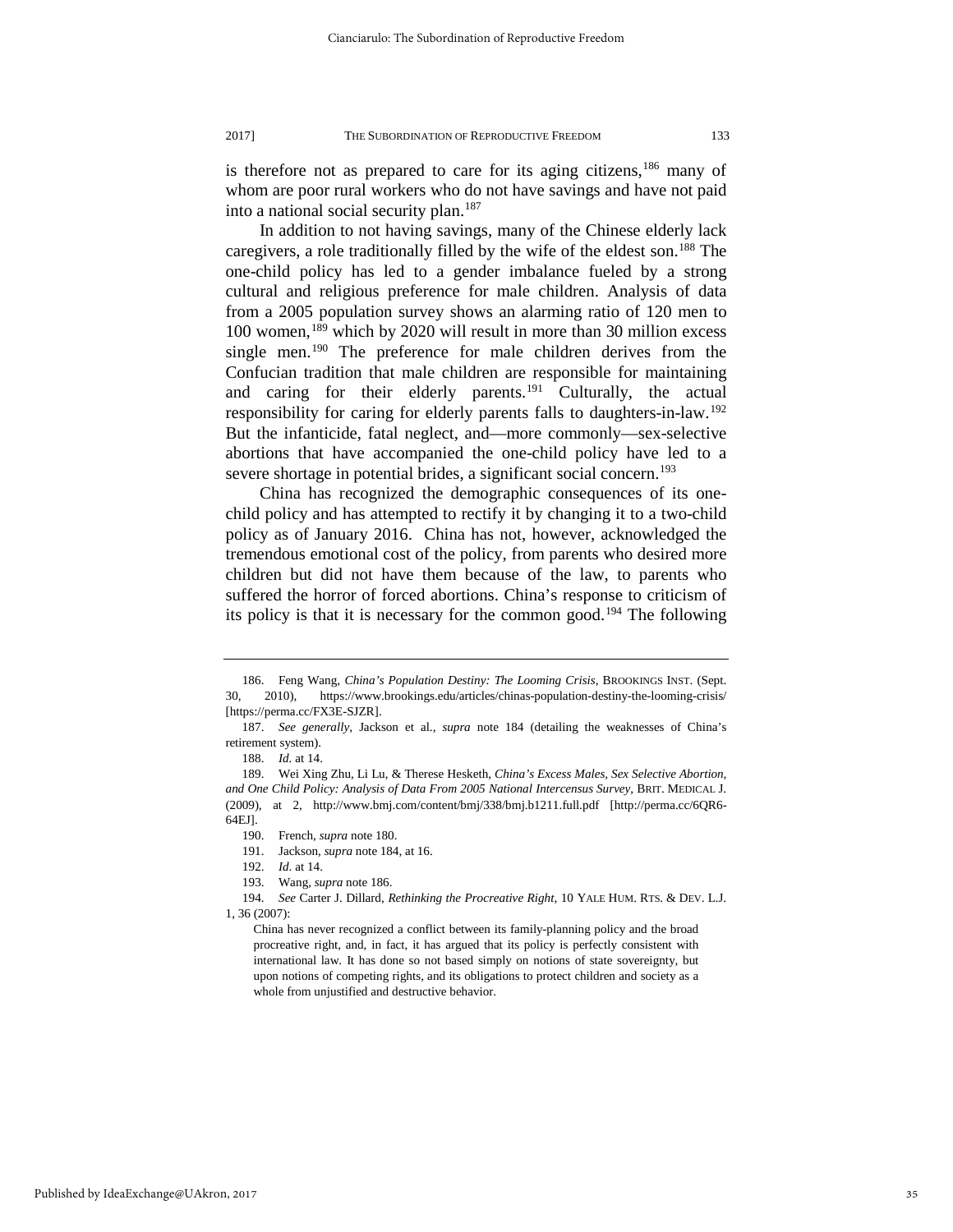is therefore not as prepared to care for its aging citizens,[186] many of whom are poor rural workers who do not have savings and have not paid into a national social security plan.[187]

In addition to not having savings, many of the Chinese elderly lack caregivers, a role traditionally filled by the wife of the eldest son.[188] The one-child policy has led to a gender imbalance fueled by a strong cultural and religious preference for male children. Analysis of data from a 2005 population survey shows an alarming ratio of 120 men to 100 women,[189] which by 2020 will result in more than 30 million excess single men.[190] The preference for male children derives from the Confucian tradition that male children are responsible for maintaining and caring for their elderly parents.[191] Culturally, the actual responsibility for caring for elderly parents falls to daughters-in-law.[192] But the infanticide, fatal neglect, and—more commonly—sex-selective abortions that have accompanied the one-child policy have led to a severe shortage in potential brides, a significant social concern.[193]

China has recognized the demographic consequences of its one-child policy and has attempted to rectify it by changing it to a two-child policy as of January 2016. China has not, however, acknowledged the tremendous emotional cost of the policy, from parents who desired more children but did not have them because of the law, to parents who suffered the horror of forced abortions. China's response to criticism of its policy is that it is necessary for the common good.[194] The following

---

186. Feng Wang, *China's Population Destiny: The Looming Crisis*, BROOKINGS INST. (Sept. 30, 2010), https://www.brookings.edu/articles/chinas-population-destiny-the-looming-crisis/ [https://perma.cc/FX3E-SJZR].

187. *See generally*, Jackson et al., *supra* note 184 (detailing the weaknesses of China's retirement system).

188. *Id.* at 14.

189. Wei Xing Zhu, Li Lu, & Therese Hesketh, *China's Excess Males, Sex Selective Abortion, and One Child Policy: Analysis of Data From 2005 National Intercensus Survey*, BRIT. MEDICAL J. (2009), at 2, http://www.bmj.com/content/bmj/338/bmj.b1211.full.pdf [http://perma.cc/6QR6-64EJ].

190. French, *supra* note 180.

191. Jackson, *supra* note 184, at 16.

192. *Id.* at 14.

193. Wang, *supra* note 186.

194. *See* Carter J. Dillard, *Rethinking the Procreative Right*, 10 YALE HUM. RTS. & DEV. L.J. 1, 36 (2007):

> China has never recognized a conflict between its family-planning policy and the broad procreative right, and, in fact, it has argued that its policy is perfectly consistent with international law. It has done so not based simply on notions of state sovereignty, but upon notions of competing rights, and its obligations to protect children and society as a whole from unjustified and destructive behavior.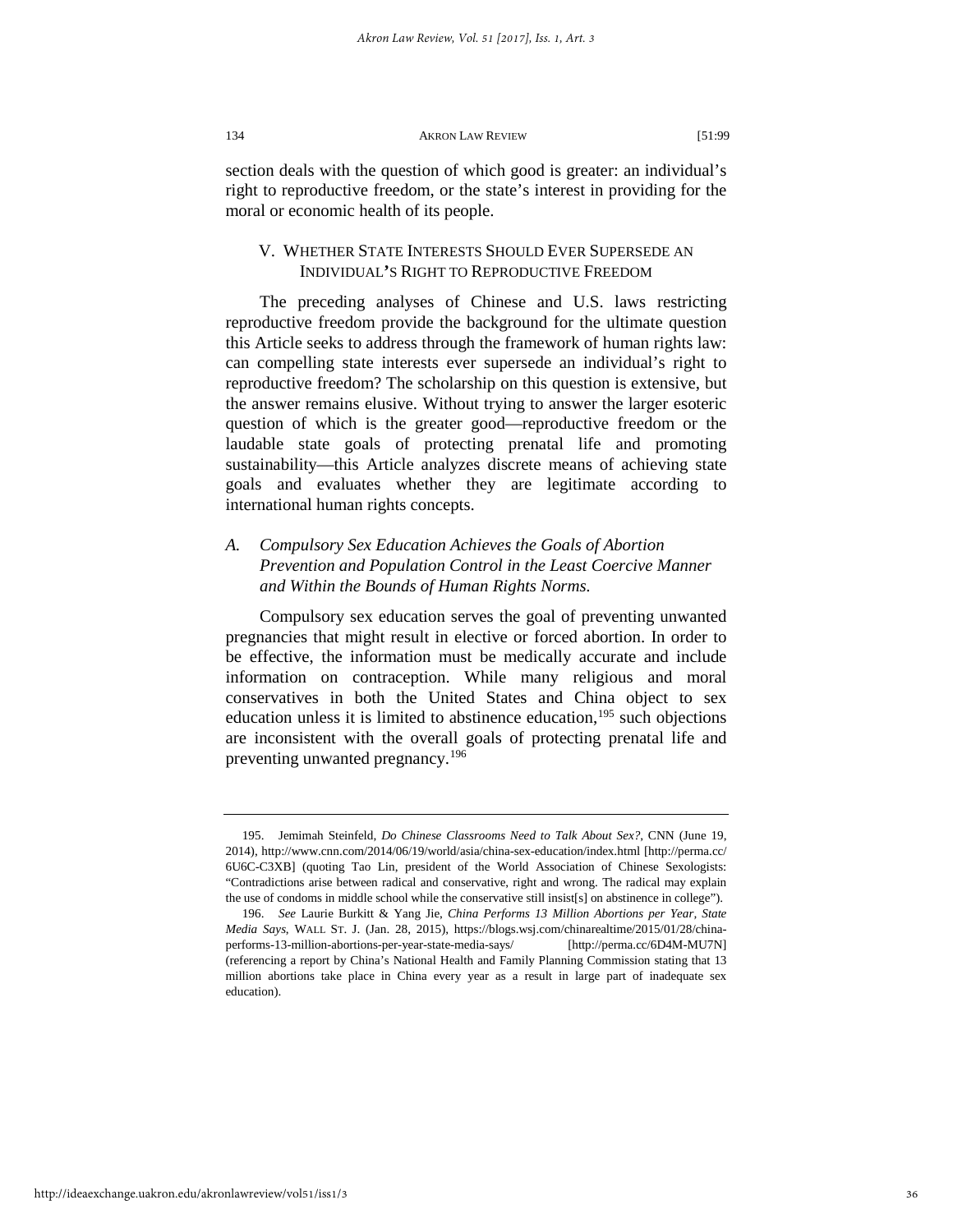section deals with the question of which good is greater: an individual's right to reproductive freedom, or the state's interest in providing for the moral or economic health of its people.

## V. Whether State Interests Should Ever Supersede an Individual's Right to Reproductive Freedom

The preceding analyses of Chinese and U.S. laws restricting reproductive freedom provide the background for the ultimate question this Article seeks to address through the framework of human rights law: can compelling state interests ever supersede an individual's right to reproductive freedom? The scholarship on this question is extensive, but the answer remains elusive. Without trying to answer the larger esoteric question of which is the greater good—reproductive freedom or the laudable state goals of protecting prenatal life and promoting sustainability—this Article analyzes discrete means of achieving state goals and evaluates whether they are legitimate according to international human rights concepts.

### *A. Compulsory Sex Education Achieves the Goals of Abortion Prevention and Population Control in the Least Coercive Manner and Within the Bounds of Human Rights Norms.*

Compulsory sex education serves the goal of preventing unwanted pregnancies that might result in elective or forced abortion. In order to be effective, the information must be medically accurate and include information on contraception. While many religious and moral conservatives in both the United States and China object to sex education unless it is limited to abstinence education,[195] such objections are inconsistent with the overall goals of protecting prenatal life and preventing unwanted pregnancy.[196]

---

195. Jemimah Steinfeld, *Do Chinese Classrooms Need to Talk About Sex?*, CNN (June 19, 2014), http://www.cnn.com/2014/06/19/world/asia/china-sex-education/index.html [http://perma.cc/6U6C-C3XB] (quoting Tao Lin, president of the World Association of Chinese Sexologists: "Contradictions arise between radical and conservative, right and wrong. The radical may explain the use of condoms in middle school while the conservative still insist[s] on abstinence in college").

196. *See* Laurie Burkitt & Yang Jie, *China Performs 13 Million Abortions per Year, State Media Says*, WALL ST. J. (Jan. 28, 2015), https://blogs.wsj.com/chinarealtime/2015/01/28/china-performs-13-million-abortions-per-year-state-media-says/ [http://perma.cc/6D4M-MU7N] (referencing a report by China's National Health and Family Planning Commission stating that 13 million abortions take place in China every year as a result in large part of inadequate sex education).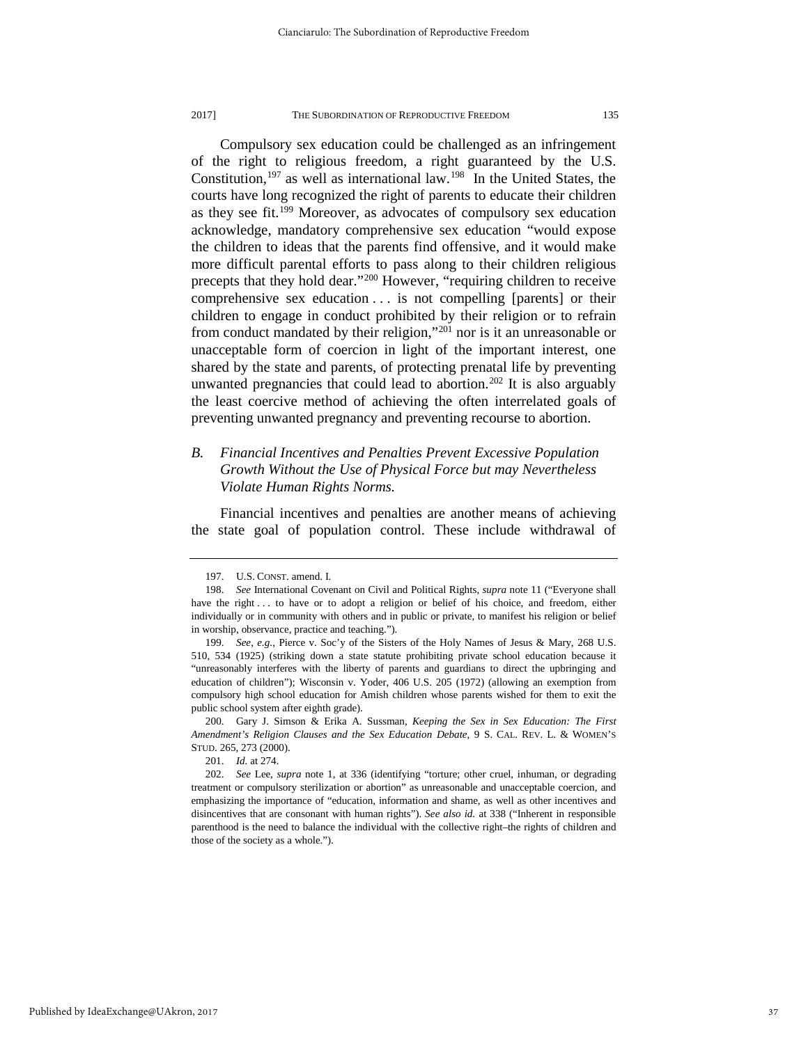Compulsory sex education could be challenged as an infringement of the right to religious freedom, a right guaranteed by the U.S. Constitution,[197] as well as international law.[198] In the United States, the courts have long recognized the right of parents to educate their children as they see fit.[199] Moreover, as advocates of compulsory sex education acknowledge, mandatory comprehensive sex education "would expose the children to ideas that the parents find offensive, and it would make more difficult parental efforts to pass along to their children religious precepts that they hold dear."[200] However, "requiring children to receive comprehensive sex education . . . is not compelling [parents] or their children to engage in conduct prohibited by their religion or to refrain from conduct mandated by their religion,"[201] nor is it an unreasonable or unacceptable form of coercion in light of the important interest, one shared by the state and parents, of protecting prenatal life by preventing unwanted pregnancies that could lead to abortion.[202] It is also arguably the least coercive method of achieving the often interrelated goals of preventing unwanted pregnancy and preventing recourse to abortion.

### *B. Financial Incentives and Penalties Prevent Excessive Population Growth Without the Use of Physical Force but may Nevertheless Violate Human Rights Norms.*

Financial incentives and penalties are another means of achieving the state goal of population control. These include withdrawal of

---

197. U.S. CONST. amend. I.

198. *See* International Covenant on Civil and Political Rights, *supra* note 11 ("Everyone shall have the right . . . to have or to adopt a religion or belief of his choice, and freedom, either individually or in community with others and in public or private, to manifest his religion or belief in worship, observance, practice and teaching.").

199. *See, e.g.*, Pierce v. Soc'y of the Sisters of the Holy Names of Jesus & Mary, 268 U.S. 510, 534 (1925) (striking down a state statute prohibiting private school education because it "unreasonably interferes with the liberty of parents and guardians to direct the upbringing and education of children"); Wisconsin v. Yoder, 406 U.S. 205 (1972) (allowing an exemption from compulsory high school education for Amish children whose parents wished for them to exit the public school system after eighth grade).

200. Gary J. Simson & Erika A. Sussman, *Keeping the Sex in Sex Education: The First Amendment's Religion Clauses and the Sex Education Debate*, 9 S. CAL. REV. L. & WOMEN'S STUD. 265, 273 (2000).

201. *Id.* at 274.

202. *See* Lee, *supra* note 1, at 336 (identifying "torture; other cruel, inhuman, or degrading treatment or compulsory sterilization or abortion" as unreasonable and unacceptable coercion, and emphasizing the importance of "education, information and shame, as well as other incentives and disincentives that are consonant with human rights"). *See also id.* at 338 ("Inherent in responsible parenthood is the need to balance the individual with the collective right–the rights of children and those of the society as a whole.").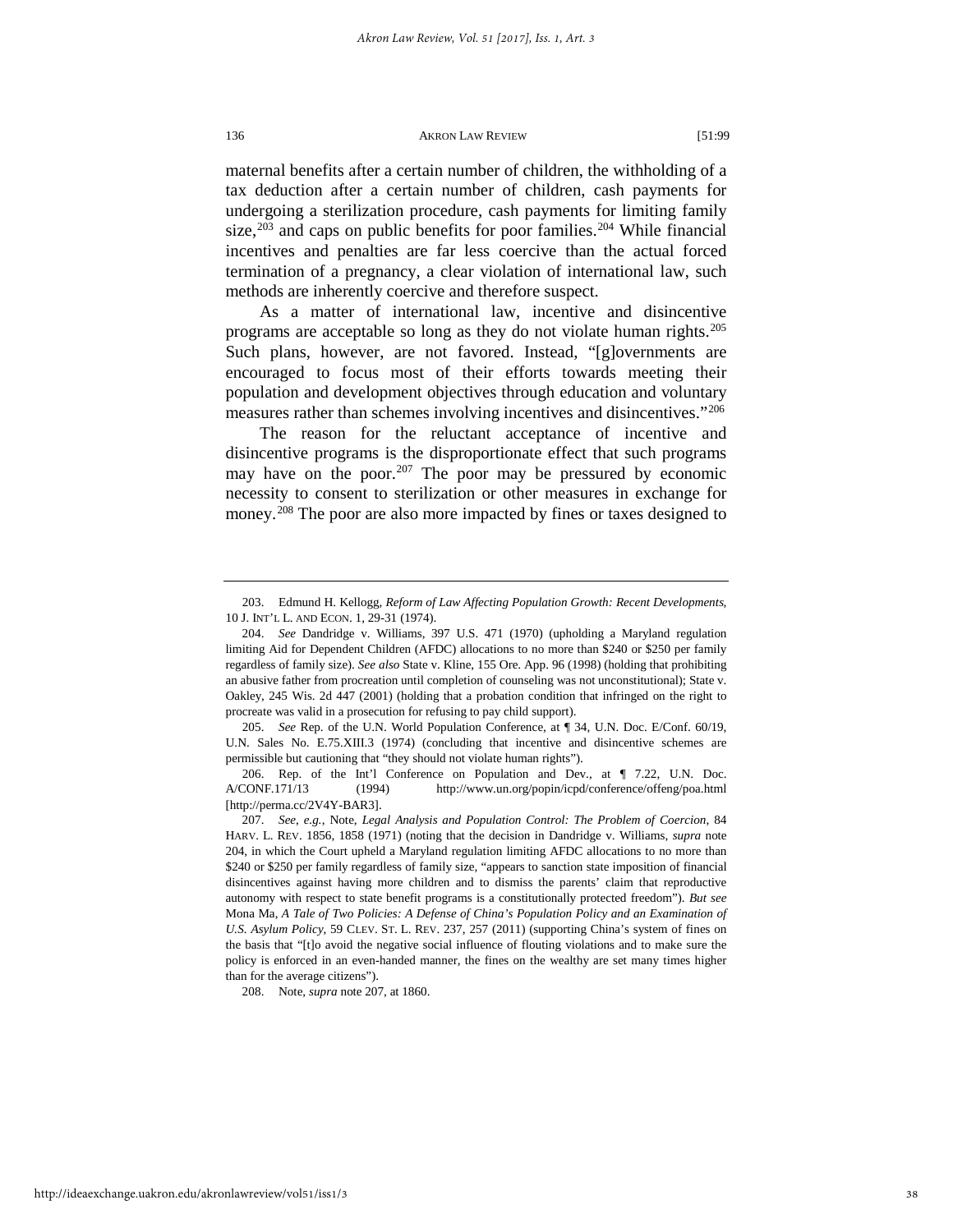maternal benefits after a certain number of children, the withholding of a tax deduction after a certain number of children, cash payments for undergoing a sterilization procedure, cash payments for limiting family size,[203] and caps on public benefits for poor families.[204] While financial incentives and penalties are far less coercive than the actual forced termination of a pregnancy, a clear violation of international law, such methods are inherently coercive and therefore suspect.

As a matter of international law, incentive and disincentive programs are acceptable so long as they do not violate human rights.[205] Such plans, however, are not favored. Instead, "[g]overnments are encouraged to focus most of their efforts towards meeting their population and development objectives through education and voluntary measures rather than schemes involving incentives and disincentives."[206]

The reason for the reluctant acceptance of incentive and disincentive programs is the disproportionate effect that such programs may have on the poor.[207] The poor may be pressured by economic necessity to consent to sterilization or other measures in exchange for money.[208] The poor are also more impacted by fines or taxes designed to

---

203. Edmund H. Kellogg, *Reform of Law Affecting Population Growth: Recent Developments*, 10 J. INT'L L. AND ECON. 1, 29-31 (1974).

204. *See* Dandridge v. Williams, 397 U.S. 471 (1970) (upholding a Maryland regulation limiting Aid for Dependent Children (AFDC) allocations to no more than $240 or $250 per family regardless of family size). *See also* State v. Kline, 155 Ore. App. 96 (1998) (holding that prohibiting an abusive father from procreation until completion of counseling was not unconstitutional); State v. Oakley, 245 Wis. 2d 447 (2001) (holding that a probation condition that infringed on the right to procreate was valid in a prosecution for refusing to pay child support).

205. *See* Rep. of the U.N. World Population Conference, at ¶ 34, U.N. Doc. E/Conf. 60/19, U.N. Sales No. E.75.XIII.3 (1974) (concluding that incentive and disincentive schemes are permissible but cautioning that "they should not violate human rights").

206. Rep. of the Int'l Conference on Population and Dev., at ¶ 7.22, U.N. Doc. A/CONF.171/13 (1994) http://www.un.org/popin/icpd/conference/offeng/poa.html [http://perma.cc/2V4Y-BAR3].

207. *See, e.g.*, Note, *Legal Analysis and Population Control: The Problem of Coercion*, 84 HARV. L. REV. 1856, 1858 (1971) (noting that the decision in Dandridge v. Williams, *supra* note 204, in which the Court upheld a Maryland regulation limiting AFDC allocations to no more than $240 or $250 per family regardless of family size, "appears to sanction state imposition of financial disincentives against having more children and to dismiss the parents' claim that reproductive autonomy with respect to state benefit programs is a constitutionally protected freedom"). *But see* Mona Ma, *A Tale of Two Policies: A Defense of China's Population Policy and an Examination of U.S. Asylum Policy*, 59 CLEV. ST. L. REV. 237, 257 (2011) (supporting China's system of fines on the basis that "[t]o avoid the negative social influence of flouting violations and to make sure the policy is enforced in an even-handed manner, the fines on the wealthy are set many times higher than for the average citizens").

208. Note, *supra* note 207, at 1860.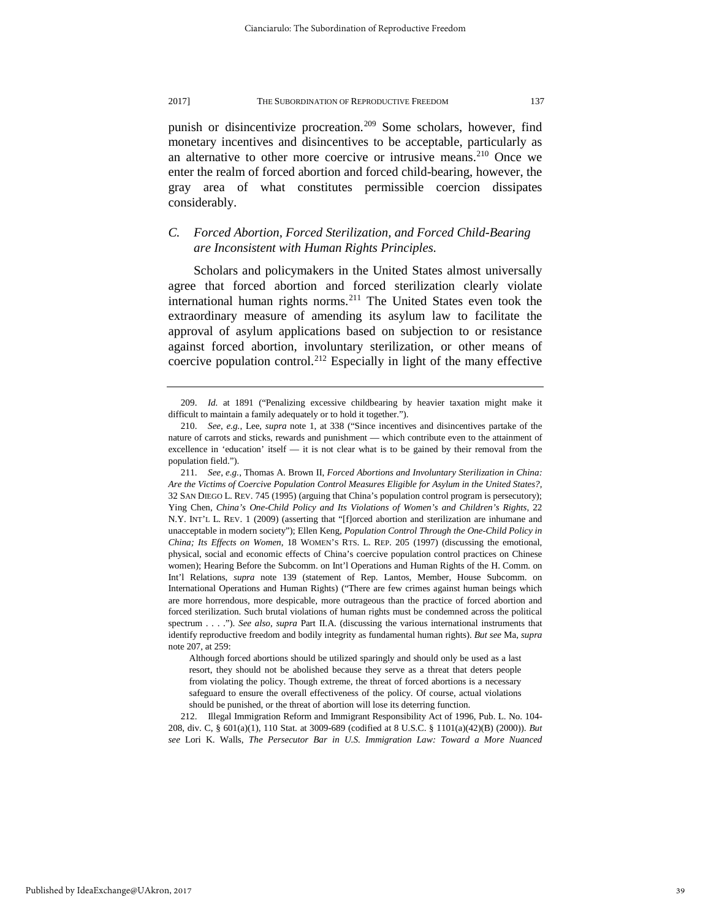punish or disincentivize procreation.[209] Some scholars, however, find monetary incentives and disincentives to be acceptable, particularly as an alternative to other more coercive or intrusive means.[210] Once we enter the realm of forced abortion and forced child-bearing, however, the gray area of what constitutes permissible coercion dissipates considerably.

### *C. Forced Abortion, Forced Sterilization, and Forced Child-Bearing are Inconsistent with Human Rights Principles.*

Scholars and policymakers in the United States almost universally agree that forced abortion and forced sterilization clearly violate international human rights norms.[211] The United States even took the extraordinary measure of amending its asylum law to facilitate the approval of asylum applications based on subjection to or resistance against forced abortion, involuntary sterilization, or other means of coercive population control.[212] Especially in light of the many effective

---

209. *Id.* at 1891 ("Penalizing excessive childbearing by heavier taxation might make it difficult to maintain a family adequately or to hold it together.").

210. *See, e.g.*, Lee, *supra* note 1, at 338 ("Since incentives and disincentives partake of the nature of carrots and sticks, rewards and punishment — which contribute even to the attainment of excellence in 'education' itself — it is not clear what is to be gained by their removal from the population field.").

211. *See, e.g.*, Thomas A. Brown II, *Forced Abortions and Involuntary Sterilization in China: Are the Victims of Coercive Population Control Measures Eligible for Asylum in the United States?*, 32 SAN DIEGO L. REV. 745 (1995) (arguing that China's population control program is persecutory); Ying Chen, *China's One-Child Policy and Its Violations of Women's and Children's Rights*, 22 N.Y. INT'L L. REV. 1 (2009) (asserting that "[f]orced abortion and sterilization are inhumane and unacceptable in modern society"); Ellen Keng, *Population Control Through the One-Child Policy in China; Its Effects on Women*, 18 WOMEN'S RTS. L. REP. 205 (1997) (discussing the emotional, physical, social and economic effects of China's coercive population control practices on Chinese women); Hearing Before the Subcomm. on Int'l Operations and Human Rights of the H. Comm. on Int'l Relations, *supra* note 139 (statement of Rep. Lantos, Member, House Subcomm. on International Operations and Human Rights) ("There are few crimes against human beings which are more horrendous, more despicable, more outrageous than the practice of forced abortion and forced sterilization. Such brutal violations of human rights must be condemned across the political spectrum . . . ."). *See also*, *supra* Part II.A. (discussing the various international instruments that identify reproductive freedom and bodily integrity as fundamental human rights). *But see* Ma, *supra* note 207, at 259:

> Although forced abortions should be utilized sparingly and should only be used as a last resort, they should not be abolished because they serve as a threat that deters people from violating the policy. Though extreme, the threat of forced abortions is a necessary safeguard to ensure the overall effectiveness of the policy. Of course, actual violations should be punished, or the threat of abortion will lose its deterring function.

212. Illegal Immigration Reform and Immigrant Responsibility Act of 1996, Pub. L. No. 104-208, div. C, § 601(a)(1), 110 Stat. at 3009-689 (codified at 8 U.S.C. § 1101(a)(42)(B) (2000)). *But see* Lori K. Walls, *The Persecutor Bar in U.S. Immigration Law: Toward a More Nuanced*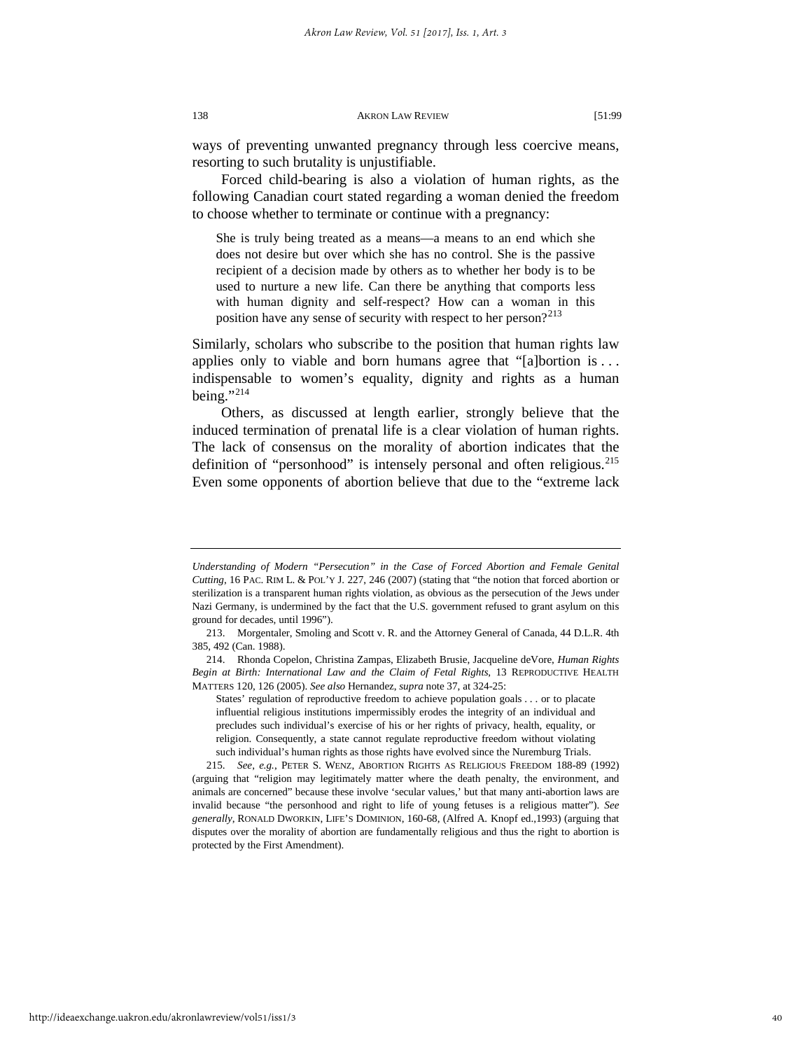ways of preventing unwanted pregnancy through less coercive means, resorting to such brutality is unjustifiable.

Forced child-bearing is also a violation of human rights, as the following Canadian court stated regarding a woman denied the freedom to choose whether to terminate or continue with a pregnancy:

> She is truly being treated as a means—a means to an end which she does not desire but over which she has no control. She is the passive recipient of a decision made by others as to whether her body is to be used to nurture a new life. Can there be anything that comports less with human dignity and self-respect? How can a woman in this position have any sense of security with respect to her person?[213]

Similarly, scholars who subscribe to the position that human rights law applies only to viable and born humans agree that "[a]bortion is . . . indispensable to women's equality, dignity and rights as a human being."[214]

Others, as discussed at length earlier, strongly believe that the induced termination of prenatal life is a clear violation of human rights. The lack of consensus on the morality of abortion indicates that the definition of "personhood" is intensely personal and often religious.[215] Even some opponents of abortion believe that due to the "extreme lack

---

*Understanding of Modern "Persecution" in the Case of Forced Abortion and Female Genital Cutting*, 16 PAC. RIM L. & POL'Y J. 227, 246 (2007) (stating that "the notion that forced abortion or sterilization is a transparent human rights violation, as obvious as the persecution of the Jews under Nazi Germany, is undermined by the fact that the U.S. government refused to grant asylum on this ground for decades, until 1996").

213. Morgentaler, Smoling and Scott v. R. and the Attorney General of Canada, 44 D.L.R. 4th 385, 492 (Can. 1988).

214. Rhonda Copelon, Christina Zampas, Elizabeth Brusie, Jacqueline deVore, *Human Rights Begin at Birth: International Law and the Claim of Fetal Rights*, 13 REPRODUCTIVE HEALTH MATTERS 120, 126 (2005). *See also* Hernandez, *supra* note 37, at 324-25:

> States' regulation of reproductive freedom to achieve population goals . . . or to placate influential religious institutions impermissibly erodes the integrity of an individual and precludes such individual's exercise of his or her rights of privacy, health, equality, or religion. Consequently, a state cannot regulate reproductive freedom without violating such individual's human rights as those rights have evolved since the Nuremburg Trials.

215. *See*, *e.g.*, PETER S. WENZ, ABORTION RIGHTS AS RELIGIOUS FREEDOM 188-89 (1992) (arguing that "religion may legitimately matter where the death penalty, the environment, and animals are concerned" because these involve 'secular values,' but that many anti-abortion laws are invalid because "the personhood and right to life of young fetuses is a religious matter"). *See generally*, RONALD DWORKIN, LIFE'S DOMINION, 160-68, (Alfred A. Knopf ed.,1993) (arguing that disputes over the morality of abortion are fundamentally religious and thus the right to abortion is protected by the First Amendment).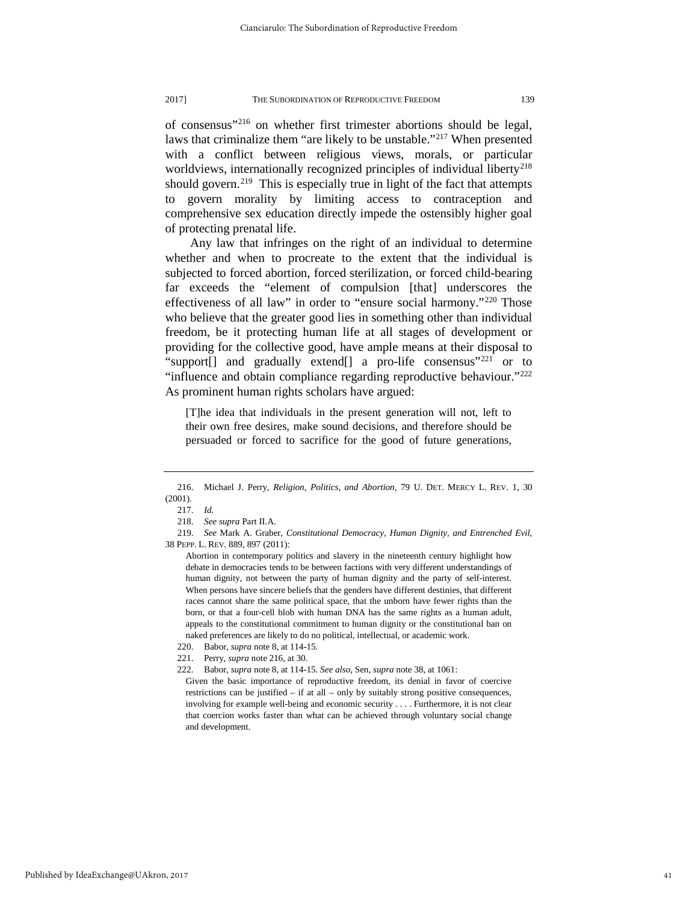of consensus"[216] on whether first trimester abortions should be legal, laws that criminalize them "are likely to be unstable."[217] When presented with a conflict between religious views, morals, or particular worldviews, internationally recognized principles of individual liberty[218] should govern.[219] This is especially true in light of the fact that attempts to govern morality by limiting access to contraception and comprehensive sex education directly impede the ostensibly higher goal of protecting prenatal life.

Any law that infringes on the right of an individual to determine whether and when to procreate to the extent that the individual is subjected to forced abortion, forced sterilization, or forced child-bearing far exceeds the "element of compulsion [that] underscores the effectiveness of all law" in order to "ensure social harmony."[220] Those who believe that the greater good lies in something other than individual freedom, be it protecting human life at all stages of development or providing for the collective good, have ample means at their disposal to "support[] and gradually extend[] a pro-life consensus"[221] or to "influence and obtain compliance regarding reproductive behaviour."[222] As prominent human rights scholars have argued:

> [T]he idea that individuals in the present generation will not, left to their own free desires, make sound decisions, and therefore should be persuaded or forced to sacrifice for the good of future generations,

---

216. Michael J. Perry, *Religion, Politics, and Abortion*, 79 U. DET. MERCY L. REV. 1, 30 (2001).

217. *Id.*

218. *See supra* Part II.A.

219. *See* Mark A. Graber, *Constitutional Democracy, Human Dignity, and Entrenched Evil*, 38 PEPP. L. REV. 889, 897 (2011):

> Abortion in contemporary politics and slavery in the nineteenth century highlight how debate in democracies tends to be between factions with very different understandings of human dignity, not between the party of human dignity and the party of self-interest. When persons have sincere beliefs that the genders have different destinies, that different races cannot share the same political space, that the unborn have fewer rights than the born, or that a four-cell blob with human DNA has the same rights as a human adult, appeals to the constitutional commitment to human dignity or the constitutional ban on naked preferences are likely to do no political, intellectual, or academic work.

220. Babor, *supra* note 8, at 114-15.

221. Perry, *supra* note 216, at 30.

222. Babor, *supra* note 8, at 114-15. *See also*, Sen, *supra* note 38, at 1061:

> Given the basic importance of reproductive freedom, its denial in favor of coercive restrictions can be justified – if at all – only by suitably strong positive consequences, involving for example well-being and economic security . . . . Furthermore, it is not clear that coercion works faster than what can be achieved through voluntary social change and development.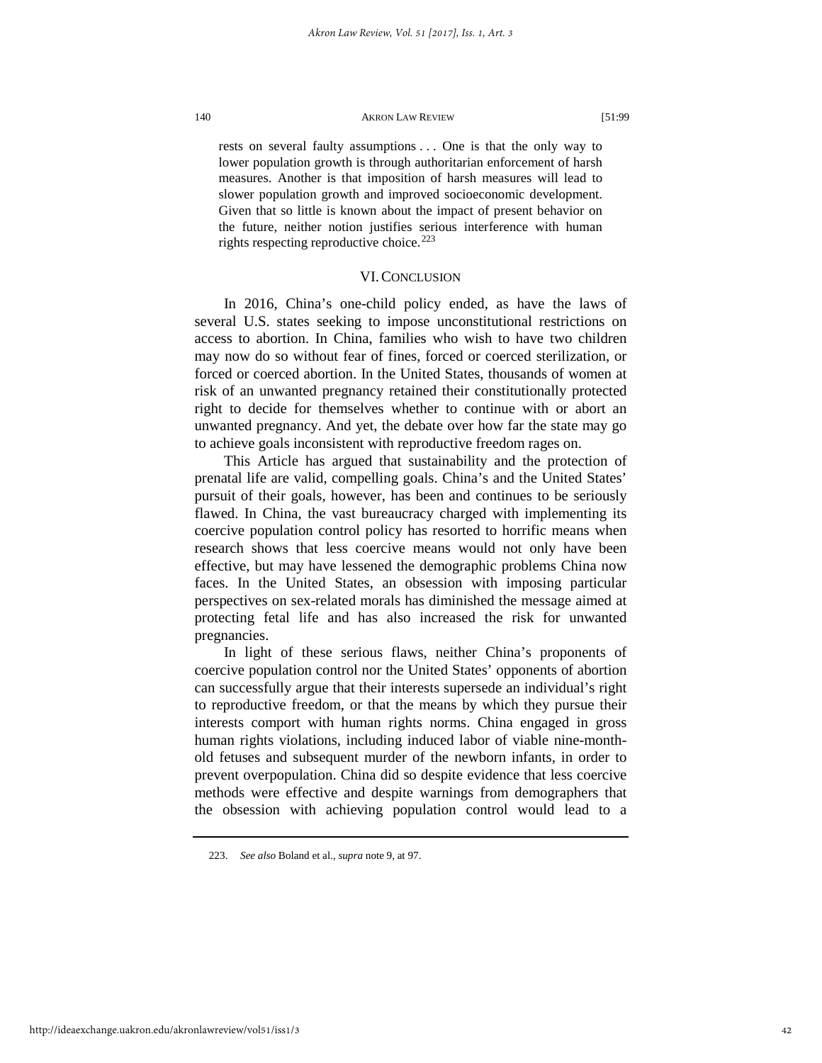> rests on several faulty assumptions . . . One is that the only way to lower population growth is through authoritarian enforcement of harsh measures. Another is that imposition of harsh measures will lead to slower population growth and improved socioeconomic development. Given that so little is known about the impact of present behavior on the future, neither notion justifies serious interference with human rights respecting reproductive choice.[223]

## VI. CONCLUSION

In 2016, China's one-child policy ended, as have the laws of several U.S. states seeking to impose unconstitutional restrictions on access to abortion. In China, families who wish to have two children may now do so without fear of fines, forced or coerced sterilization, or forced or coerced abortion. In the United States, thousands of women at risk of an unwanted pregnancy retained their constitutionally protected right to decide for themselves whether to continue with or abort an unwanted pregnancy. And yet, the debate over how far the state may go to achieve goals inconsistent with reproductive freedom rages on.

This Article has argued that sustainability and the protection of prenatal life are valid, compelling goals. China's and the United States' pursuit of their goals, however, has been and continues to be seriously flawed. In China, the vast bureaucracy charged with implementing its coercive population control policy has resorted to horrific means when research shows that less coercive means would not only have been effective, but may have lessened the demographic problems China now faces. In the United States, an obsession with imposing particular perspectives on sex-related morals has diminished the message aimed at protecting fetal life and has also increased the risk for unwanted pregnancies.

In light of these serious flaws, neither China's proponents of coercive population control nor the United States' opponents of abortion can successfully argue that their interests supersede an individual's right to reproductive freedom, or that the means by which they pursue their interests comport with human rights norms. China engaged in gross human rights violations, including induced labor of viable nine-month-old fetuses and subsequent murder of the newborn infants, in order to prevent overpopulation. China did so despite evidence that less coercive methods were effective and despite warnings from demographers that the obsession with achieving population control would lead to a

223. *See also* Boland et al., *supra* note 9, at 97.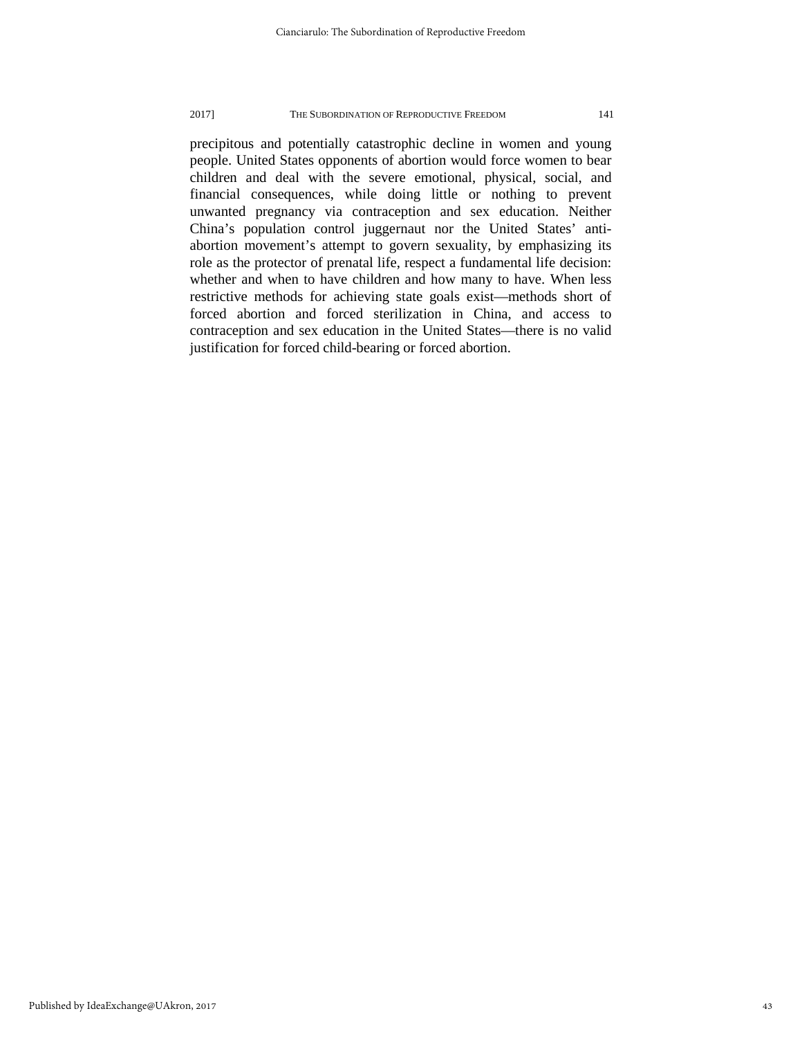precipitous and potentially catastrophic decline in women and young people. United States opponents of abortion would force women to bear children and deal with the severe emotional, physical, social, and financial consequences, while doing little or nothing to prevent unwanted pregnancy via contraception and sex education. Neither China's population control juggernaut nor the United States' anti-abortion movement's attempt to govern sexuality, by emphasizing its role as the protector of prenatal life, respect a fundamental life decision: whether and when to have children and how many to have. When less restrictive methods for achieving state goals exist—methods short of forced abortion and forced sterilization in China, and access to contraception and sex education in the United States—there is no valid justification for forced child-bearing or forced abortion.